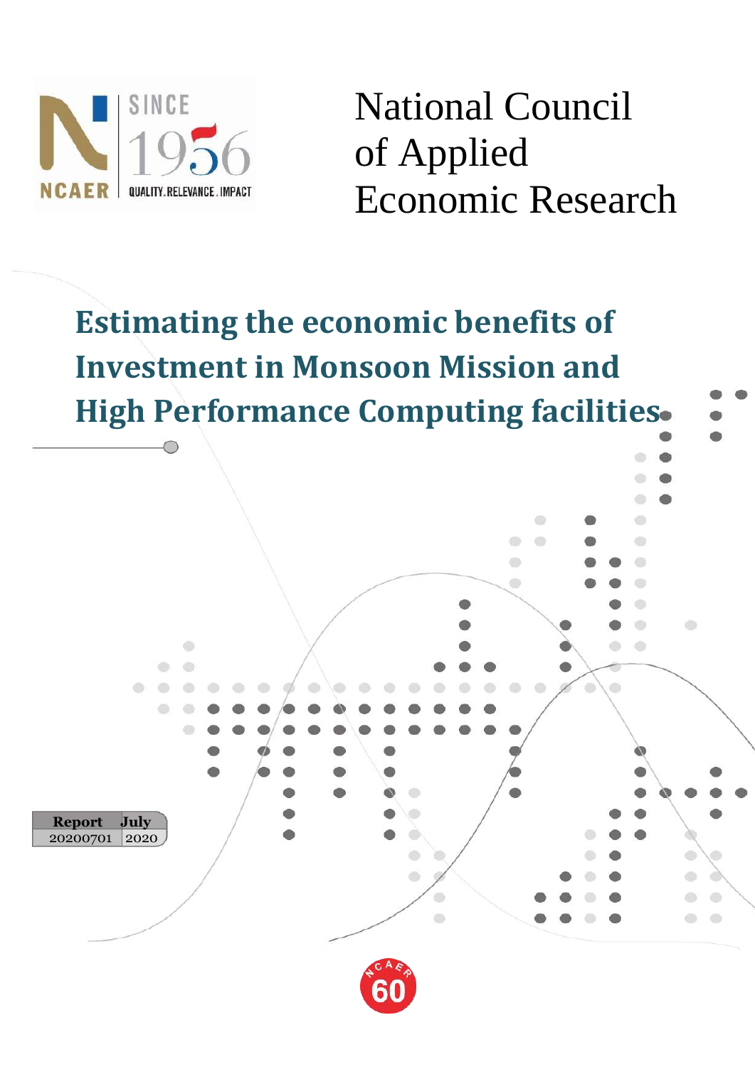SINCE 1956

NCAER

QUALITY. RELEVANCE. IMPACT

National Council of Applied Economic Research

# Estimating the economic benefits of Investment in Monsoon Mission and High Performance Computing facilities

| Report | July |
|---|---|
| 20200701 | 2020 |

NCAER 60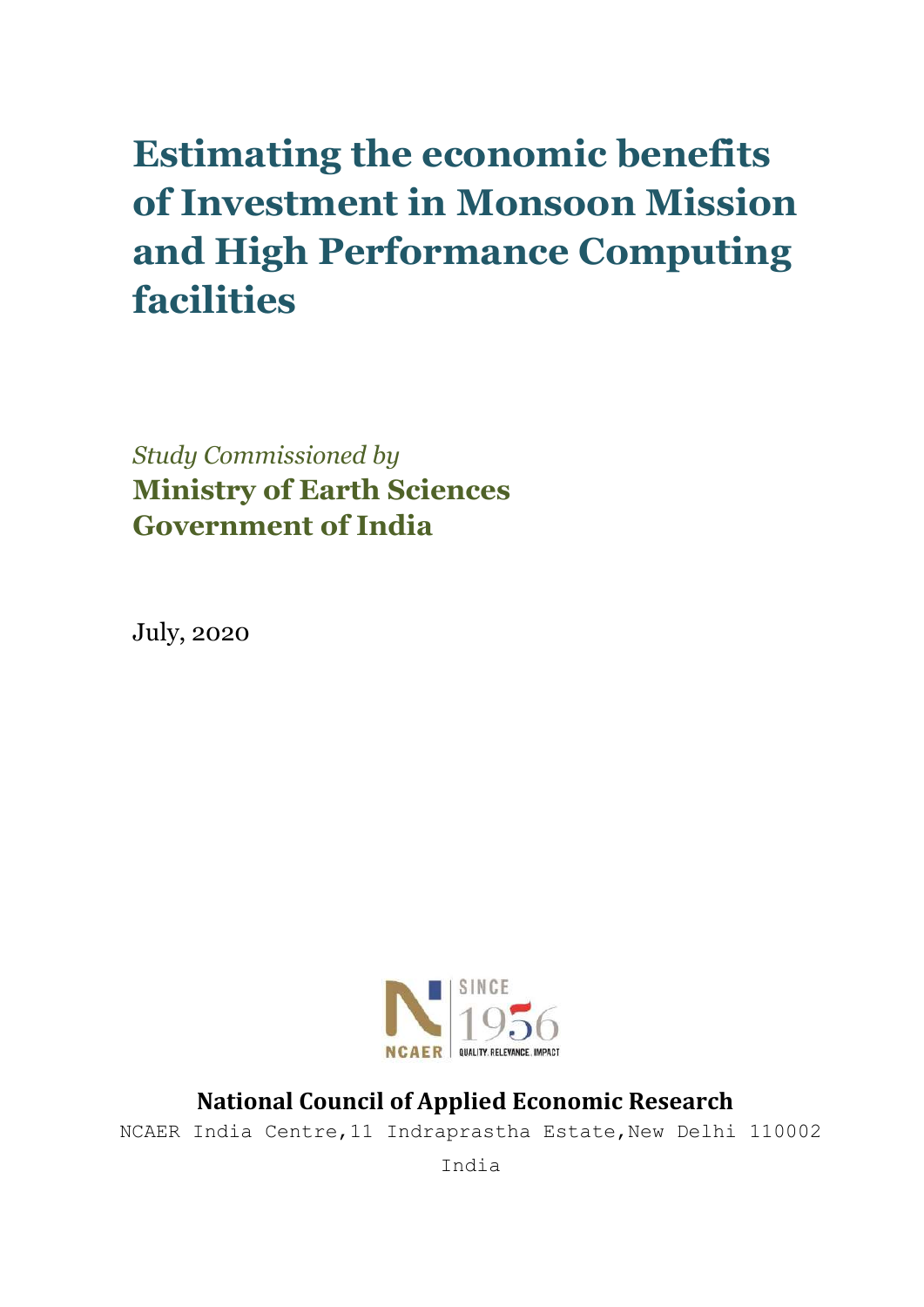# Estimating the economic benefits of Investment in Monsoon Mission and High Performance Computing facilities

*Study Commissioned by*

**Ministry of Earth Sciences**
**Government of India**

July, 2020

NCAER | SINCE 1956 QUALITY. RELEVANCE. IMPACT

**National Council of Applied Economic Research**

NCAER India Centre,11 Indraprastha Estate,New Delhi 110002

India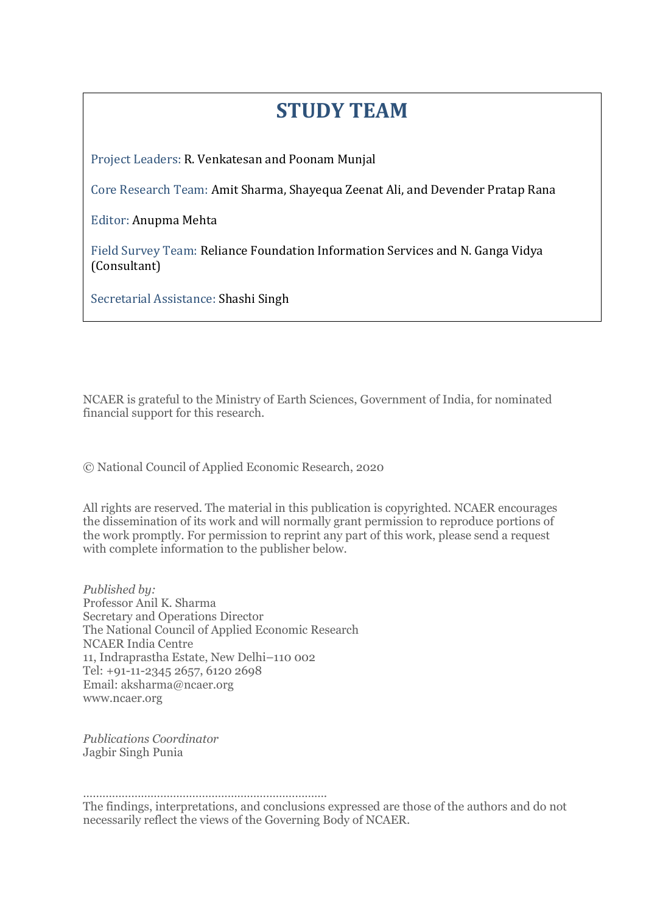# STUDY TEAM

Project Leaders: R. Venkatesan and Poonam Munjal

Core Research Team: Amit Sharma, Shayequa Zeenat Ali, and Devender Pratap Rana

Editor: Anupma Mehta

Field Survey Team: Reliance Foundation Information Services and N. Ganga Vidya (Consultant)

Secretarial Assistance: Shashi Singh

NCAER is grateful to the Ministry of Earth Sciences, Government of India, for nominated financial support for this research.

© National Council of Applied Economic Research, 2020

All rights are reserved. The material in this publication is copyrighted. NCAER encourages the dissemination of its work and will normally grant permission to reproduce portions of the work promptly. For permission to reprint any part of this work, please send a request with complete information to the publisher below.

*Published by:*
Professor Anil K. Sharma
Secretary and Operations Director
The National Council of Applied Economic Research
NCAER India Centre
11, Indraprastha Estate, New Delhi–110 002
Tel: +91-11-2345 2657, 6120 2698
Email: aksharma@ncaer.org
www.ncaer.org

*Publications Coordinator*
Jagbir Singh Punia

..........................................................................
The findings, interpretations, and conclusions expressed are those of the authors and do not necessarily reflect the views of the Governing Body of NCAER.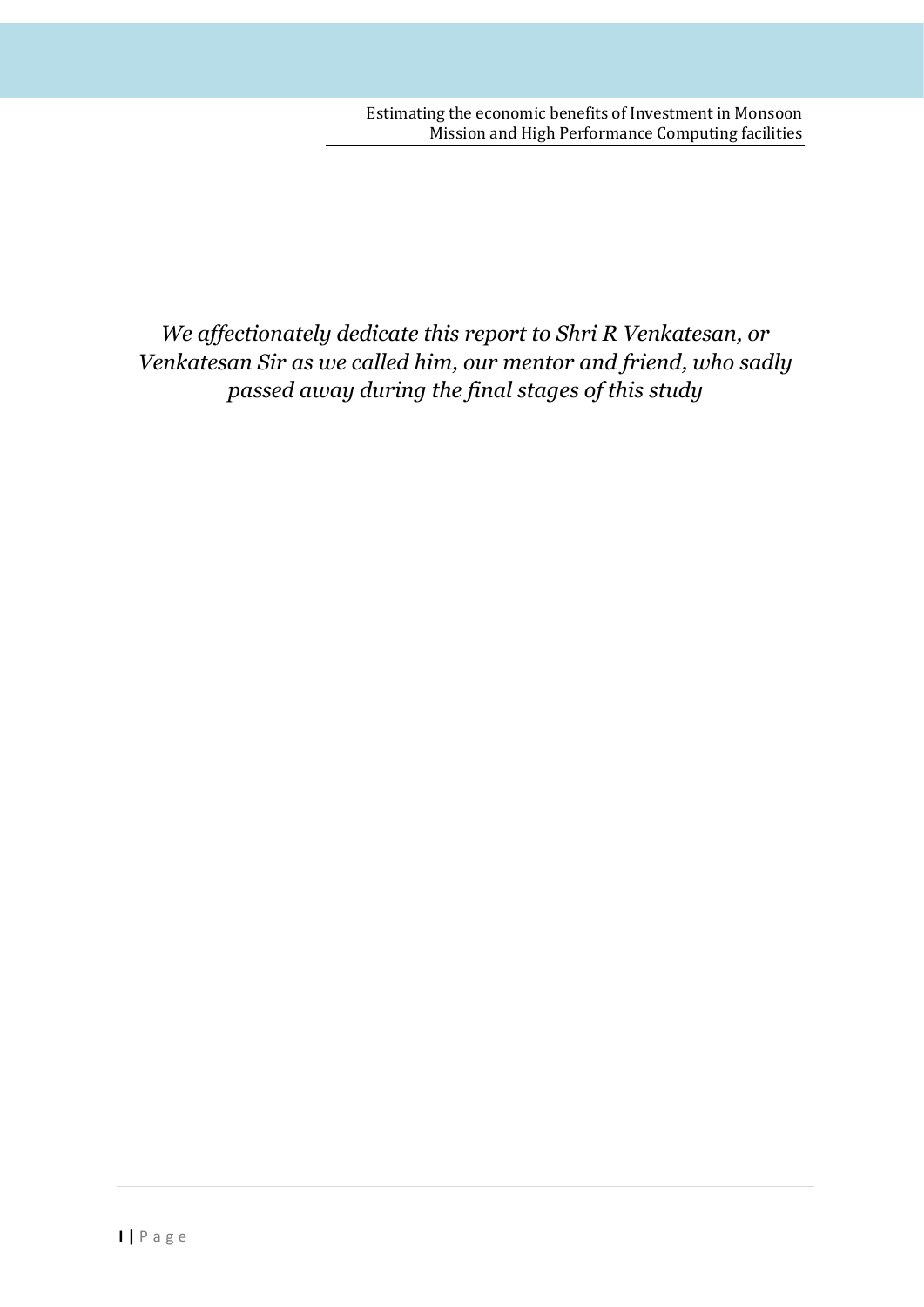*We affectionately dedicate this report to Shri R Venkatesan, or Venkatesan Sir as we called him, our mentor and friend, who sadly passed away during the final stages of this study*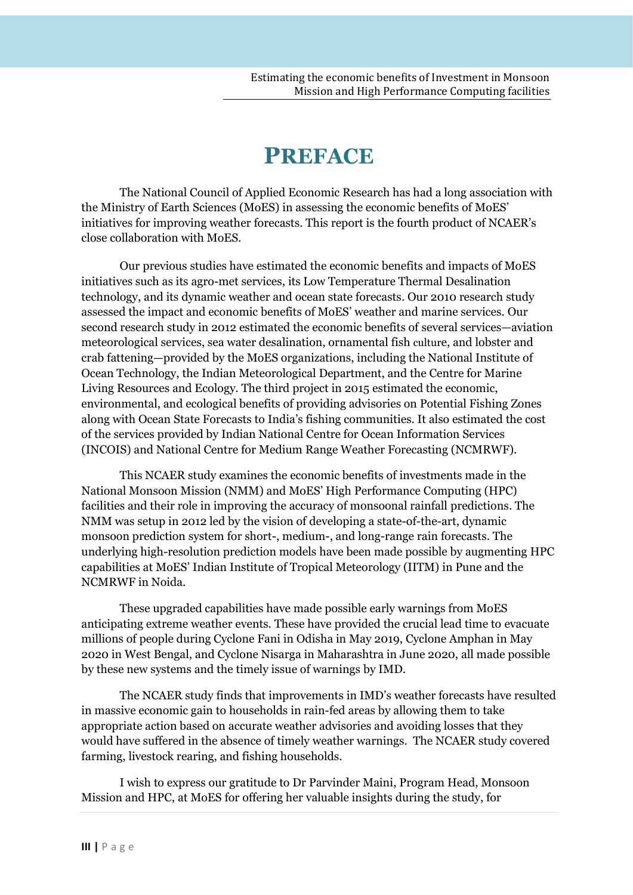# PREFACE

The National Council of Applied Economic Research has had a long association with the Ministry of Earth Sciences (MoES) in assessing the economic benefits of MoES' initiatives for improving weather forecasts. This report is the fourth product of NCAER's close collaboration with MoES.

Our previous studies have estimated the economic benefits and impacts of MoES initiatives such as its agro-met services, its Low Temperature Thermal Desalination technology, and its dynamic weather and ocean state forecasts. Our 2010 research study assessed the impact and economic benefits of MoES' weather and marine services. Our second research study in 2012 estimated the economic benefits of several services—aviation meteorological services, sea water desalination, ornamental fish culture, and lobster and crab fattening—provided by the MoES organizations, including the National Institute of Ocean Technology, the Indian Meteorological Department, and the Centre for Marine Living Resources and Ecology. The third project in 2015 estimated the economic, environmental, and ecological benefits of providing advisories on Potential Fishing Zones along with Ocean State Forecasts to India's fishing communities. It also estimated the cost of the services provided by Indian National Centre for Ocean Information Services (INCOIS) and National Centre for Medium Range Weather Forecasting (NCMRWF).

This NCAER study examines the economic benefits of investments made in the National Monsoon Mission (NMM) and MoES' High Performance Computing (HPC) facilities and their role in improving the accuracy of monsoonal rainfall predictions. The NMM was setup in 2012 led by the vision of developing a state-of-the-art, dynamic monsoon prediction system for short-, medium-, and long-range rain forecasts. The underlying high-resolution prediction models have been made possible by augmenting HPC capabilities at MoES' Indian Institute of Tropical Meteorology (IITM) in Pune and the NCMRWF in Noida.

These upgraded capabilities have made possible early warnings from MoES anticipating extreme weather events. These have provided the crucial lead time to evacuate millions of people during Cyclone Fani in Odisha in May 2019, Cyclone Amphan in May 2020 in West Bengal, and Cyclone Nisarga in Maharashtra in June 2020, all made possible by these new systems and the timely issue of warnings by IMD.

The NCAER study finds that improvements in IMD's weather forecasts have resulted in massive economic gain to households in rain-fed areas by allowing them to take appropriate action based on accurate weather advisories and avoiding losses that they would have suffered in the absence of timely weather warnings. The NCAER study covered farming, livestock rearing, and fishing households.

I wish to express our gratitude to Dr Parvinder Maini, Program Head, Monsoon Mission and HPC, at MoES for offering her valuable insights during the study, for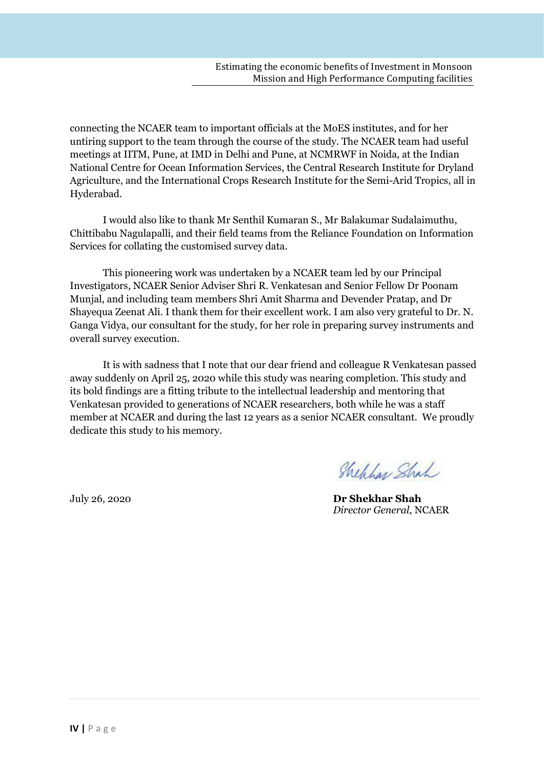connecting the NCAER team to important officials at the MoES institutes, and for her untiring support to the team through the course of the study. The NCAER team had useful meetings at IITM, Pune, at IMD in Delhi and Pune, at NCMRWF in Noida, at the Indian National Centre for Ocean Information Services, the Central Research Institute for Dryland Agriculture, and the International Crops Research Institute for the Semi-Arid Tropics, all in Hyderabad.

I would also like to thank Mr Senthil Kumaran S., Mr Balakumar Sudalaimuthu, Chittibabu Nagulapalli, and their field teams from the Reliance Foundation on Information Services for collating the customised survey data.

This pioneering work was undertaken by a NCAER team led by our Principal Investigators, NCAER Senior Adviser Shri R. Venkatesan and Senior Fellow Dr Poonam Munjal, and including team members Shri Amit Sharma and Devender Pratap, and Dr Shayequa Zeenat Ali. I thank them for their excellent work. I am also very grateful to Dr. N. Ganga Vidya, our consultant for the study, for her role in preparing survey instruments and overall survey execution.

It is with sadness that I note that our dear friend and colleague R Venkatesan passed away suddenly on April 25, 2020 while this study was nearing completion. This study and its bold findings are a fitting tribute to the intellectual leadership and mentoring that Venkatesan provided to generations of NCAER researchers, both while he was a staff member at NCAER and during the last 12 years as a senior NCAER consultant. We proudly dedicate this study to his memory.

July 26, 2020

**Dr Shekhar Shah**
*Director General*, NCAER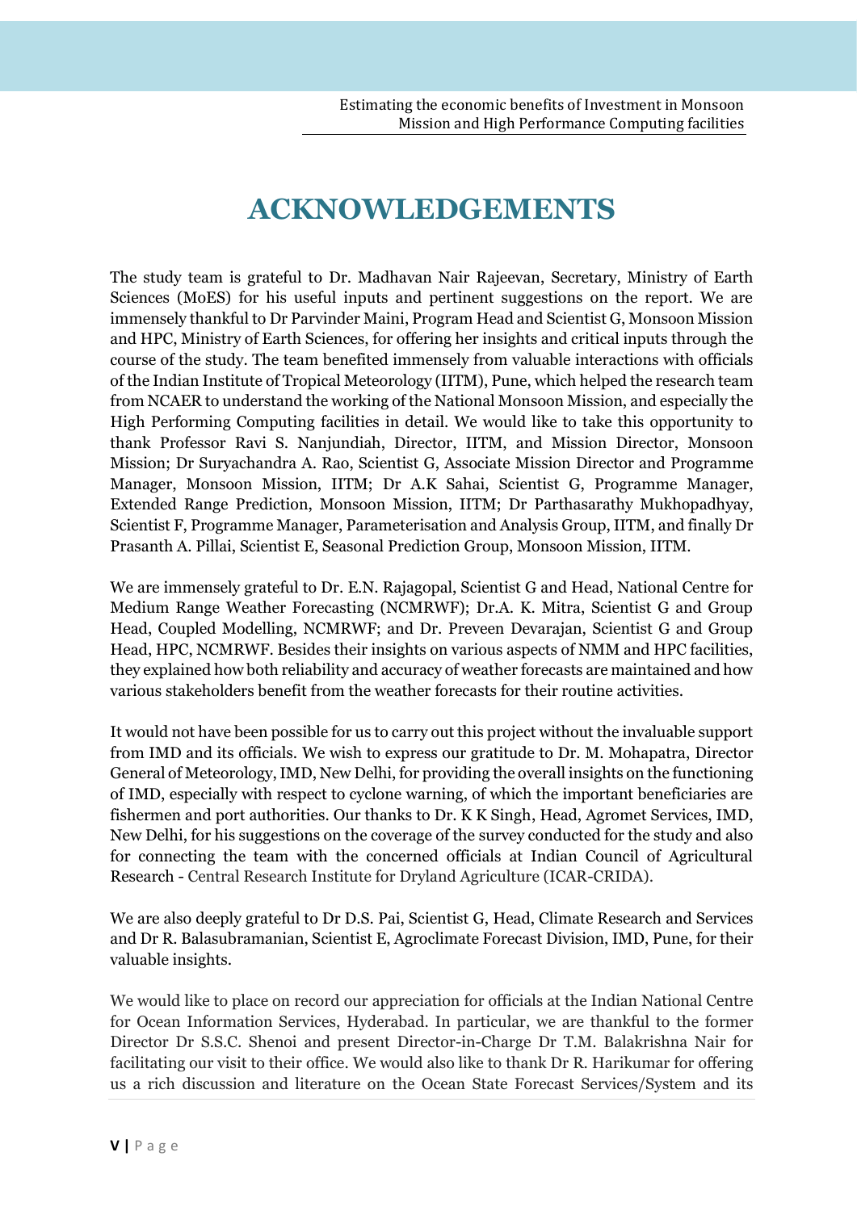# ACKNOWLEDGEMENTS

The study team is grateful to Dr. Madhavan Nair Rajeevan, Secretary, Ministry of Earth Sciences (MoES) for his useful inputs and pertinent suggestions on the report. We are immensely thankful to Dr Parvinder Maini, Program Head and Scientist G, Monsoon Mission and HPC, Ministry of Earth Sciences, for offering her insights and critical inputs through the course of the study. The team benefited immensely from valuable interactions with officials of the Indian Institute of Tropical Meteorology (IITM), Pune, which helped the research team from NCAER to understand the working of the National Monsoon Mission, and especially the High Performing Computing facilities in detail. We would like to take this opportunity to thank Professor Ravi S. Nanjundiah, Director, IITM, and Mission Director, Monsoon Mission; Dr Suryachandra A. Rao, Scientist G, Associate Mission Director and Programme Manager, Monsoon Mission, IITM; Dr A.K Sahai, Scientist G, Programme Manager, Extended Range Prediction, Monsoon Mission, IITM; Dr Parthasarathy Mukhopadhyay, Scientist F, Programme Manager, Parameterisation and Analysis Group, IITM, and finally Dr Prasanth A. Pillai, Scientist E, Seasonal Prediction Group, Monsoon Mission, IITM.

We are immensely grateful to Dr. E.N. Rajagopal, Scientist G and Head, National Centre for Medium Range Weather Forecasting (NCMRWF); Dr.A. K. Mitra, Scientist G and Group Head, Coupled Modelling, NCMRWF; and Dr. Preveen Devarajan, Scientist G and Group Head, HPC, NCMRWF. Besides their insights on various aspects of NMM and HPC facilities, they explained how both reliability and accuracy of weather forecasts are maintained and how various stakeholders benefit from the weather forecasts for their routine activities.

It would not have been possible for us to carry out this project without the invaluable support from IMD and its officials. We wish to express our gratitude to Dr. M. Mohapatra, Director General of Meteorology, IMD, New Delhi, for providing the overall insights on the functioning of IMD, especially with respect to cyclone warning, of which the important beneficiaries are fishermen and port authorities. Our thanks to Dr. K K Singh, Head, Agromet Services, IMD, New Delhi, for his suggestions on the coverage of the survey conducted for the study and also for connecting the team with the concerned officials at Indian Council of Agricultural Research - Central Research Institute for Dryland Agriculture (ICAR-CRIDA).

We are also deeply grateful to Dr D.S. Pai, Scientist G, Head, Climate Research and Services and Dr R. Balasubramanian, Scientist E, Agroclimate Forecast Division, IMD, Pune, for their valuable insights.

We would like to place on record our appreciation for officials at the Indian National Centre for Ocean Information Services, Hyderabad. In particular, we are thankful to the former Director Dr S.S.C. Shenoi and present Director-in-Charge Dr T.M. Balakrishna Nair for facilitating our visit to their office. We would also like to thank Dr R. Harikumar for offering us a rich discussion and literature on the Ocean State Forecast Services/System and its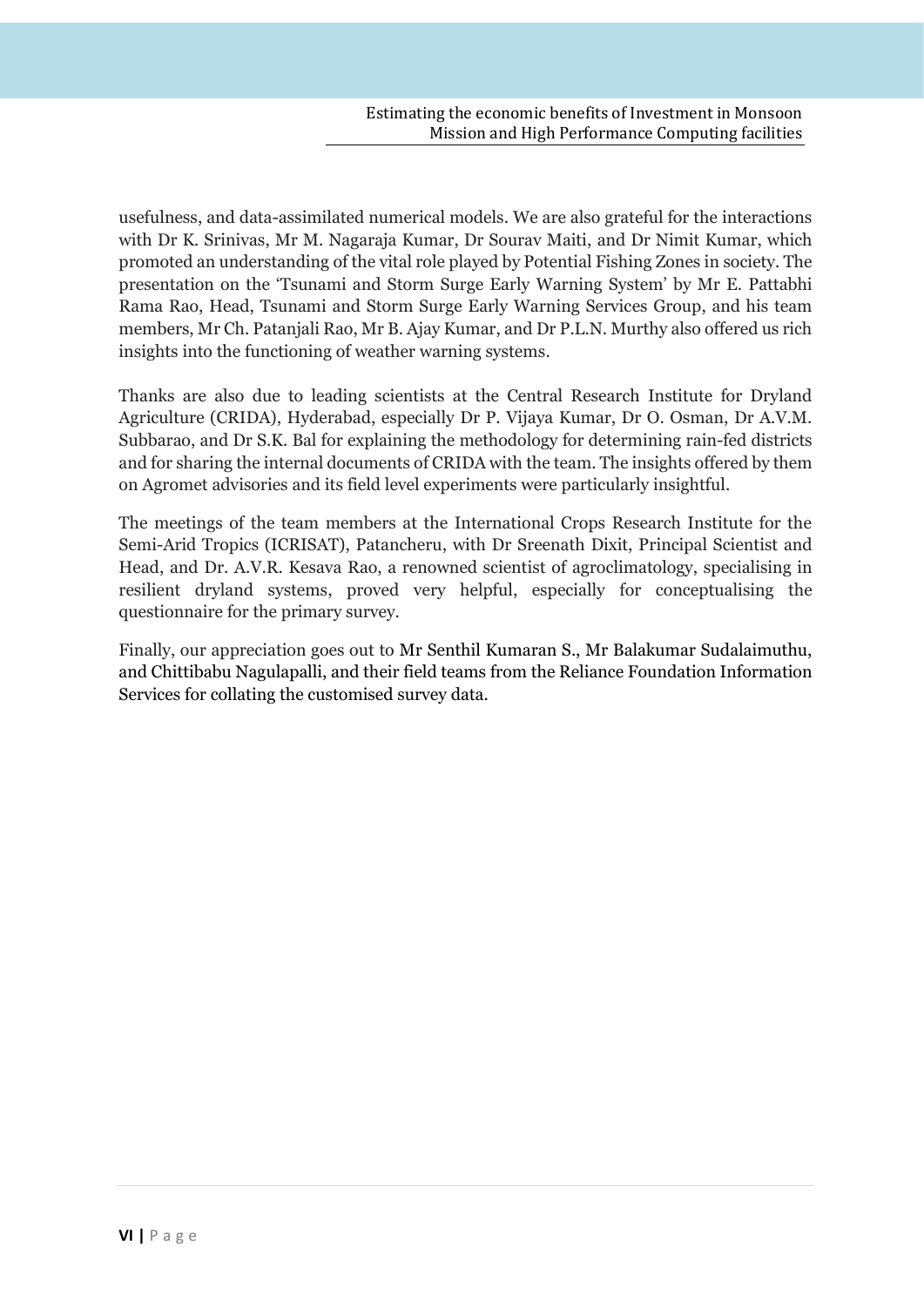usefulness, and data-assimilated numerical models. We are also grateful for the interactions with Dr K. Srinivas, Mr M. Nagaraja Kumar, Dr Sourav Maiti, and Dr Nimit Kumar, which promoted an understanding of the vital role played by Potential Fishing Zones in society. The presentation on the 'Tsunami and Storm Surge Early Warning System' by Mr E. Pattabhi Rama Rao, Head, Tsunami and Storm Surge Early Warning Services Group, and his team members, Mr Ch. Patanjali Rao, Mr B. Ajay Kumar, and Dr P.L.N. Murthy also offered us rich insights into the functioning of weather warning systems.

Thanks are also due to leading scientists at the Central Research Institute for Dryland Agriculture (CRIDA), Hyderabad, especially Dr P. Vijaya Kumar, Dr O. Osman, Dr A.V.M. Subbarao, and Dr S.K. Bal for explaining the methodology for determining rain-fed districts and for sharing the internal documents of CRIDA with the team. The insights offered by them on Agromet advisories and its field level experiments were particularly insightful.

The meetings of the team members at the International Crops Research Institute for the Semi-Arid Tropics (ICRISAT), Patancheru, with Dr Sreenath Dixit, Principal Scientist and Head, and Dr. A.V.R. Kesava Rao, a renowned scientist of agroclimatology, specialising in resilient dryland systems, proved very helpful, especially for conceptualising the questionnaire for the primary survey.

Finally, our appreciation goes out to Mr Senthil Kumaran S., Mr Balakumar Sudalaimuthu, and Chittibabu Nagulapalli, and their field teams from the Reliance Foundation Information Services for collating the customised survey data.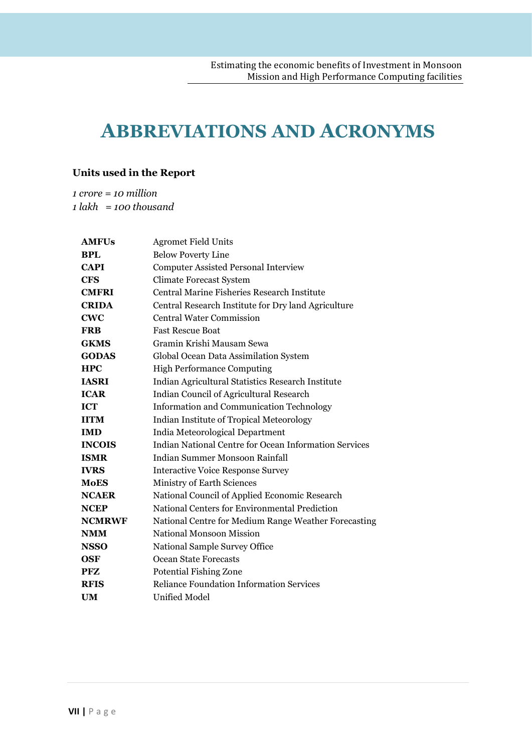# ABBREVIATIONS AND ACRONYMS

### Units used in the Report

*1 crore = 10 million*
*1 lakh = 100 thousand*

| | |
|---|---|
| **AMFUs** | Agromet Field Units |
| **BPL** | Below Poverty Line |
| **CAPI** | Computer Assisted Personal Interview |
| **CFS** | Climate Forecast System |
| **CMFRI** | Central Marine Fisheries Research Institute |
| **CRIDA** | Central Research Institute for Dry land Agriculture |
| **CWC** | Central Water Commission |
| **FRB** | Fast Rescue Boat |
| **GKMS** | Gramin Krishi Mausam Sewa |
| **GODAS** | Global Ocean Data Assimilation System |
| **HPC** | High Performance Computing |
| **IASRI** | Indian Agricultural Statistics Research Institute |
| **ICAR** | Indian Council of Agricultural Research |
| **ICT** | Information and Communication Technology |
| **IITM** | Indian Institute of Tropical Meteorology |
| **IMD** | India Meteorological Department |
| **INCOIS** | Indian National Centre for Ocean Information Services |
| **ISMR** | Indian Summer Monsoon Rainfall |
| **IVRS** | Interactive Voice Response Survey |
| **MoES** | Ministry of Earth Sciences |
| **NCAER** | National Council of Applied Economic Research |
| **NCEP** | National Centers for Environmental Prediction |
| **NCMRWF** | National Centre for Medium Range Weather Forecasting |
| **NMM** | National Monsoon Mission |
| **NSSO** | National Sample Survey Office |
| **OSF** | Ocean State Forecasts |
| **PFZ** | Potential Fishing Zone |
| **RFIS** | Reliance Foundation Information Services |
| **UM** | Unified Model |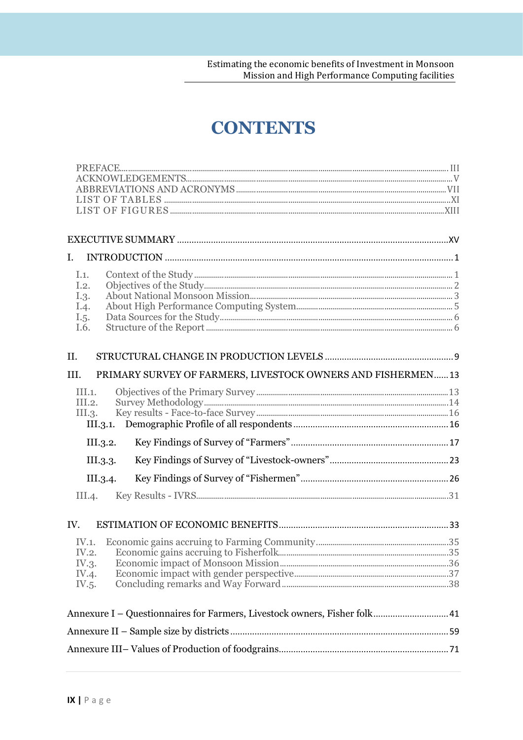# CONTENTS

PREFACE ........ III
ACKNOWLEDGEMENTS ........ V
ABBREVIATIONS AND ACRONYMS ........ VII
LIST OF TABLES ........ XI
LIST OF FIGURES ........ XIII

EXECUTIVE SUMMARY ........ XV

I. INTRODUCTION ........ 1

- I.1. Context of the Study ........ 1
- I.2. Objectives of the Study ........ 2
- I.3. About National Monsoon Mission ........ 3
- I.4. About High Performance Computing System ........ 5
- I.5. Data Sources for the Study ........ 6
- I.6. Structure of the Report ........ 6

II. STRUCTURAL CHANGE IN PRODUCTION LEVELS ........ 9

III. PRIMARY SURVEY OF FARMERS, LIVESTOCK OWNERS AND FISHERMEN ........ 13

- III.1. Objectives of the Primary Survey ........ 13
- III.2. Survey Methodology ........ 14
- III.3. Key results - Face-to-face Survey ........ 16
  - III.3.1. Demographic Profile of all respondents ........ 16
  - III.3.2. Key Findings of Survey of "Farmers" ........ 17
  - III.3.3. Key Findings of Survey of "Livestock-owners" ........ 23
  - III.3.4. Key Findings of Survey of "Fishermen" ........ 26
- III.4. Key Results - IVRS ........ 31

IV. ESTIMATION OF ECONOMIC BENEFITS ........ 33

- IV.1. Economic gains accruing to Farming Community ........ 35
- IV.2. Economic gains accruing to Fisherfolk ........ 35
- IV.3. Economic impact of Monsoon Mission ........ 36
- IV.4. Economic impact with gender perspective ........ 37
- IV.5. Concluding remarks and Way Forward ........ 38

Annexure I – Questionnaires for Farmers, Livestock owners, Fisher folk ........ 41

Annexure II – Sample size by districts ........ 59

Annexure III– Values of Production of foodgrains ........ 71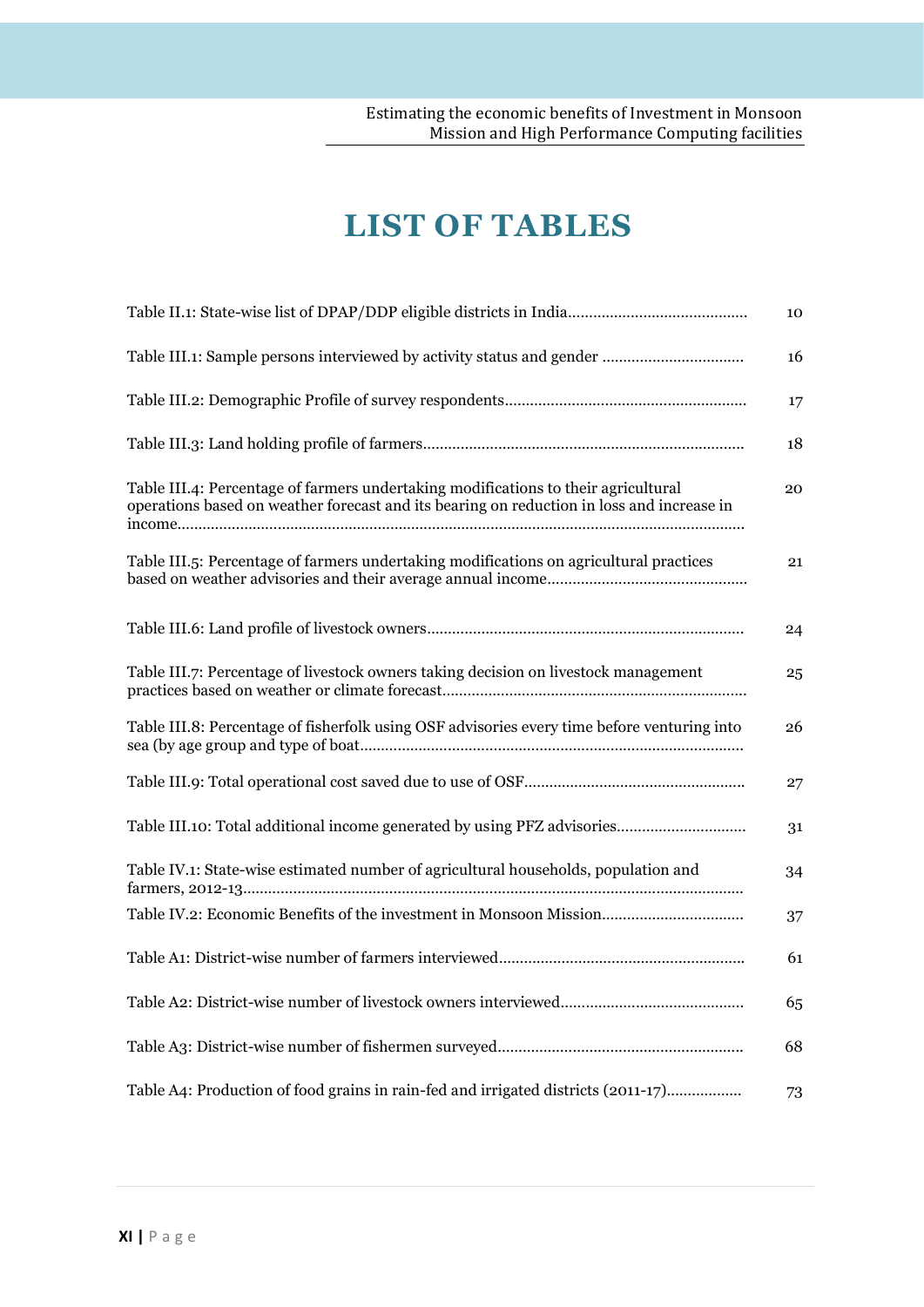# LIST OF TABLES

| | |
|---|---|
| Table II.1: State-wise list of DPAP/DDP eligible districts in India | 10 |
| Table III.1: Sample persons interviewed by activity status and gender | 16 |
| Table III.2: Demographic Profile of survey respondents | 17 |
| Table III.3: Land holding profile of farmers | 18 |
| Table III.4: Percentage of farmers undertaking modifications to their agricultural operations based on weather forecast and its bearing on reduction in loss and increase in income | 20 |
| Table III.5: Percentage of farmers undertaking modifications on agricultural practices based on weather advisories and their average annual income | 21 |
| Table III.6: Land profile of livestock owners | 24 |
| Table III.7: Percentage of livestock owners taking decision on livestock management practices based on weather or climate forecast | 25 |
| Table III.8: Percentage of fisherfolk using OSF advisories every time before venturing into sea (by age group and type of boat | 26 |
| Table III.9: Total operational cost saved due to use of OSF | 27 |
| Table III.10: Total additional income generated by using PFZ advisories | 31 |
| Table IV.1: State-wise estimated number of agricultural households, population and farmers, 2012-13 | 34 |
| Table IV.2: Economic Benefits of the investment in Monsoon Mission | 37 |
| Table A1: District-wise number of farmers interviewed | 61 |
| Table A2: District-wise number of livestock owners interviewed | 65 |
| Table A3: District-wise number of fishermen surveyed | 68 |
| Table A4: Production of food grains in rain-fed and irrigated districts (2011-17) | 73 |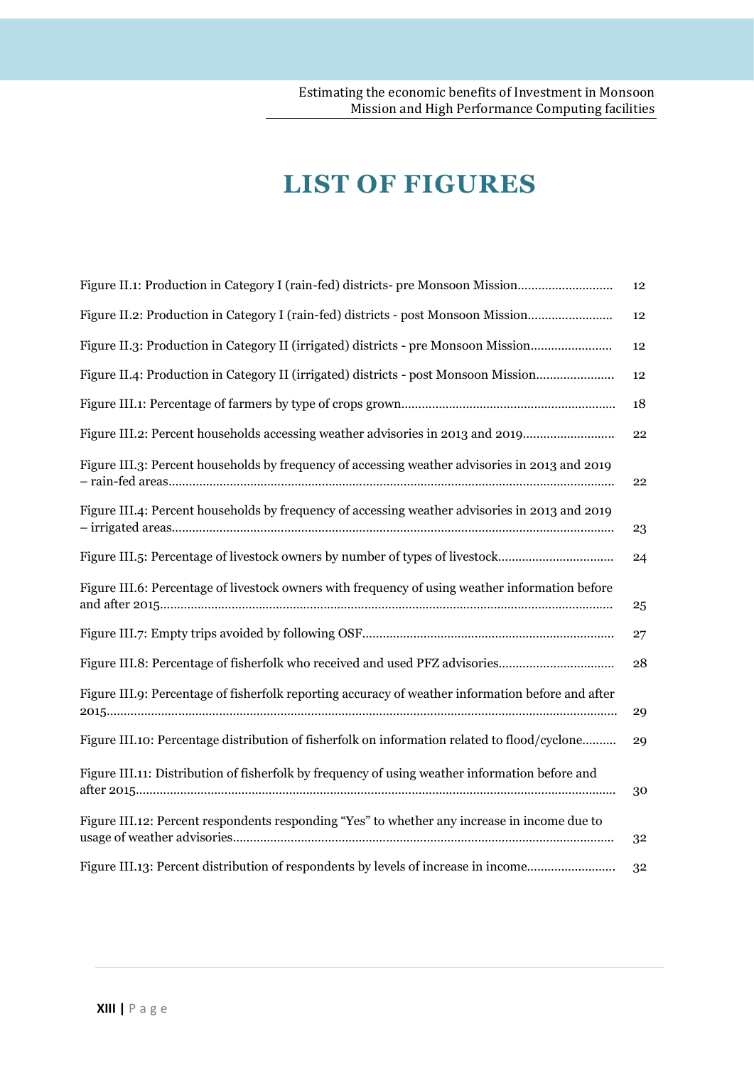# LIST OF FIGURES

Figure II.1: Production in Category I (rain-fed) districts- pre Monsoon Mission........................... 12

Figure II.2: Production in Category I (rain-fed) districts - post Monsoon Mission......................... 12

Figure II.3: Production in Category II (irrigated) districts - pre Monsoon Mission........................ 12

Figure II.4: Production in Category II (irrigated) districts - post Monsoon Mission....................... 12

Figure III.1: Percentage of farmers by type of crops grown.............................................................. 18

Figure III.2: Percent households accessing weather advisories in 2013 and 2019.......................... 22

Figure III.3: Percent households by frequency of accessing weather advisories in 2013 and 2019 – rain-fed areas.................................................................................................................................. 22

Figure III.4: Percent households by frequency of accessing weather advisories in 2013 and 2019 – irrigated areas................................................................................................................................. 23

Figure III.5: Percentage of livestock owners by number of types of livestock................................. 24

Figure III.6: Percentage of livestock owners with frequency of using weather information before and after 2015................................................................................................................................... 25

Figure III.7: Empty trips avoided by following OSF......................................................................... 27

Figure III.8: Percentage of fisherfolk who received and used PFZ advisories................................. 28

Figure III.9: Percentage of fisherfolk reporting accuracy of weather information before and after 2015.................................................................................................................................................. 29

Figure III.10: Percentage distribution of fisherfolk on information related to flood/cyclone.......... 29

Figure III.11: Distribution of fisherfolk by frequency of using weather information before and after 2015........................................................................................................................................... 30

Figure III.12: Percent respondents responding "Yes" to whether any increase in income due to usage of weather advisories.............................................................................................................. 32

Figure III.13: Percent distribution of respondents by levels of increase in income......................... 32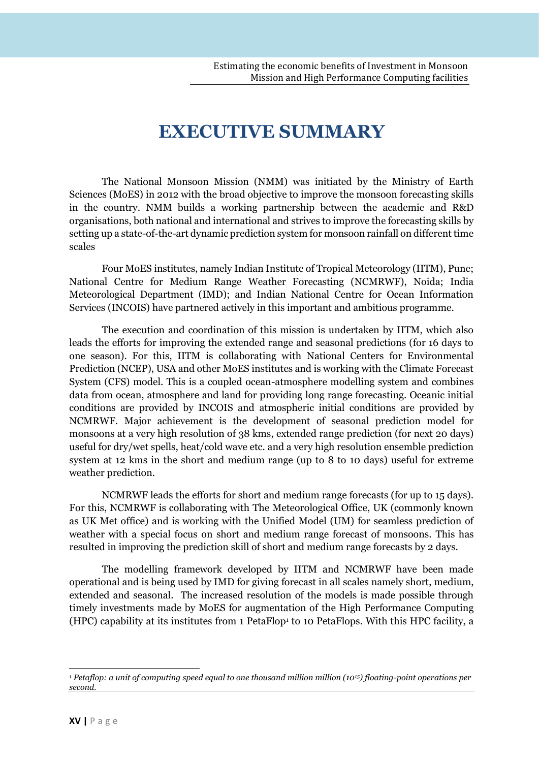# EXECUTIVE SUMMARY

The National Monsoon Mission (NMM) was initiated by the Ministry of Earth Sciences (MoES) in 2012 with the broad objective to improve the monsoon forecasting skills in the country. NMM builds a working partnership between the academic and R&D organisations, both national and international and strives to improve the forecasting skills by setting up a state-of-the-art dynamic prediction system for monsoon rainfall on different time scales

Four MoES institutes, namely Indian Institute of Tropical Meteorology (IITM), Pune; National Centre for Medium Range Weather Forecasting (NCMRWF), Noida; India Meteorological Department (IMD); and Indian National Centre for Ocean Information Services (INCOIS) have partnered actively in this important and ambitious programme.

The execution and coordination of this mission is undertaken by IITM, which also leads the efforts for improving the extended range and seasonal predictions (for 16 days to one season). For this, IITM is collaborating with National Centers for Environmental Prediction (NCEP), USA and other MoES institutes and is working with the Climate Forecast System (CFS) model. This is a coupled ocean-atmosphere modelling system and combines data from ocean, atmosphere and land for providing long range forecasting. Oceanic initial conditions are provided by INCOIS and atmospheric initial conditions are provided by NCMRWF. Major achievement is the development of seasonal prediction model for monsoons at a very high resolution of 38 kms, extended range prediction (for next 20 days) useful for dry/wet spells, heat/cold wave etc. and a very high resolution ensemble prediction system at 12 kms in the short and medium range (up to 8 to 10 days) useful for extreme weather prediction.

NCMRWF leads the efforts for short and medium range forecasts (for up to 15 days). For this, NCMRWF is collaborating with The Meteorological Office, UK (commonly known as UK Met office) and is working with the Unified Model (UM) for seamless prediction of weather with a special focus on short and medium range forecast of monsoons. This has resulted in improving the prediction skill of short and medium range forecasts by 2 days.

The modelling framework developed by IITM and NCMRWF have been made operational and is being used by IMD for giving forecast in all scales namely short, medium, extended and seasonal. The increased resolution of the models is made possible through timely investments made by MoES for augmentation of the High Performance Computing (HPC) capability at its institutes from 1 PetaFlop[1] to 10 PetaFlops. With this HPC facility, a

[1] *Petaflop: a unit of computing speed equal to one thousand million million ($10^{15}$) floating-point operations per second.*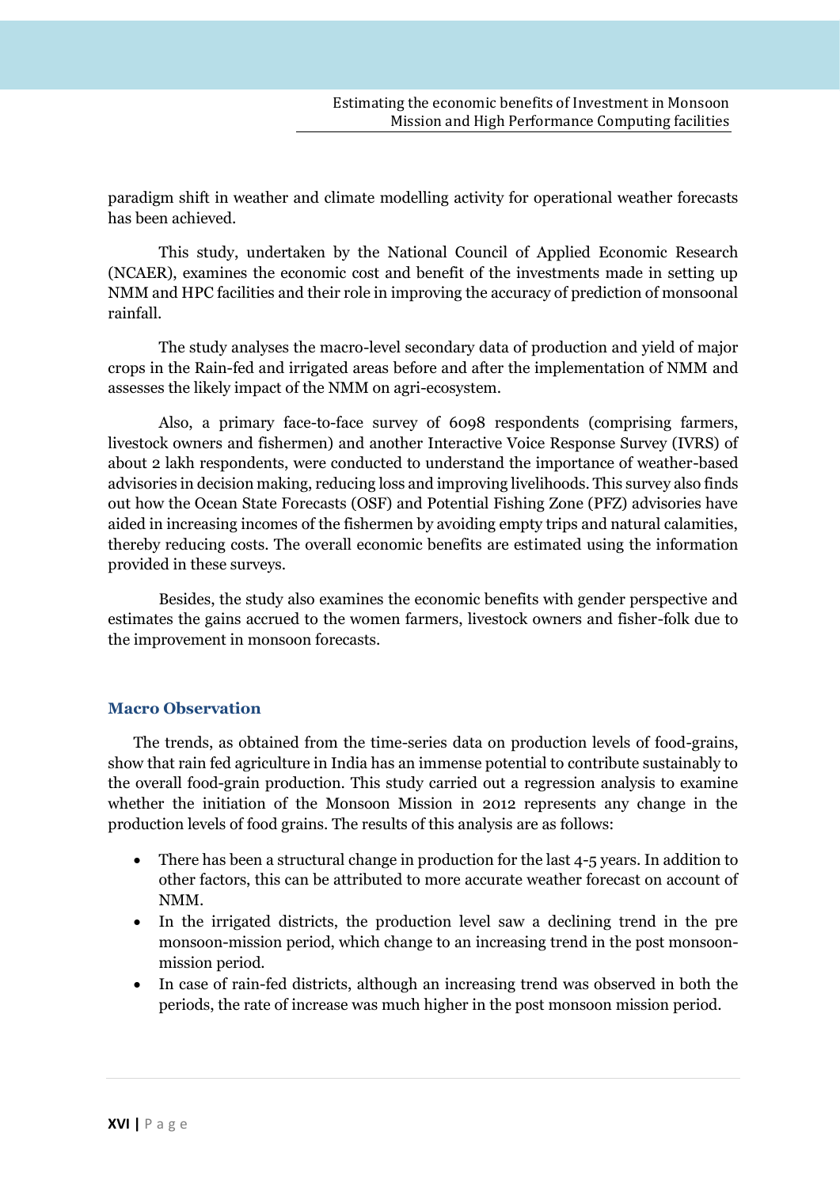paradigm shift in weather and climate modelling activity for operational weather forecasts has been achieved.

This study, undertaken by the National Council of Applied Economic Research (NCAER), examines the economic cost and benefit of the investments made in setting up NMM and HPC facilities and their role in improving the accuracy of prediction of monsoonal rainfall.

The study analyses the macro-level secondary data of production and yield of major crops in the Rain-fed and irrigated areas before and after the implementation of NMM and assesses the likely impact of the NMM on agri-ecosystem.

Also, a primary face-to-face survey of 6098 respondents (comprising farmers, livestock owners and fishermen) and another Interactive Voice Response Survey (IVRS) of about 2 lakh respondents, were conducted to understand the importance of weather-based advisories in decision making, reducing loss and improving livelihoods. This survey also finds out how the Ocean State Forecasts (OSF) and Potential Fishing Zone (PFZ) advisories have aided in increasing incomes of the fishermen by avoiding empty trips and natural calamities, thereby reducing costs. The overall economic benefits are estimated using the information provided in these surveys.

Besides, the study also examines the economic benefits with gender perspective and estimates the gains accrued to the women farmers, livestock owners and fisher-folk due to the improvement in monsoon forecasts.

## Macro Observation

The trends, as obtained from the time-series data on production levels of food-grains, show that rain fed agriculture in India has an immense potential to contribute sustainably to the overall food-grain production. This study carried out a regression analysis to examine whether the initiation of the Monsoon Mission in 2012 represents any change in the production levels of food grains. The results of this analysis are as follows:

- There has been a structural change in production for the last 4-5 years. In addition to other factors, this can be attributed to more accurate weather forecast on account of NMM.
- In the irrigated districts, the production level saw a declining trend in the pre monsoon-mission period, which change to an increasing trend in the post monsoon-mission period.
- In case of rain-fed districts, although an increasing trend was observed in both the periods, the rate of increase was much higher in the post monsoon mission period.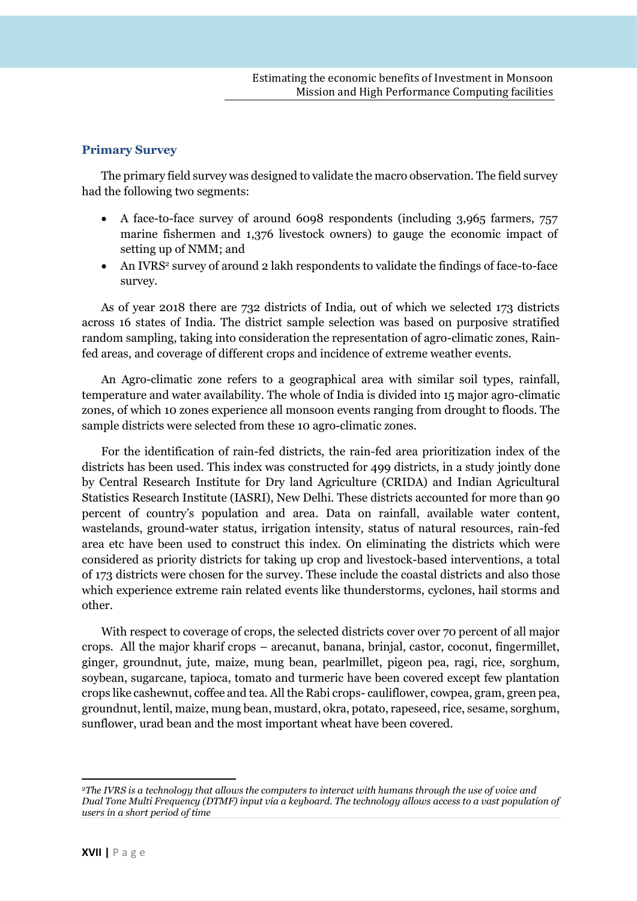### Primary Survey

The primary field survey was designed to validate the macro observation. The field survey had the following two segments:

- A face-to-face survey of around 6098 respondents (including 3,965 farmers, 757 marine fishermen and 1,376 livestock owners) to gauge the economic impact of setting up of NMM; and
- An IVRS[2] survey of around 2 lakh respondents to validate the findings of face-to-face survey.

As of year 2018 there are 732 districts of India, out of which we selected 173 districts across 16 states of India. The district sample selection was based on purposive stratified random sampling, taking into consideration the representation of agro-climatic zones, Rain-fed areas, and coverage of different crops and incidence of extreme weather events.

An Agro-climatic zone refers to a geographical area with similar soil types, rainfall, temperature and water availability. The whole of India is divided into 15 major agro-climatic zones, of which 10 zones experience all monsoon events ranging from drought to floods. The sample districts were selected from these 10 agro-climatic zones.

For the identification of rain-fed districts, the rain-fed area prioritization index of the districts has been used. This index was constructed for 499 districts, in a study jointly done by Central Research Institute for Dry land Agriculture (CRIDA) and Indian Agricultural Statistics Research Institute (IASRI), New Delhi. These districts accounted for more than 90 percent of country's population and area. Data on rainfall, available water content, wastelands, ground-water status, irrigation intensity, status of natural resources, rain-fed area etc have been used to construct this index. On eliminating the districts which were considered as priority districts for taking up crop and livestock-based interventions, a total of 173 districts were chosen for the survey. These include the coastal districts and also those which experience extreme rain related events like thunderstorms, cyclones, hail storms and other.

With respect to coverage of crops, the selected districts cover over 70 percent of all major crops. All the major kharif crops – arecanut, banana, brinjal, castor, coconut, fingermillet, ginger, groundnut, jute, maize, mung bean, pearlmillet, pigeon pea, ragi, rice, sorghum, soybean, sugarcane, tapioca, tomato and turmeric have been covered except few plantation crops like cashewnut, coffee and tea. All the Rabi crops- cauliflower, cowpea, gram, green pea, groundnut, lentil, maize, mung bean, mustard, okra, potato, rapeseed, rice, sesame, sorghum, sunflower, urad bean and the most important wheat have been covered.

---

[2]*The IVRS is a technology that allows the computers to interact with humans through the use of voice and Dual Tone Multi Frequency (DTMF) input via a keyboard. The technology allows access to a vast population of users in a short period of time*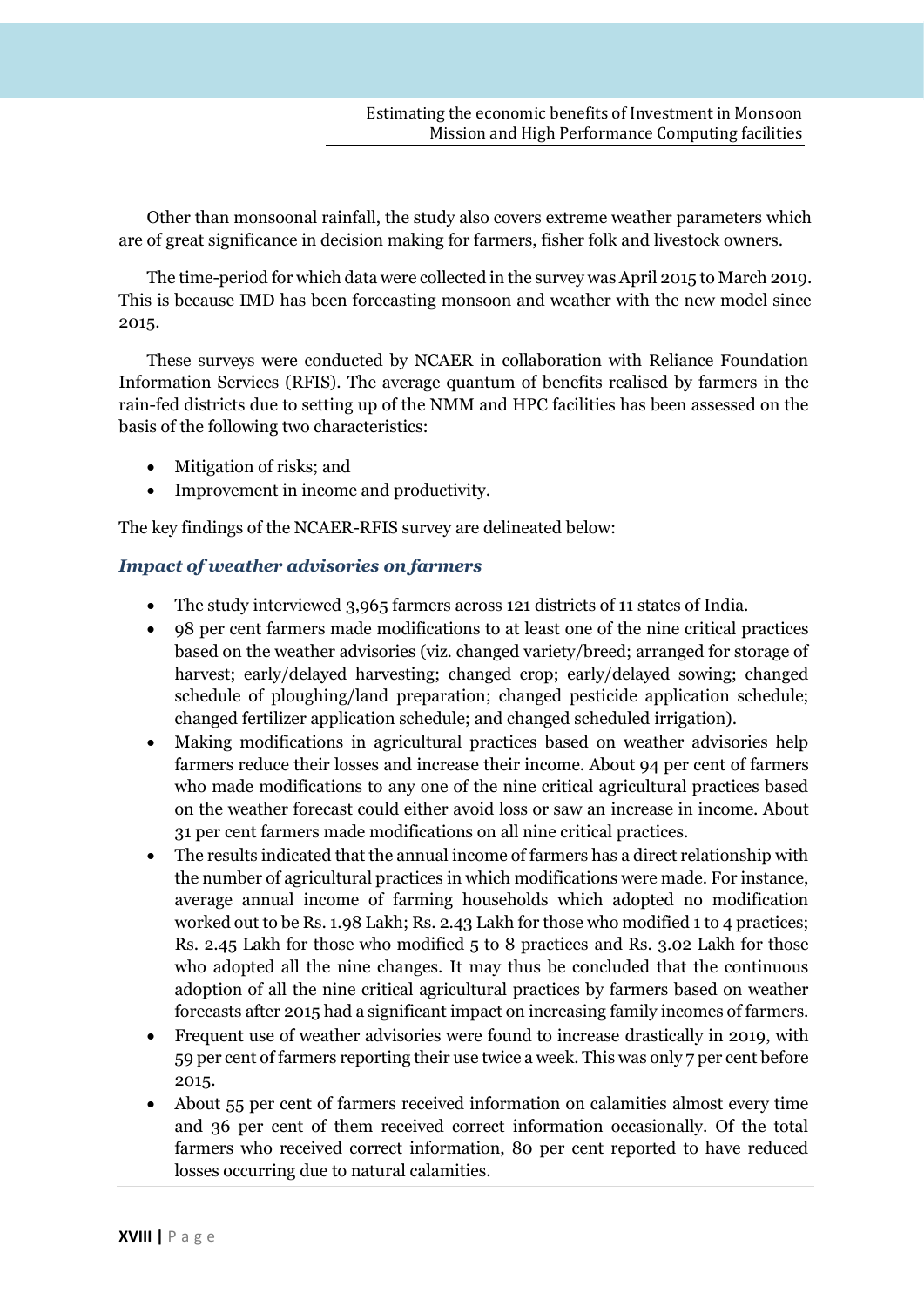Other than monsoonal rainfall, the study also covers extreme weather parameters which are of great significance in decision making for farmers, fisher folk and livestock owners.

The time-period for which data were collected in the survey was April 2015 to March 2019. This is because IMD has been forecasting monsoon and weather with the new model since 2015.

These surveys were conducted by NCAER in collaboration with Reliance Foundation Information Services (RFIS). The average quantum of benefits realised by farmers in the rain-fed districts due to setting up of the NMM and HPC facilities has been assessed on the basis of the following two characteristics:

- Mitigation of risks; and
- Improvement in income and productivity.

The key findings of the NCAER-RFIS survey are delineated below:

### *Impact of weather advisories on farmers*

- The study interviewed 3,965 farmers across 121 districts of 11 states of India.
- 98 per cent farmers made modifications to at least one of the nine critical practices based on the weather advisories (viz. changed variety/breed; arranged for storage of harvest; early/delayed harvesting; changed crop; early/delayed sowing; changed schedule of ploughing/land preparation; changed pesticide application schedule; changed fertilizer application schedule; and changed scheduled irrigation).
- Making modifications in agricultural practices based on weather advisories help farmers reduce their losses and increase their income. About 94 per cent of farmers who made modifications to any one of the nine critical agricultural practices based on the weather forecast could either avoid loss or saw an increase in income. About 31 per cent farmers made modifications on all nine critical practices.
- The results indicated that the annual income of farmers has a direct relationship with the number of agricultural practices in which modifications were made. For instance, average annual income of farming households which adopted no modification worked out to be Rs. 1.98 Lakh; Rs. 2.43 Lakh for those who modified 1 to 4 practices; Rs. 2.45 Lakh for those who modified 5 to 8 practices and Rs. 3.02 Lakh for those who adopted all the nine changes. It may thus be concluded that the continuous adoption of all the nine critical agricultural practices by farmers based on weather forecasts after 2015 had a significant impact on increasing family incomes of farmers.
- Frequent use of weather advisories were found to increase drastically in 2019, with 59 per cent of farmers reporting their use twice a week. This was only 7 per cent before 2015.
- About 55 per cent of farmers received information on calamities almost every time and 36 per cent of them received correct information occasionally. Of the total farmers who received correct information, 80 per cent reported to have reduced losses occurring due to natural calamities.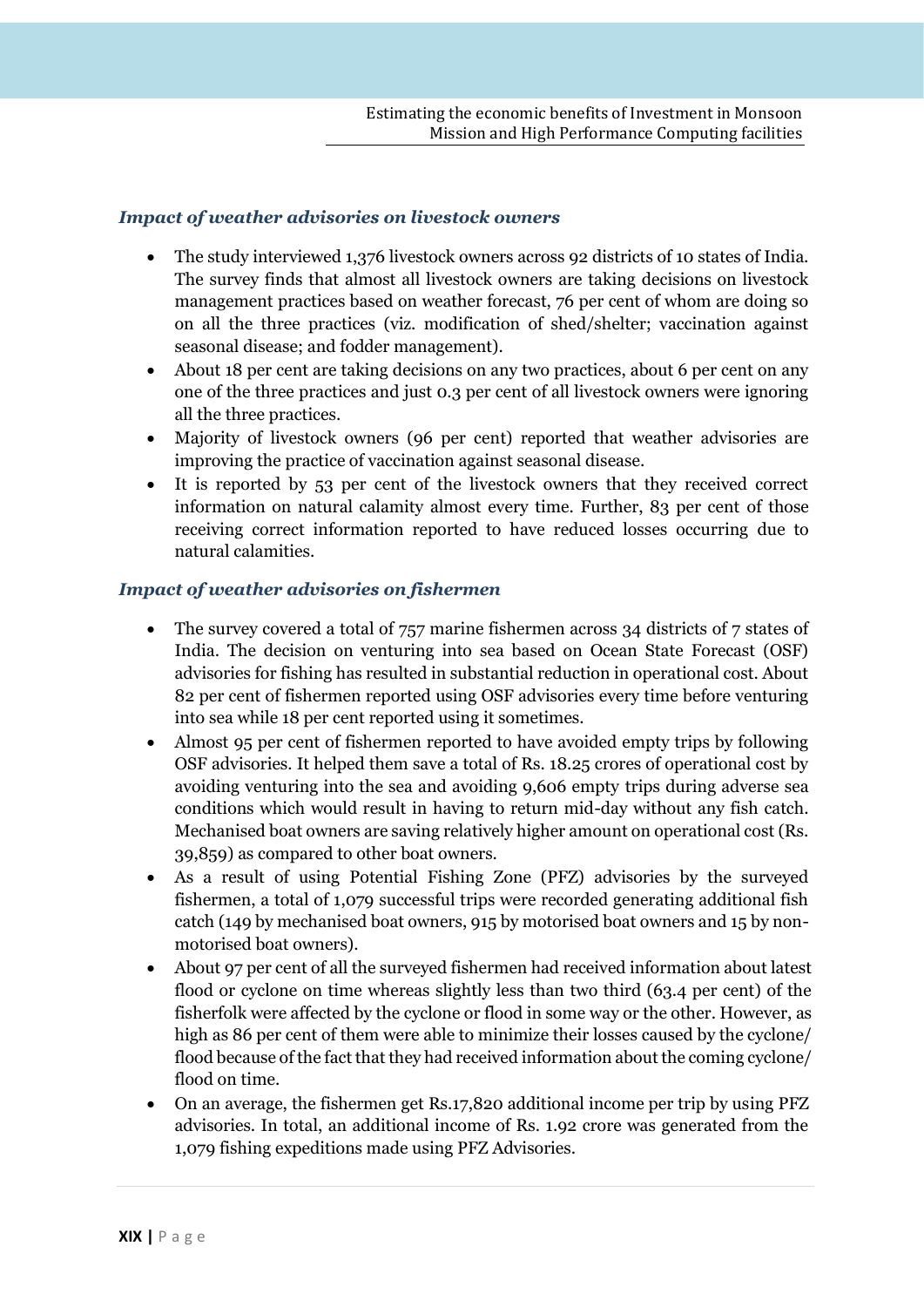### *Impact of weather advisories on livestock owners*

- The study interviewed 1,376 livestock owners across 92 districts of 10 states of India. The survey finds that almost all livestock owners are taking decisions on livestock management practices based on weather forecast, 76 per cent of whom are doing so on all the three practices (viz. modification of shed/shelter; vaccination against seasonal disease; and fodder management).
- About 18 per cent are taking decisions on any two practices, about 6 per cent on any one of the three practices and just 0.3 per cent of all livestock owners were ignoring all the three practices.
- Majority of livestock owners (96 per cent) reported that weather advisories are improving the practice of vaccination against seasonal disease.
- It is reported by 53 per cent of the livestock owners that they received correct information on natural calamity almost every time. Further, 83 per cent of those receiving correct information reported to have reduced losses occurring due to natural calamities.

### *Impact of weather advisories on fishermen*

- The survey covered a total of 757 marine fishermen across 34 districts of 7 states of India. The decision on venturing into sea based on Ocean State Forecast (OSF) advisories for fishing has resulted in substantial reduction in operational cost. About 82 per cent of fishermen reported using OSF advisories every time before venturing into sea while 18 per cent reported using it sometimes.
- Almost 95 per cent of fishermen reported to have avoided empty trips by following OSF advisories. It helped them save a total of Rs. 18.25 crores of operational cost by avoiding venturing into the sea and avoiding 9,606 empty trips during adverse sea conditions which would result in having to return mid-day without any fish catch. Mechanised boat owners are saving relatively higher amount on operational cost (Rs. 39,859) as compared to other boat owners.
- As a result of using Potential Fishing Zone (PFZ) advisories by the surveyed fishermen, a total of 1,079 successful trips were recorded generating additional fish catch (149 by mechanised boat owners, 915 by motorised boat owners and 15 by non-motorised boat owners).
- About 97 per cent of all the surveyed fishermen had received information about latest flood or cyclone on time whereas slightly less than two third (63.4 per cent) of the fisherfolk were affected by the cyclone or flood in some way or the other. However, as high as 86 per cent of them were able to minimize their losses caused by the cyclone/ flood because of the fact that they had received information about the coming cyclone/ flood on time.
- On an average, the fishermen get Rs.17,820 additional income per trip by using PFZ advisories. In total, an additional income of Rs. 1.92 crore was generated from the 1,079 fishing expeditions made using PFZ Advisories.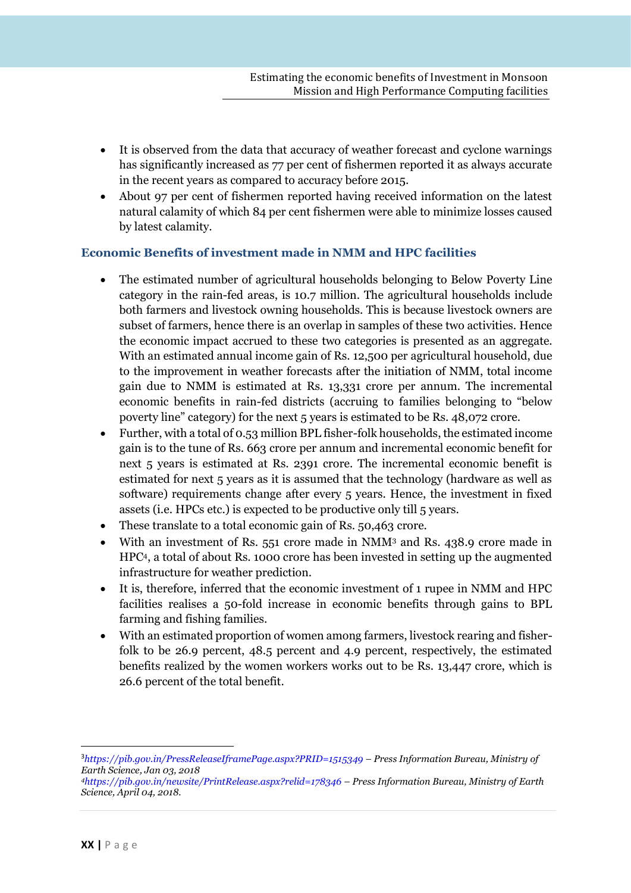- It is observed from the data that accuracy of weather forecast and cyclone warnings has significantly increased as 77 per cent of fishermen reported it as always accurate in the recent years as compared to accuracy before 2015.
- About 97 per cent of fishermen reported having received information on the latest natural calamity of which 84 per cent fishermen were able to minimize losses caused by latest calamity.

### Economic Benefits of investment made in NMM and HPC facilities

- The estimated number of agricultural households belonging to Below Poverty Line category in the rain-fed areas, is 10.7 million. The agricultural households include both farmers and livestock owning households. This is because livestock owners are subset of farmers, hence there is an overlap in samples of these two activities. Hence the economic impact accrued to these two categories is presented as an aggregate. With an estimated annual income gain of Rs. 12,500 per agricultural household, due to the improvement in weather forecasts after the initiation of NMM, total income gain due to NMM is estimated at Rs. 13,331 crore per annum. The incremental economic benefits in rain-fed districts (accruing to families belonging to "below poverty line" category) for the next 5 years is estimated to be Rs. 48,072 crore.
- Further, with a total of 0.53 million BPL fisher-folk households, the estimated income gain is to the tune of Rs. 663 crore per annum and incremental economic benefit for next 5 years is estimated at Rs. 2391 crore. The incremental economic benefit is estimated for next 5 years as it is assumed that the technology (hardware as well as software) requirements change after every 5 years. Hence, the investment in fixed assets (i.e. HPCs etc.) is expected to be productive only till 5 years.
- These translate to a total economic gain of Rs. 50,463 crore.
- With an investment of Rs. 551 crore made in NMM[3] and Rs. 438.9 crore made in HPC[4], a total of about Rs. 1000 crore has been invested in setting up the augmented infrastructure for weather prediction.
- It is, therefore, inferred that the economic investment of 1 rupee in NMM and HPC facilities realises a 50-fold increase in economic benefits through gains to BPL farming and fishing families.
- With an estimated proportion of women among farmers, livestock rearing and fisher-folk to be 26.9 percent, 48.5 percent and 4.9 percent, respectively, the estimated benefits realized by the women workers works out to be Rs. 13,447 crore, which is 26.6 percent of the total benefit.

---

[3] *https://pib.gov.in/PressReleaseIframePage.aspx?PRID=1515349 – Press Information Bureau, Ministry of Earth Science, Jan 03, 2018*

[4] *https://pib.gov.in/newsite/PrintRelease.aspx?relid=178346 – Press Information Bureau, Ministry of Earth Science, April 04, 2018.*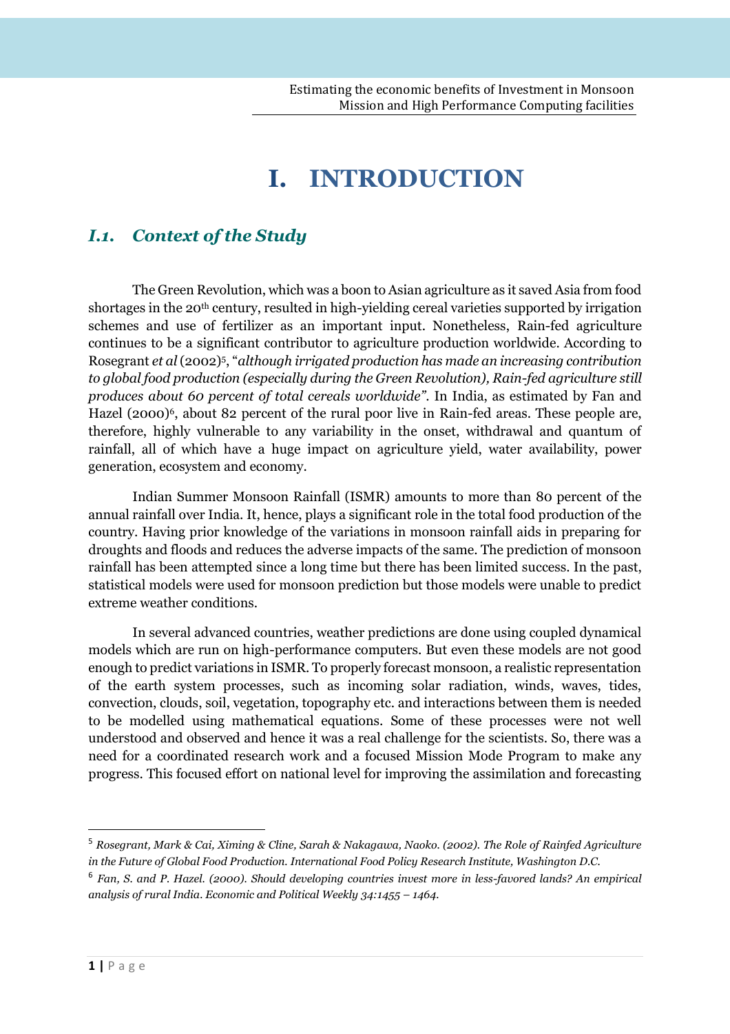# I. INTRODUCTION

## *I.1. Context of the Study*

The Green Revolution, which was a boon to Asian agriculture as it saved Asia from food shortages in the 20th century, resulted in high-yielding cereal varieties supported by irrigation schemes and use of fertilizer as an important input. Nonetheless, Rain-fed agriculture continues to be a significant contributor to agriculture production worldwide. According to Rosegrant *et al* (2002)[5], "*although irrigated production has made an increasing contribution to global food production (especially during the Green Revolution), Rain-fed agriculture still produces about 60 percent of total cereals worldwide*". In India, as estimated by Fan and Hazel (2000)[6], about 82 percent of the rural poor live in Rain-fed areas. These people are, therefore, highly vulnerable to any variability in the onset, withdrawal and quantum of rainfall, all of which have a huge impact on agriculture yield, water availability, power generation, ecosystem and economy.

Indian Summer Monsoon Rainfall (ISMR) amounts to more than 80 percent of the annual rainfall over India. It, hence, plays a significant role in the total food production of the country. Having prior knowledge of the variations in monsoon rainfall aids in preparing for droughts and floods and reduces the adverse impacts of the same. The prediction of monsoon rainfall has been attempted since a long time but there has been limited success. In the past, statistical models were used for monsoon prediction but those models were unable to predict extreme weather conditions.

In several advanced countries, weather predictions are done using coupled dynamical models which are run on high-performance computers. But even these models are not good enough to predict variations in ISMR. To properly forecast monsoon, a realistic representation of the earth system processes, such as incoming solar radiation, winds, waves, tides, convection, clouds, soil, vegetation, topography etc. and interactions between them is needed to be modelled using mathematical equations. Some of these processes were not well understood and observed and hence it was a real challenge for the scientists. So, there was a need for a coordinated research work and a focused Mission Mode Program to make any progress. This focused effort on national level for improving the assimilation and forecasting

---

[5] *Rosegrant, Mark & Cai, Ximing & Cline, Sarah & Nakagawa, Naoko. (2002). The Role of Rainfed Agriculture in the Future of Global Food Production. International Food Policy Research Institute, Washington D.C.*

[6] *Fan, S. and P. Hazel. (2000). Should developing countries invest more in less-favored lands? An empirical analysis of rural India. Economic and Political Weekly 34:1455 – 1464.*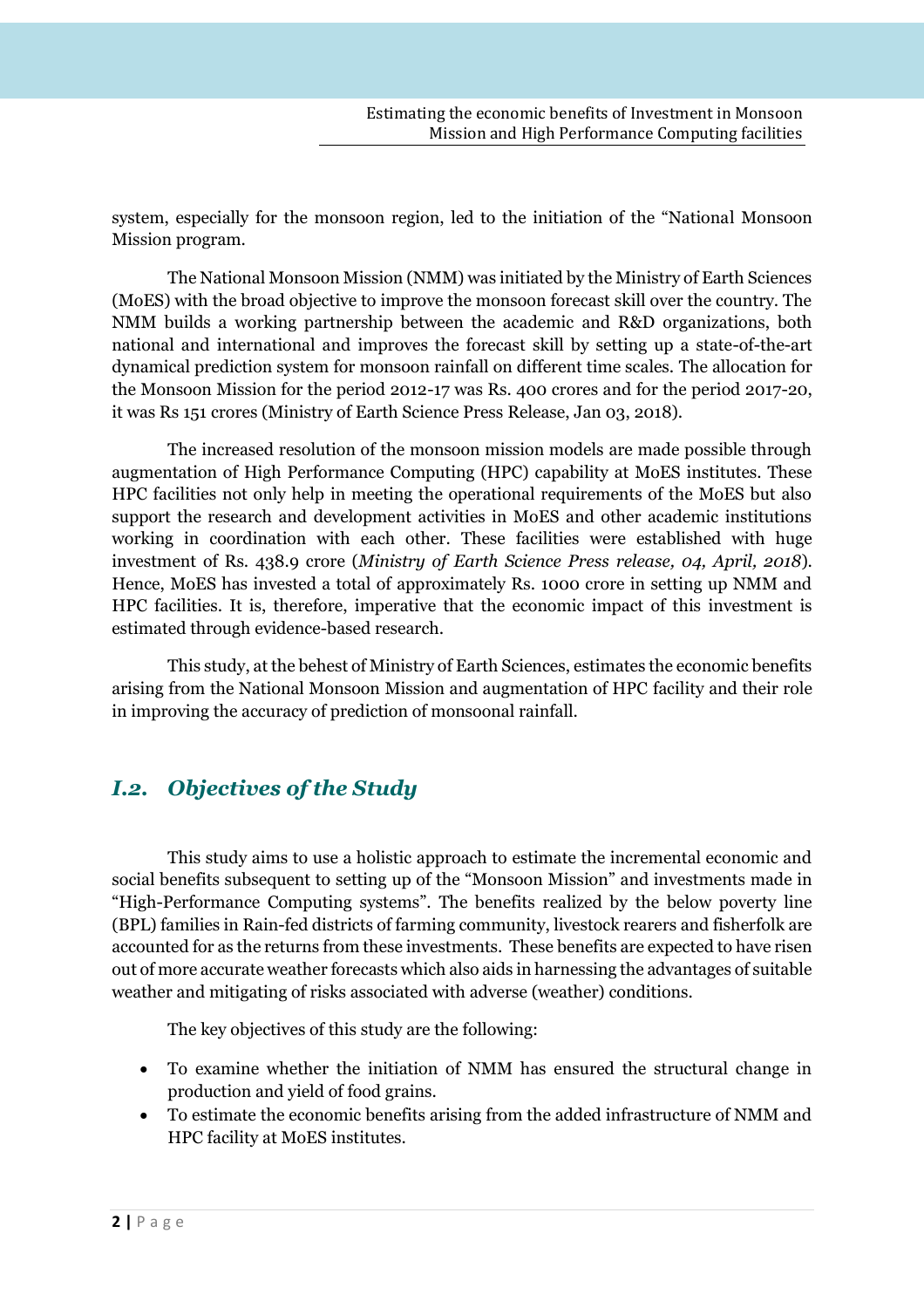system, especially for the monsoon region, led to the initiation of the "National Monsoon Mission program.

The National Monsoon Mission (NMM) was initiated by the Ministry of Earth Sciences (MoES) with the broad objective to improve the monsoon forecast skill over the country. The NMM builds a working partnership between the academic and R&D organizations, both national and international and improves the forecast skill by setting up a state-of-the-art dynamical prediction system for monsoon rainfall on different time scales. The allocation for the Monsoon Mission for the period 2012-17 was Rs. 400 crores and for the period 2017-20, it was Rs 151 crores (Ministry of Earth Science Press Release, Jan 03, 2018).

The increased resolution of the monsoon mission models are made possible through augmentation of High Performance Computing (HPC) capability at MoES institutes. These HPC facilities not only help in meeting the operational requirements of the MoES but also support the research and development activities in MoES and other academic institutions working in coordination with each other. These facilities were established with huge investment of Rs. 438.9 crore (*Ministry of Earth Science Press release, 04, April, 2018*). Hence, MoES has invested a total of approximately Rs. 1000 crore in setting up NMM and HPC facilities. It is, therefore, imperative that the economic impact of this investment is estimated through evidence-based research.

This study, at the behest of Ministry of Earth Sciences, estimates the economic benefits arising from the National Monsoon Mission and augmentation of HPC facility and their role in improving the accuracy of prediction of monsoonal rainfall.

## *I.2. Objectives of the Study*

This study aims to use a holistic approach to estimate the incremental economic and social benefits subsequent to setting up of the "Monsoon Mission" and investments made in "High-Performance Computing systems". The benefits realized by the below poverty line (BPL) families in Rain-fed districts of farming community, livestock rearers and fisherfolk are accounted for as the returns from these investments. These benefits are expected to have risen out of more accurate weather forecasts which also aids in harnessing the advantages of suitable weather and mitigating of risks associated with adverse (weather) conditions.

The key objectives of this study are the following:

- To examine whether the initiation of NMM has ensured the structural change in production and yield of food grains.
- To estimate the economic benefits arising from the added infrastructure of NMM and HPC facility at MoES institutes.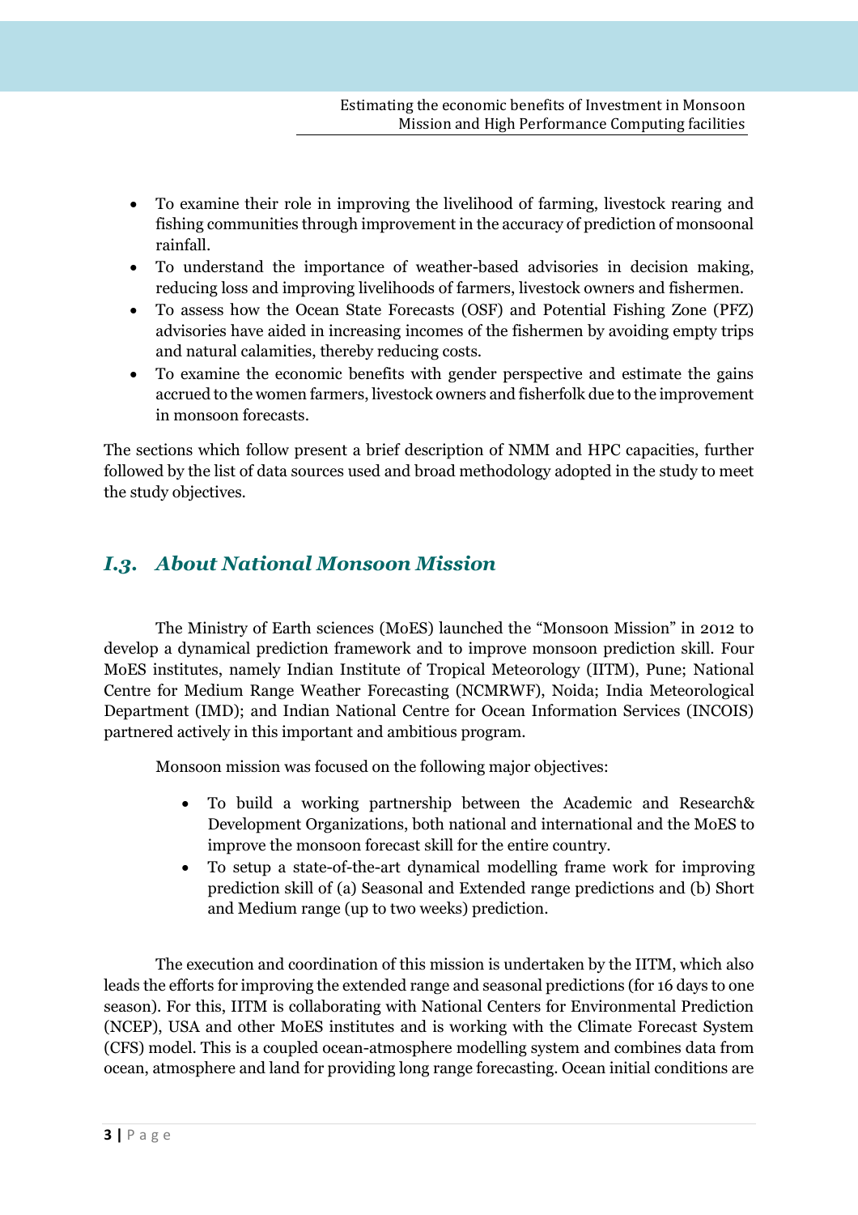- To examine their role in improving the livelihood of farming, livestock rearing and fishing communities through improvement in the accuracy of prediction of monsoonal rainfall.
- To understand the importance of weather-based advisories in decision making, reducing loss and improving livelihoods of farmers, livestock owners and fishermen.
- To assess how the Ocean State Forecasts (OSF) and Potential Fishing Zone (PFZ) advisories have aided in increasing incomes of the fishermen by avoiding empty trips and natural calamities, thereby reducing costs.
- To examine the economic benefits with gender perspective and estimate the gains accrued to the women farmers, livestock owners and fisherfolk due to the improvement in monsoon forecasts.

The sections which follow present a brief description of NMM and HPC capacities, further followed by the list of data sources used and broad methodology adopted in the study to meet the study objectives.

## *I.3. About National Monsoon Mission*

The Ministry of Earth sciences (MoES) launched the "Monsoon Mission" in 2012 to develop a dynamical prediction framework and to improve monsoon prediction skill. Four MoES institutes, namely Indian Institute of Tropical Meteorology (IITM), Pune; National Centre for Medium Range Weather Forecasting (NCMRWF), Noida; India Meteorological Department (IMD); and Indian National Centre for Ocean Information Services (INCOIS) partnered actively in this important and ambitious program.

Monsoon mission was focused on the following major objectives:

- To build a working partnership between the Academic and Research& Development Organizations, both national and international and the MoES to improve the monsoon forecast skill for the entire country.
- To setup a state-of-the-art dynamical modelling frame work for improving prediction skill of (a) Seasonal and Extended range predictions and (b) Short and Medium range (up to two weeks) prediction.

The execution and coordination of this mission is undertaken by the IITM, which also leads the efforts for improving the extended range and seasonal predictions (for 16 days to one season). For this, IITM is collaborating with National Centers for Environmental Prediction (NCEP), USA and other MoES institutes and is working with the Climate Forecast System (CFS) model. This is a coupled ocean-atmosphere modelling system and combines data from ocean, atmosphere and land for providing long range forecasting. Ocean initial conditions are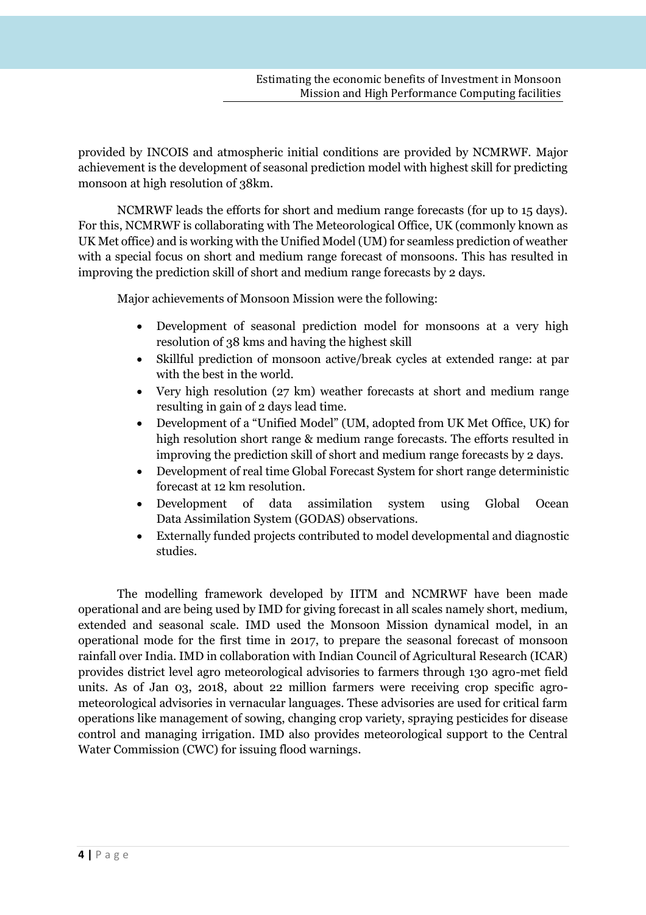provided by INCOIS and atmospheric initial conditions are provided by NCMRWF. Major achievement is the development of seasonal prediction model with highest skill for predicting monsoon at high resolution of 38km.

NCMRWF leads the efforts for short and medium range forecasts (for up to 15 days). For this, NCMRWF is collaborating with The Meteorological Office, UK (commonly known as UK Met office) and is working with the Unified Model (UM) for seamless prediction of weather with a special focus on short and medium range forecast of monsoons. This has resulted in improving the prediction skill of short and medium range forecasts by 2 days.

Major achievements of Monsoon Mission were the following:

- Development of seasonal prediction model for monsoons at a very high resolution of 38 kms and having the highest skill
- Skillful prediction of monsoon active/break cycles at extended range: at par with the best in the world.
- Very high resolution (27 km) weather forecasts at short and medium range resulting in gain of 2 days lead time.
- Development of a "Unified Model" (UM, adopted from UK Met Office, UK) for high resolution short range & medium range forecasts. The efforts resulted in improving the prediction skill of short and medium range forecasts by 2 days.
- Development of real time Global Forecast System for short range deterministic forecast at 12 km resolution.
- Development of data assimilation system using Global Ocean Data Assimilation System (GODAS) observations.
- Externally funded projects contributed to model developmental and diagnostic studies.

The modelling framework developed by IITM and NCMRWF have been made operational and are being used by IMD for giving forecast in all scales namely short, medium, extended and seasonal scale. IMD used the Monsoon Mission dynamical model, in an operational mode for the first time in 2017, to prepare the seasonal forecast of monsoon rainfall over India. IMD in collaboration with Indian Council of Agricultural Research (ICAR) provides district level agro meteorological advisories to farmers through 130 agro-met field units. As of Jan 03, 2018, about 22 million farmers were receiving crop specific agro-meteorological advisories in vernacular languages. These advisories are used for critical farm operations like management of sowing, changing crop variety, spraying pesticides for disease control and managing irrigation. IMD also provides meteorological support to the Central Water Commission (CWC) for issuing flood warnings.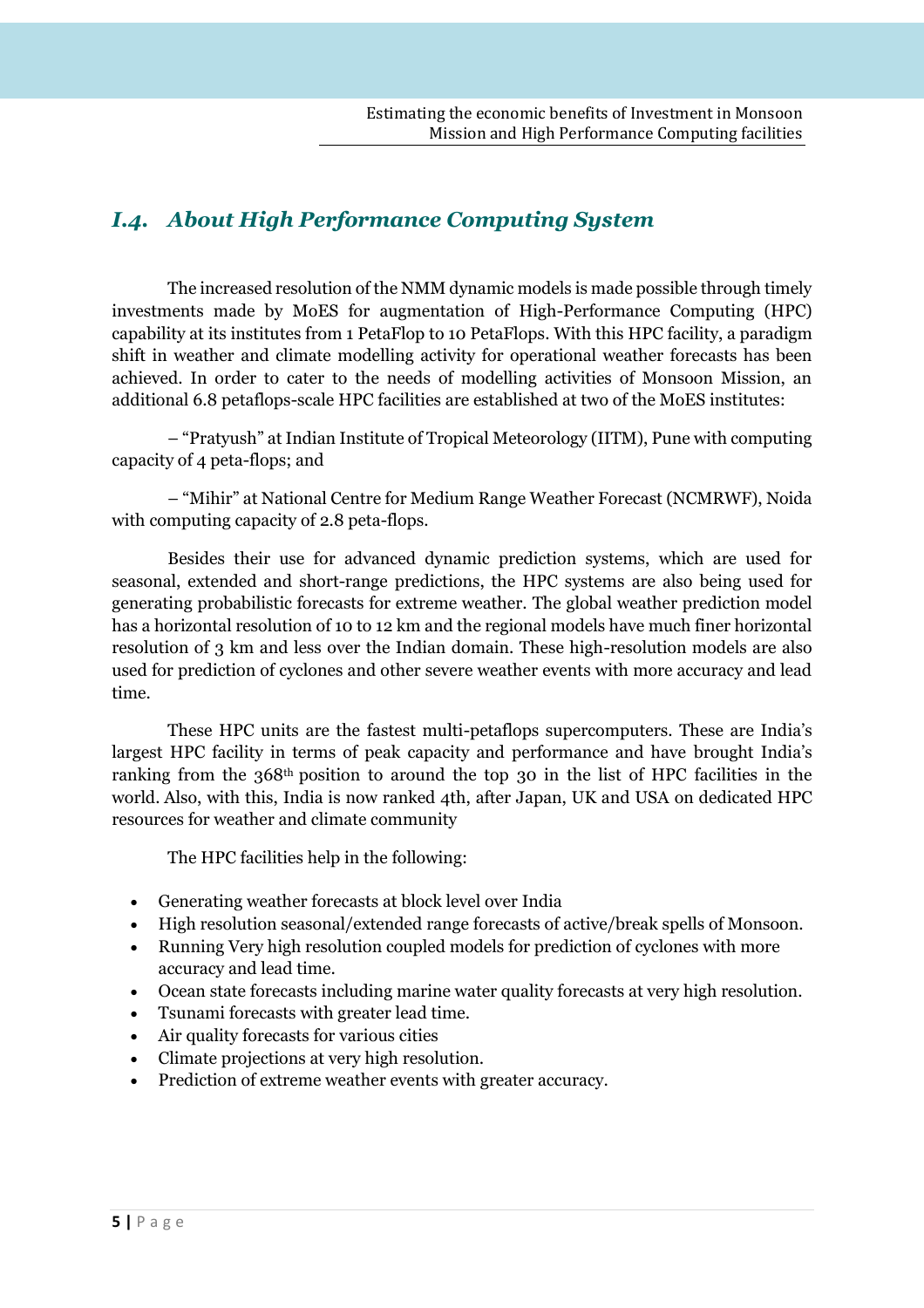## *I.4. About High Performance Computing System*

The increased resolution of the NMM dynamic models is made possible through timely investments made by MoES for augmentation of High-Performance Computing (HPC) capability at its institutes from 1 PetaFlop to 10 PetaFlops. With this HPC facility, a paradigm shift in weather and climate modelling activity for operational weather forecasts has been achieved. In order to cater to the needs of modelling activities of Monsoon Mission, an additional 6.8 petaflops-scale HPC facilities are established at two of the MoES institutes:

– "Pratyush" at Indian Institute of Tropical Meteorology (IITM), Pune with computing capacity of 4 peta-flops; and

– "Mihir" at National Centre for Medium Range Weather Forecast (NCMRWF), Noida with computing capacity of 2.8 peta-flops.

Besides their use for advanced dynamic prediction systems, which are used for seasonal, extended and short-range predictions, the HPC systems are also being used for generating probabilistic forecasts for extreme weather. The global weather prediction model has a horizontal resolution of 10 to 12 km and the regional models have much finer horizontal resolution of 3 km and less over the Indian domain. These high-resolution models are also used for prediction of cyclones and other severe weather events with more accuracy and lead time.

These HPC units are the fastest multi-petaflops supercomputers. These are India's largest HPC facility in terms of peak capacity and performance and have brought India's ranking from the 368th position to around the top 30 in the list of HPC facilities in the world. Also, with this, India is now ranked 4th, after Japan, UK and USA on dedicated HPC resources for weather and climate community

The HPC facilities help in the following:

- Generating weather forecasts at block level over India
- High resolution seasonal/extended range forecasts of active/break spells of Monsoon.
- Running Very high resolution coupled models for prediction of cyclones with more accuracy and lead time.
- Ocean state forecasts including marine water quality forecasts at very high resolution.
- Tsunami forecasts with greater lead time.
- Air quality forecasts for various cities
- Climate projections at very high resolution.
- Prediction of extreme weather events with greater accuracy.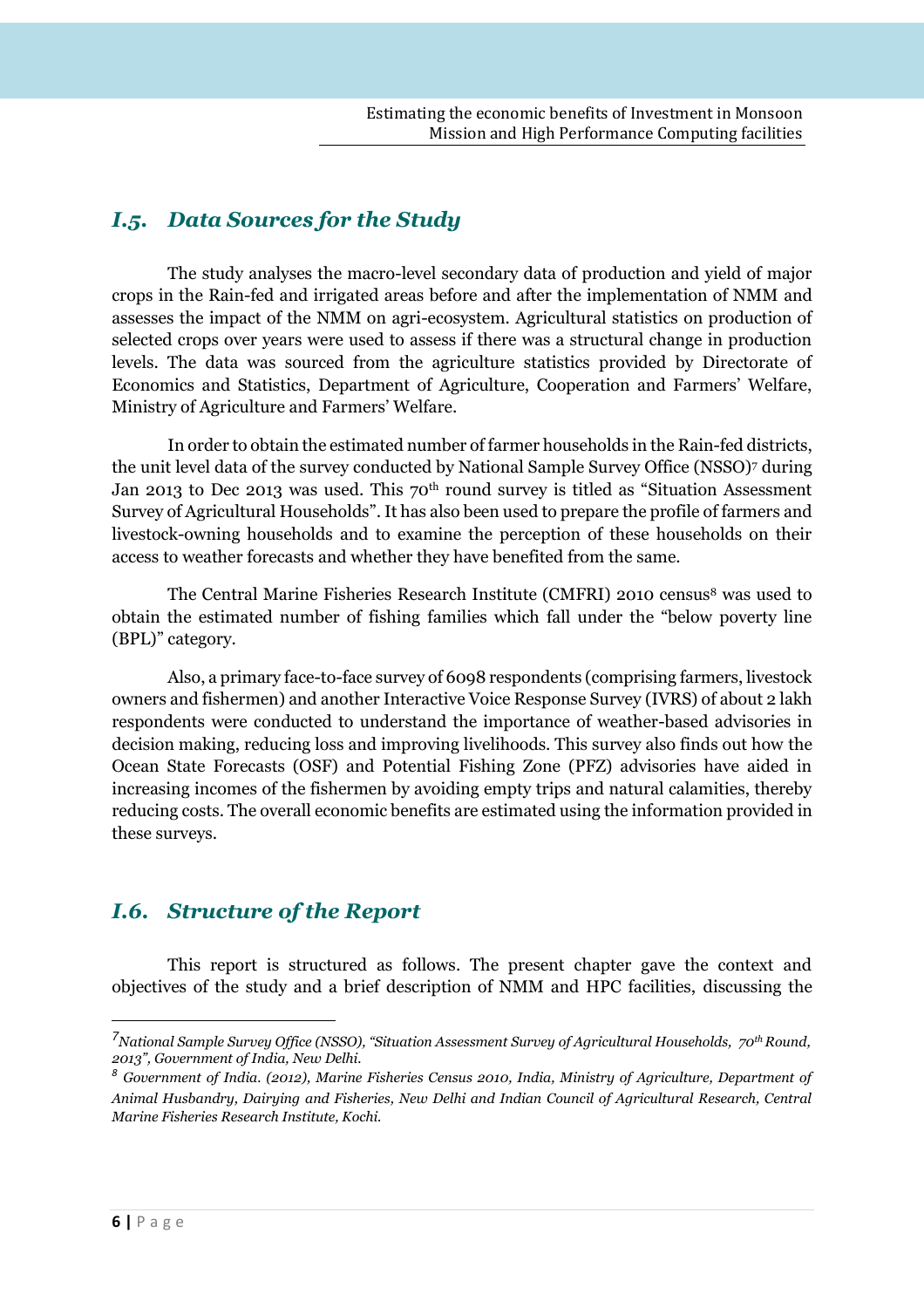## *I.5. Data Sources for the Study*

The study analyses the macro-level secondary data of production and yield of major crops in the Rain-fed and irrigated areas before and after the implementation of NMM and assesses the impact of the NMM on agri-ecosystem. Agricultural statistics on production of selected crops over years were used to assess if there was a structural change in production levels. The data was sourced from the agriculture statistics provided by Directorate of Economics and Statistics, Department of Agriculture, Cooperation and Farmers' Welfare, Ministry of Agriculture and Farmers' Welfare.

In order to obtain the estimated number of farmer households in the Rain-fed districts, the unit level data of the survey conducted by National Sample Survey Office (NSSO)[7] during Jan 2013 to Dec 2013 was used. This 70th round survey is titled as "Situation Assessment Survey of Agricultural Households". It has also been used to prepare the profile of farmers and livestock-owning households and to examine the perception of these households on their access to weather forecasts and whether they have benefited from the same.

The Central Marine Fisheries Research Institute (CMFRI) 2010 census[8] was used to obtain the estimated number of fishing families which fall under the "below poverty line (BPL)" category.

Also, a primary face-to-face survey of 6098 respondents (comprising farmers, livestock owners and fishermen) and another Interactive Voice Response Survey (IVRS) of about 2 lakh respondents were conducted to understand the importance of weather-based advisories in decision making, reducing loss and improving livelihoods. This survey also finds out how the Ocean State Forecasts (OSF) and Potential Fishing Zone (PFZ) advisories have aided in increasing incomes of the fishermen by avoiding empty trips and natural calamities, thereby reducing costs. The overall economic benefits are estimated using the information provided in these surveys.

## *I.6. Structure of the Report*

This report is structured as follows. The present chapter gave the context and objectives of the study and a brief description of NMM and HPC facilities, discussing the

---

[7] *National Sample Survey Office (NSSO), "Situation Assessment Survey of Agricultural Households, 70th Round, 2013", Government of India, New Delhi.*

[8] *Government of India. (2012), Marine Fisheries Census 2010, India, Ministry of Agriculture, Department of Animal Husbandry, Dairying and Fisheries, New Delhi and Indian Council of Agricultural Research, Central Marine Fisheries Research Institute, Kochi.*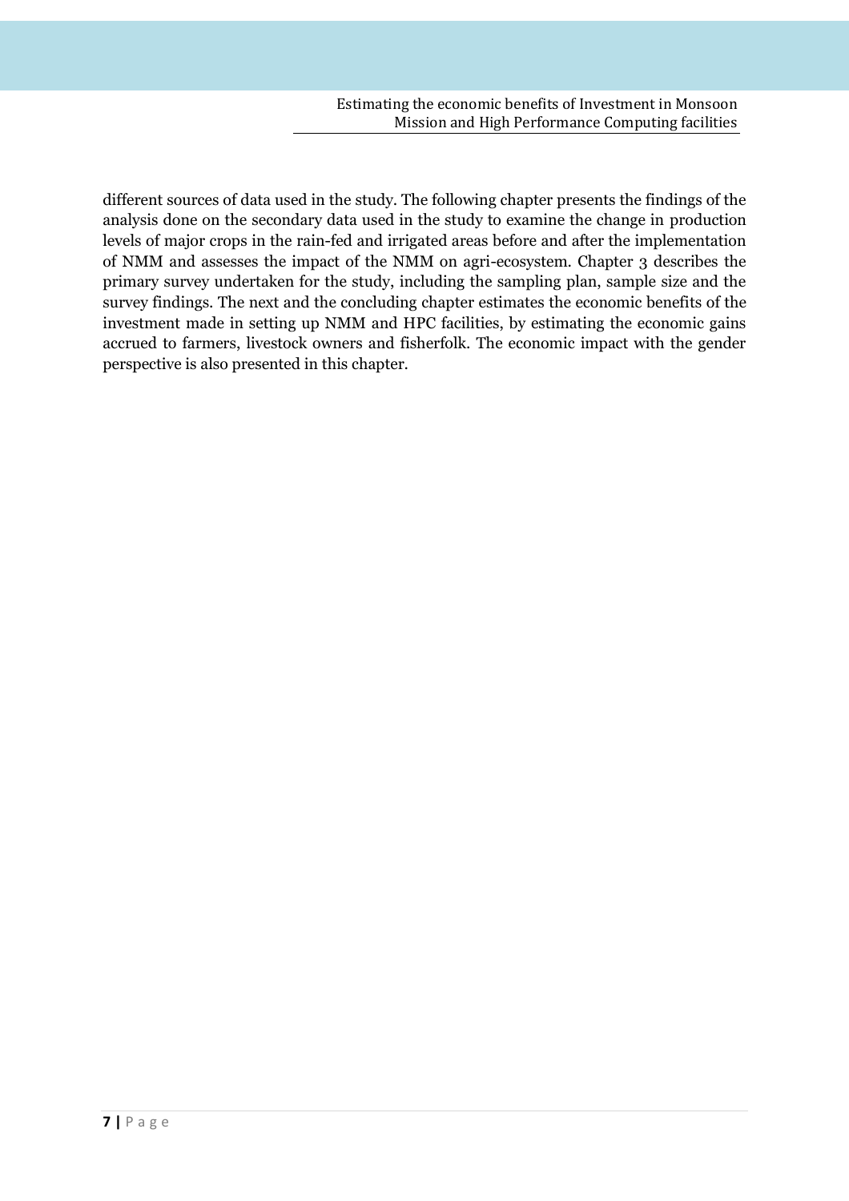different sources of data used in the study. The following chapter presents the findings of the analysis done on the secondary data used in the study to examine the change in production levels of major crops in the rain-fed and irrigated areas before and after the implementation of NMM and assesses the impact of the NMM on agri-ecosystem. Chapter 3 describes the primary survey undertaken for the study, including the sampling plan, sample size and the survey findings. The next and the concluding chapter estimates the economic benefits of the investment made in setting up NMM and HPC facilities, by estimating the economic gains accrued to farmers, livestock owners and fisherfolk. The economic impact with the gender perspective is also presented in this chapter.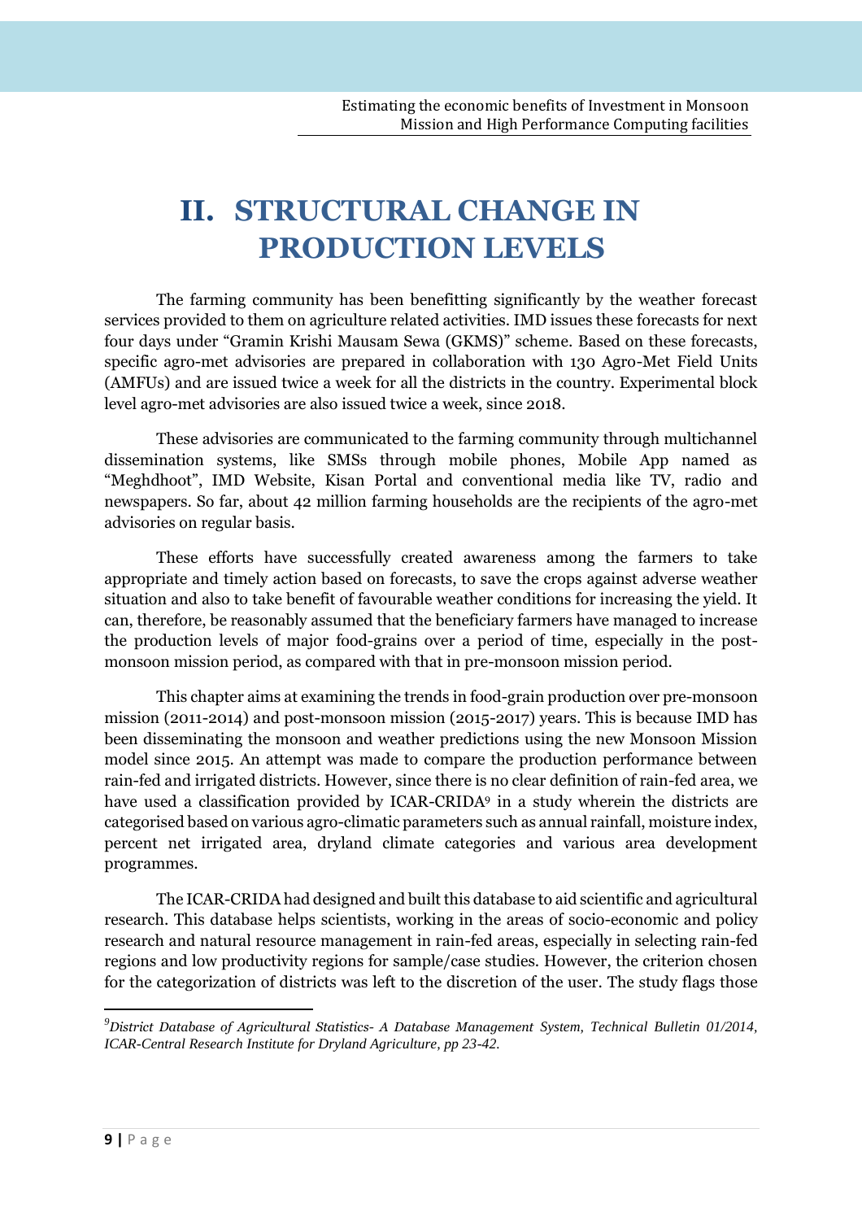# II. STRUCTURAL CHANGE IN PRODUCTION LEVELS

The farming community has been benefitting significantly by the weather forecast services provided to them on agriculture related activities. IMD issues these forecasts for next four days under "Gramin Krishi Mausam Sewa (GKMS)" scheme. Based on these forecasts, specific agro-met advisories are prepared in collaboration with 130 Agro-Met Field Units (AMFUs) and are issued twice a week for all the districts in the country. Experimental block level agro-met advisories are also issued twice a week, since 2018.

These advisories are communicated to the farming community through multichannel dissemination systems, like SMSs through mobile phones, Mobile App named as "Meghdhoot", IMD Website, Kisan Portal and conventional media like TV, radio and newspapers. So far, about 42 million farming households are the recipients of the agro-met advisories on regular basis.

These efforts have successfully created awareness among the farmers to take appropriate and timely action based on forecasts, to save the crops against adverse weather situation and also to take benefit of favourable weather conditions for increasing the yield. It can, therefore, be reasonably assumed that the beneficiary farmers have managed to increase the production levels of major food-grains over a period of time, especially in the post-monsoon mission period, as compared with that in pre-monsoon mission period.

This chapter aims at examining the trends in food-grain production over pre-monsoon mission (2011-2014) and post-monsoon mission (2015-2017) years. This is because IMD has been disseminating the monsoon and weather predictions using the new Monsoon Mission model since 2015. An attempt was made to compare the production performance between rain-fed and irrigated districts. However, since there is no clear definition of rain-fed area, we have used a classification provided by ICAR-CRIDA[9] in a study wherein the districts are categorised based on various agro-climatic parameters such as annual rainfall, moisture index, percent net irrigated area, dryland climate categories and various area development programmes.

The ICAR-CRIDA had designed and built this database to aid scientific and agricultural research. This database helps scientists, working in the areas of socio-economic and policy research and natural resource management in rain-fed areas, especially in selecting rain-fed regions and low productivity regions for sample/case studies. However, the criterion chosen for the categorization of districts was left to the discretion of the user. The study flags those

[9] *District Database of Agricultural Statistics- A Database Management System, Technical Bulletin 01/2014, ICAR-Central Research Institute for Dryland Agriculture, pp 23-42.*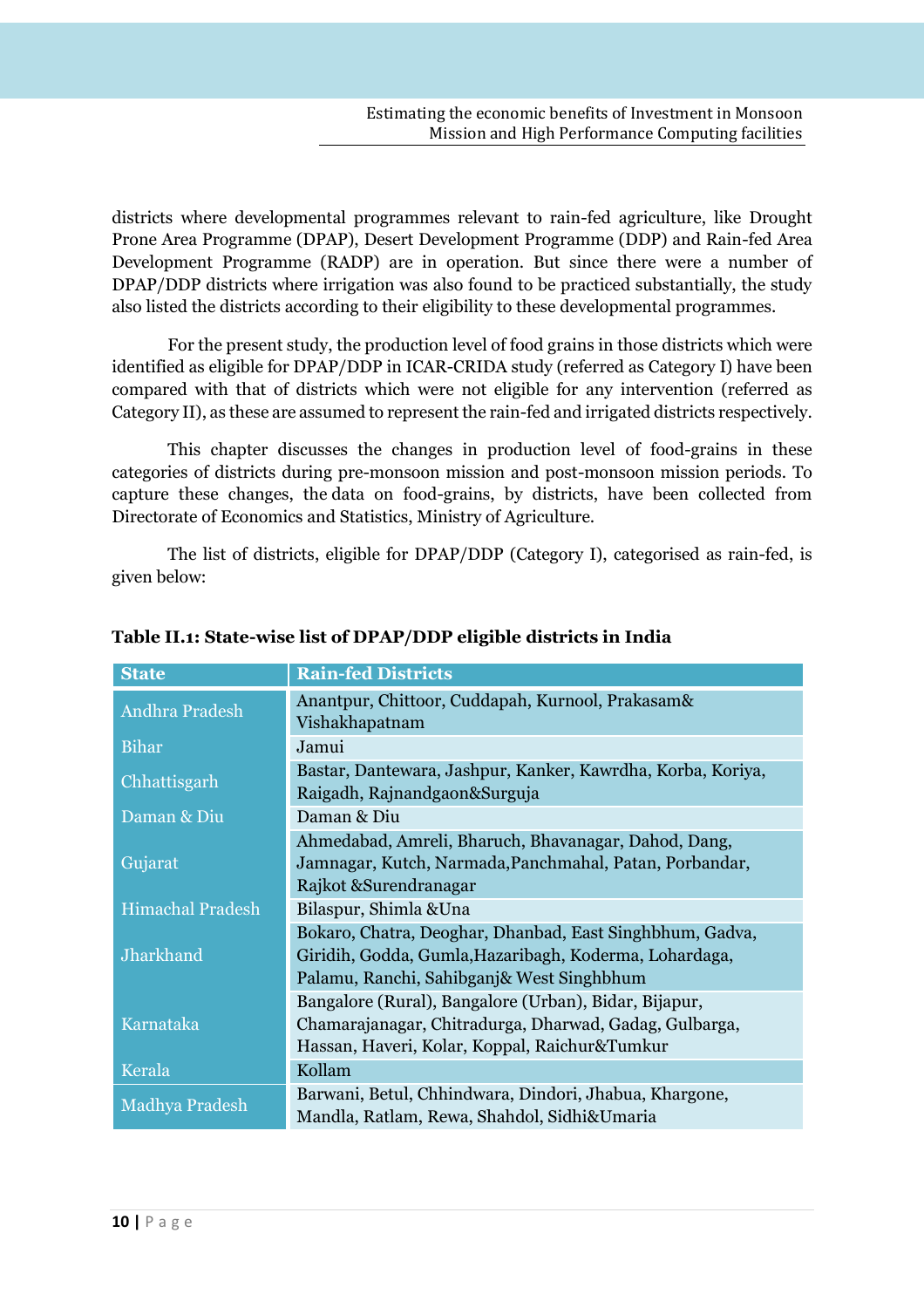districts where developmental programmes relevant to rain-fed agriculture, like Drought Prone Area Programme (DPAP), Desert Development Programme (DDP) and Rain-fed Area Development Programme (RADP) are in operation. But since there were a number of DPAP/DDP districts where irrigation was also found to be practiced substantially, the study also listed the districts according to their eligibility to these developmental programmes.

For the present study, the production level of food grains in those districts which were identified as eligible for DPAP/DDP in ICAR-CRIDA study (referred as Category I) have been compared with that of districts which were not eligible for any intervention (referred as Category II), as these are assumed to represent the rain-fed and irrigated districts respectively.

This chapter discusses the changes in production level of food-grains in these categories of districts during pre-monsoon mission and post-monsoon mission periods. To capture these changes, the data on food-grains, by districts, have been collected from Directorate of Economics and Statistics, Ministry of Agriculture.

The list of districts, eligible for DPAP/DDP (Category I), categorised as rain-fed, is given below:

**Table II.1: State-wise list of DPAP/DDP eligible districts in India**

| State | Rain-fed Districts |
|---|---|
| Andhra Pradesh | Anantpur, Chittoor, Cuddapah, Kurnool, Prakasam& Vishakhapatnam |
| Bihar | Jamui |
| Chhattisgarh | Bastar, Dantewara, Jashpur, Kanker, Kawrdha, Korba, Koriya, Raigadh, Rajnandgaon&Surguja |
| Daman & Diu | Daman & Diu |
| Gujarat | Ahmedabad, Amreli, Bharuch, Bhavanagar, Dahod, Dang, Jamnagar, Kutch, Narmada,Panchmahal, Patan, Porbandar, Rajkot &Surendranagar |
| Himachal Pradesh | Bilaspur, Shimla &Una |
| Jharkhand | Bokaro, Chatra, Deoghar, Dhanbad, East Singhbhum, Gadva, Giridih, Godda, Gumla,Hazaribagh, Koderma, Lohardaga, Palamu, Ranchi, Sahibganj& West Singhbhum |
| Karnataka | Bangalore (Rural), Bangalore (Urban), Bidar, Bijapur, Chamarajanagar, Chitradurga, Dharwad, Gadag, Gulbarga, Hassan, Haveri, Kolar, Koppal, Raichur&Tumkur |
| Kerala | Kollam |
| Madhya Pradesh | Barwani, Betul, Chhindwara, Dindori, Jhabua, Khargone, Mandla, Ratlam, Rewa, Shahdol, Sidhi&Umaria |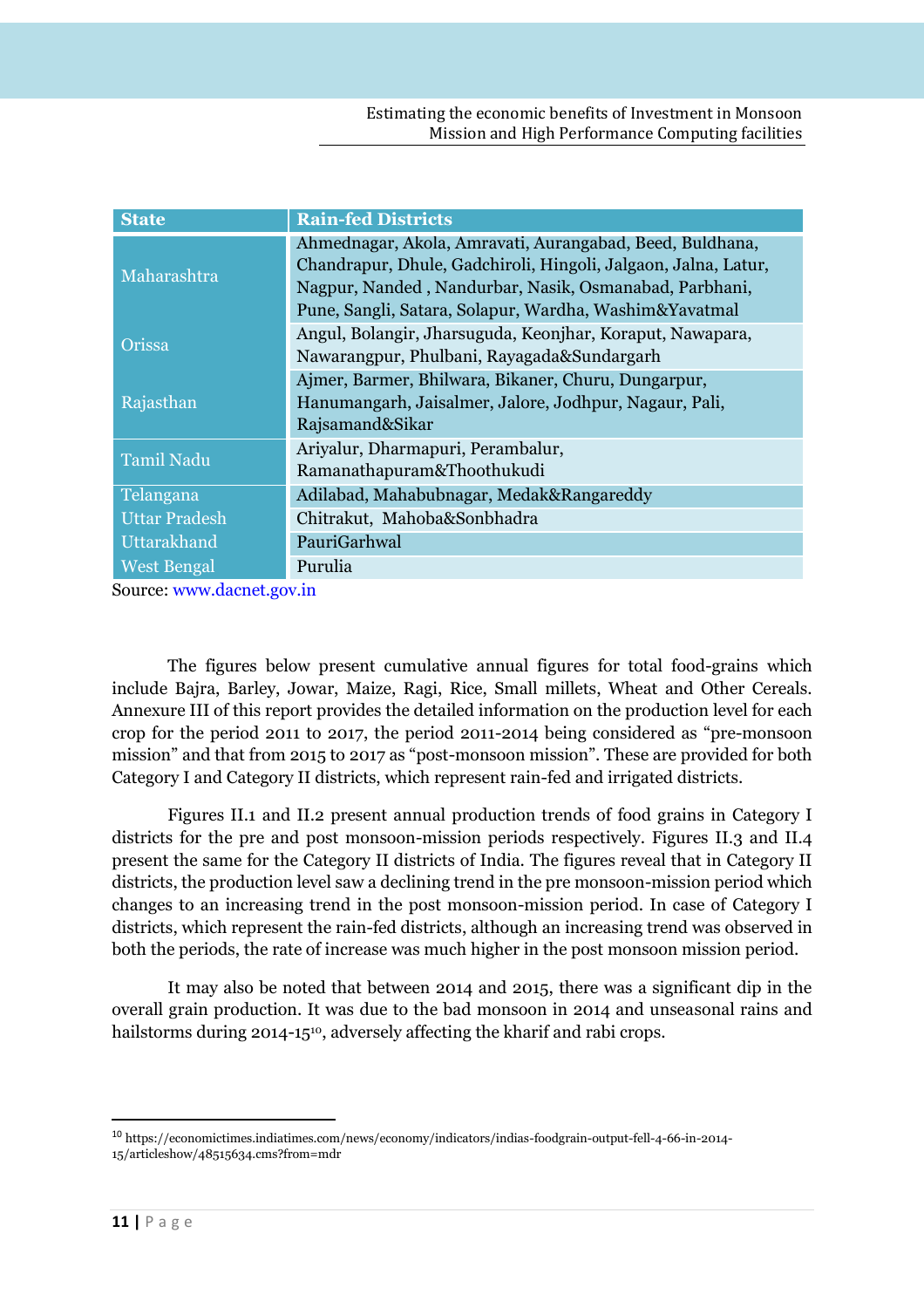| State | Rain-fed Districts |
|---|---|
| Maharashtra | Ahmednagar, Akola, Amravati, Aurangabad, Beed, Buldhana, Chandrapur, Dhule, Gadchiroli, Hingoli, Jalgaon, Jalna, Latur, Nagpur, Nanded , Nandurbar, Nasik, Osmanabad, Parbhani, Pune, Sangli, Satara, Solapur, Wardha, Washim&Yavatmal |
| Orissa | Angul, Bolangir, Jharsuguda, Keonjhar, Koraput, Nawapara, Nawarangpur, Phulbani, Rayagada&Sundargarh |
| Rajasthan | Ajmer, Barmer, Bhilwara, Bikaner, Churu, Dungarpur, Hanumangarh, Jaisalmer, Jalore, Jodhpur, Nagaur, Pali, Rajsamand&Sikar |
| Tamil Nadu | Ariyalur, Dharmapuri, Perambalur, Ramanathapuram&Thoothukudi |
| Telangana | Adilabad, Mahabubnagar, Medak&Rangareddy |
| Uttar Pradesh | Chitrakut, Mahoba&Sonbhadra |
| Uttarakhand | PauriGarhwal |
| West Bengal | Purulia |

Source: www.dacnet.gov.in

The figures below present cumulative annual figures for total food-grains which include Bajra, Barley, Jowar, Maize, Ragi, Rice, Small millets, Wheat and Other Cereals. Annexure III of this report provides the detailed information on the production level for each crop for the period 2011 to 2017, the period 2011-2014 being considered as "pre-monsoon mission" and that from 2015 to 2017 as "post-monsoon mission". These are provided for both Category I and Category II districts, which represent rain-fed and irrigated districts.

Figures II.1 and II.2 present annual production trends of food grains in Category I districts for the pre and post monsoon-mission periods respectively. Figures II.3 and II.4 present the same for the Category II districts of India. The figures reveal that in Category II districts, the production level saw a declining trend in the pre monsoon-mission period which changes to an increasing trend in the post monsoon-mission period. In case of Category I districts, which represent the rain-fed districts, although an increasing trend was observed in both the periods, the rate of increase was much higher in the post monsoon mission period.

It may also be noted that between 2014 and 2015, there was a significant dip in the overall grain production. It was due to the bad monsoon in 2014 and unseasonal rains and hailstorms during 2014-15[10], adversely affecting the kharif and rabi crops.

[10] https://economictimes.indiatimes.com/news/economy/indicators/indias-foodgrain-output-fell-4-66-in-2014-15/articleshow/48515634.cms?from=mdr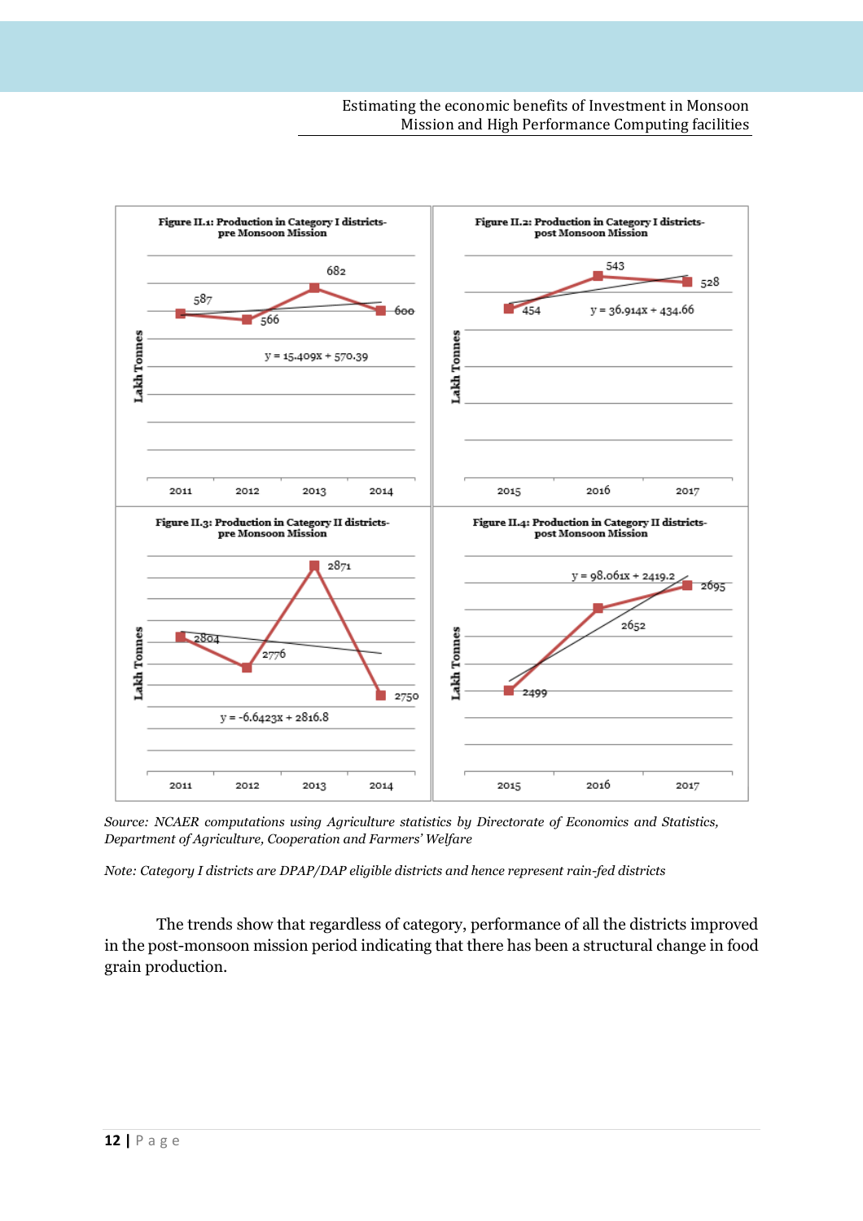**Figure II.1: Production in Category I districts- pre Monsoon Mission**

Lakh Tonnes

587
566
682
600

y = 15.409x + 570.39

2011 2012 2013 2014

**Figure II.2: Production in Category I districts- post Monsoon Mission**

Lakh Tonnes

454
543
528

y = 36.914x + 434.66

2015 2016 2017

**Figure II.3: Production in Category II districts- pre Monsoon Mission**

Lakh Tonnes

2804
2776
2871
2750

y = -6.6423x + 2816.8

2011 2012 2013 2014

**Figure II.4: Production in Category II districts- post Monsoon Mission**

Lakh Tonnes

2499
2652
2695

y = 98.061x + 2419.2

2015 2016 2017

*Source: NCAER computations using Agriculture statistics by Directorate of Economics and Statistics, Department of Agriculture, Cooperation and Farmers' Welfare*

*Note: Category I districts are DPAP/DAP eligible districts and hence represent rain-fed districts*

The trends show that regardless of category, performance of all the districts improved in the post-monsoon mission period indicating that there has been a structural change in food grain production.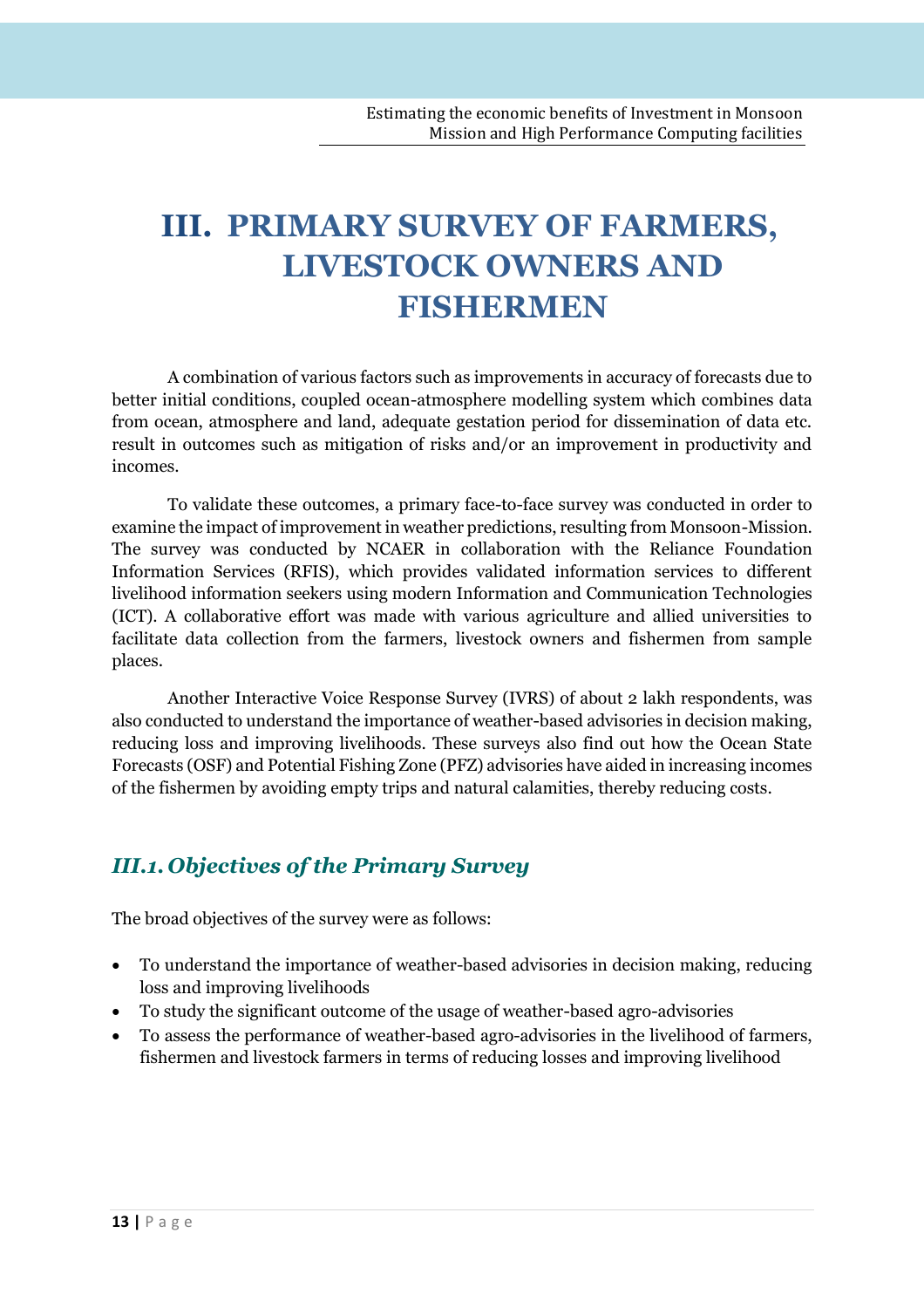# III. PRIMARY SURVEY OF FARMERS, LIVESTOCK OWNERS AND FISHERMEN

A combination of various factors such as improvements in accuracy of forecasts due to better initial conditions, coupled ocean-atmosphere modelling system which combines data from ocean, atmosphere and land, adequate gestation period for dissemination of data etc. result in outcomes such as mitigation of risks and/or an improvement in productivity and incomes.

To validate these outcomes, a primary face-to-face survey was conducted in order to examine the impact of improvement in weather predictions, resulting from Monsoon-Mission. The survey was conducted by NCAER in collaboration with the Reliance Foundation Information Services (RFIS), which provides validated information services to different livelihood information seekers using modern Information and Communication Technologies (ICT). A collaborative effort was made with various agriculture and allied universities to facilitate data collection from the farmers, livestock owners and fishermen from sample places.

Another Interactive Voice Response Survey (IVRS) of about 2 lakh respondents, was also conducted to understand the importance of weather-based advisories in decision making, reducing loss and improving livelihoods. These surveys also find out how the Ocean State Forecasts (OSF) and Potential Fishing Zone (PFZ) advisories have aided in increasing incomes of the fishermen by avoiding empty trips and natural calamities, thereby reducing costs.

## *III.1. Objectives of the Primary Survey*

The broad objectives of the survey were as follows:

- To understand the importance of weather-based advisories in decision making, reducing loss and improving livelihoods
- To study the significant outcome of the usage of weather-based agro-advisories
- To assess the performance of weather-based agro-advisories in the livelihood of farmers, fishermen and livestock farmers in terms of reducing losses and improving livelihood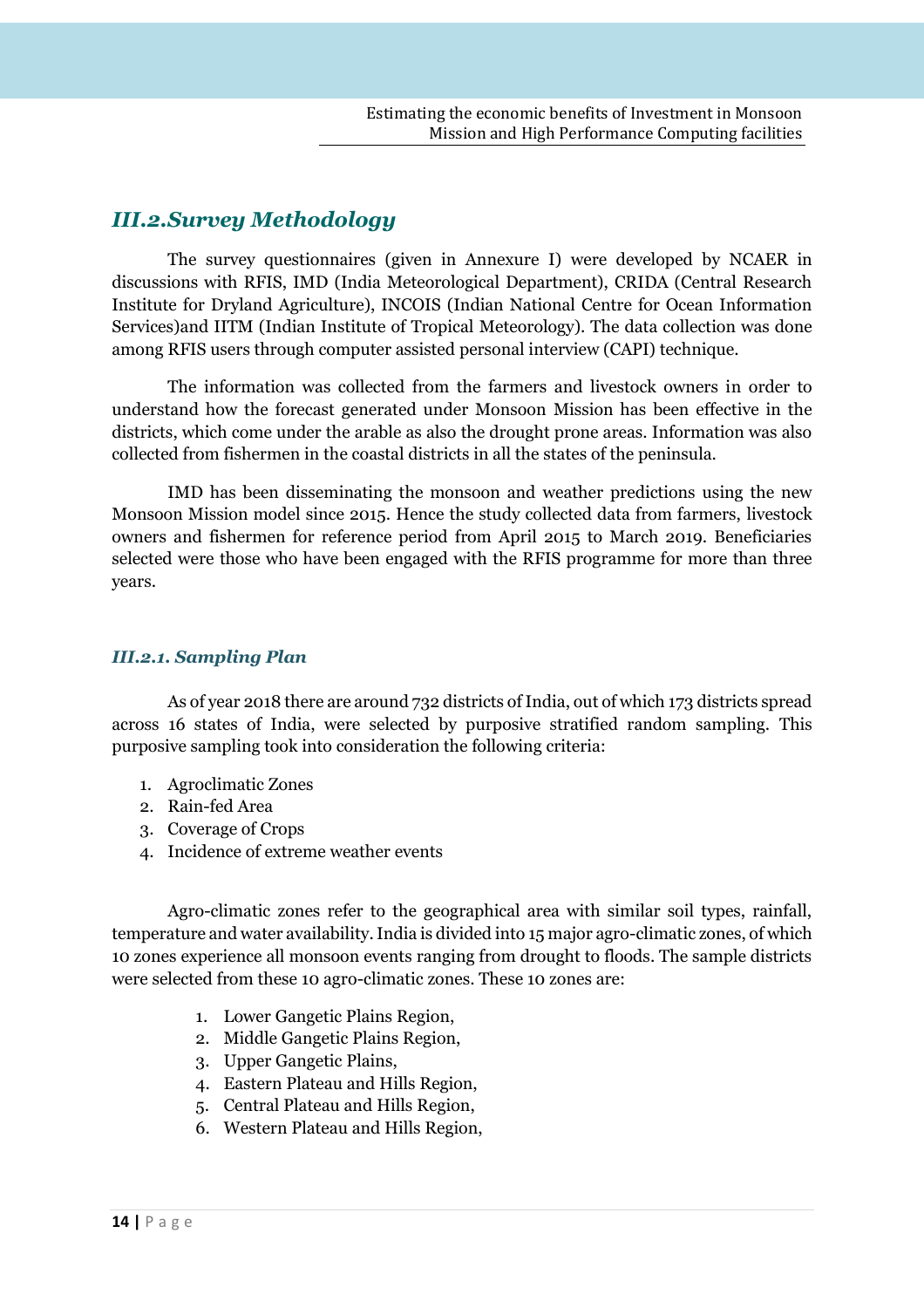## *III.2.Survey Methodology*

The survey questionnaires (given in Annexure I) were developed by NCAER in discussions with RFIS, IMD (India Meteorological Department), CRIDA (Central Research Institute for Dryland Agriculture), INCOIS (Indian National Centre for Ocean Information Services)and IITM (Indian Institute of Tropical Meteorology). The data collection was done among RFIS users through computer assisted personal interview (CAPI) technique.

The information was collected from the farmers and livestock owners in order to understand how the forecast generated under Monsoon Mission has been effective in the districts, which come under the arable as also the drought prone areas. Information was also collected from fishermen in the coastal districts in all the states of the peninsula.

IMD has been disseminating the monsoon and weather predictions using the new Monsoon Mission model since 2015. Hence the study collected data from farmers, livestock owners and fishermen for reference period from April 2015 to March 2019. Beneficiaries selected were those who have been engaged with the RFIS programme for more than three years.

### *III.2.1. Sampling Plan*

As of year 2018 there are around 732 districts of India, out of which 173 districts spread across 16 states of India, were selected by purposive stratified random sampling. This purposive sampling took into consideration the following criteria:

1. Agroclimatic Zones
2. Rain-fed Area
3. Coverage of Crops
4. Incidence of extreme weather events

Agro-climatic zones refer to the geographical area with similar soil types, rainfall, temperature and water availability. India is divided into 15 major agro-climatic zones, of which 10 zones experience all monsoon events ranging from drought to floods. The sample districts were selected from these 10 agro-climatic zones. These 10 zones are:

1. Lower Gangetic Plains Region,
2. Middle Gangetic Plains Region,
3. Upper Gangetic Plains,
4. Eastern Plateau and Hills Region,
5. Central Plateau and Hills Region,
6. Western Plateau and Hills Region,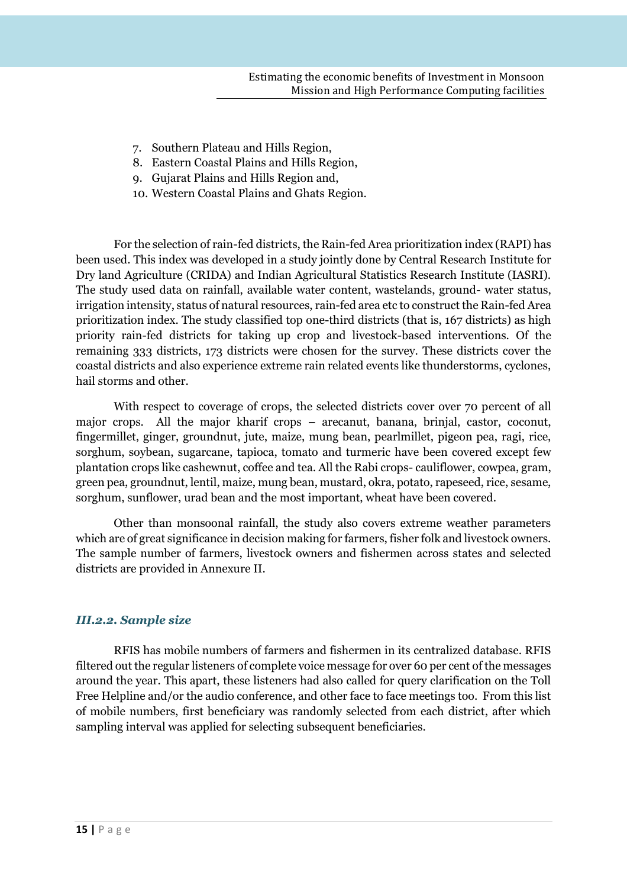7. Southern Plateau and Hills Region,
8. Eastern Coastal Plains and Hills Region,
9. Gujarat Plains and Hills Region and,
10. Western Coastal Plains and Ghats Region.

For the selection of rain-fed districts, the Rain-fed Area prioritization index (RAPI) has been used. This index was developed in a study jointly done by Central Research Institute for Dry land Agriculture (CRIDA) and Indian Agricultural Statistics Research Institute (IASRI). The study used data on rainfall, available water content, wastelands, ground- water status, irrigation intensity, status of natural resources, rain-fed area etc to construct the Rain-fed Area prioritization index. The study classified top one-third districts (that is, 167 districts) as high priority rain-fed districts for taking up crop and livestock-based interventions. Of the remaining 333 districts, 173 districts were chosen for the survey. These districts cover the coastal districts and also experience extreme rain related events like thunderstorms, cyclones, hail storms and other.

With respect to coverage of crops, the selected districts cover over 70 percent of all major crops. All the major kharif crops – arecanut, banana, brinjal, castor, coconut, fingermillet, ginger, groundnut, jute, maize, mung bean, pearlmillet, pigeon pea, ragi, rice, sorghum, soybean, sugarcane, tapioca, tomato and turmeric have been covered except few plantation crops like cashewnut, coffee and tea. All the Rabi crops- cauliflower, cowpea, gram, green pea, groundnut, lentil, maize, mung bean, mustard, okra, potato, rapeseed, rice, sesame, sorghum, sunflower, urad bean and the most important, wheat have been covered.

Other than monsoonal rainfall, the study also covers extreme weather parameters which are of great significance in decision making for farmers, fisher folk and livestock owners. The sample number of farmers, livestock owners and fishermen across states and selected districts are provided in Annexure II.

### *III.2.2. Sample size*

RFIS has mobile numbers of farmers and fishermen in its centralized database. RFIS filtered out the regular listeners of complete voice message for over 60 per cent of the messages around the year. This apart, these listeners had also called for query clarification on the Toll Free Helpline and/or the audio conference, and other face to face meetings too. From this list of mobile numbers, first beneficiary was randomly selected from each district, after which sampling interval was applied for selecting subsequent beneficiaries.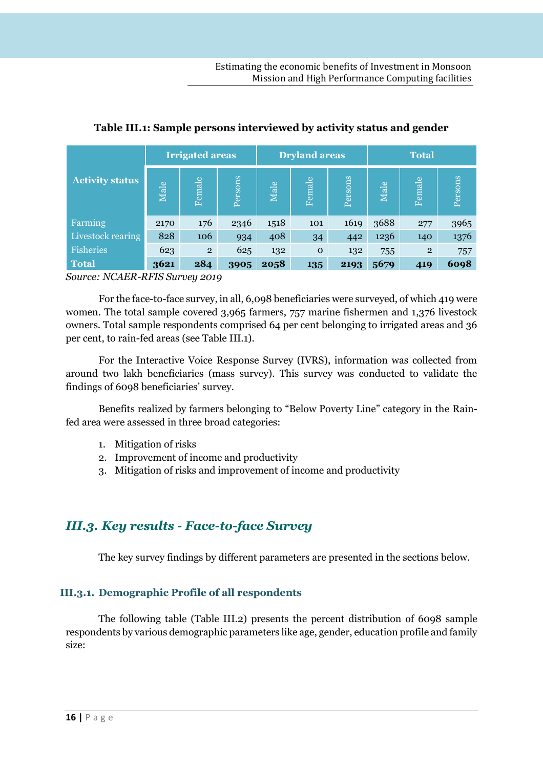**Table III.1: Sample persons interviewed by activity status and gender**

| Activity status | Irrigated areas | | | Dryland areas | | | Total | | |
|---|---|---|---|---|---|---|---|---|---|
| | Male | Female | Persons | Male | Female | Persons | Male | Female | Persons |
| Farming | 2170 | 176 | 2346 | 1518 | 101 | 1619 | 3688 | 277 | 3965 |
| Livestock rearing | 828 | 106 | 934 | 408 | 34 | 442 | 1236 | 140 | 1376 |
| Fisheries | 623 | 2 | 625 | 132 | 0 | 132 | 755 | 2 | 757 |
| **Total** | **3621** | **284** | **3905** | **2058** | **135** | **2193** | **5679** | **419** | **6098** |

*Source: NCAER-RFIS Survey 2019*

For the face-to-face survey, in all, 6,098 beneficiaries were surveyed, of which 419 were women. The total sample covered 3,965 farmers, 757 marine fishermen and 1,376 livestock owners. Total sample respondents comprised 64 per cent belonging to irrigated areas and 36 per cent, to rain-fed areas (see Table III.1).

For the Interactive Voice Response Survey (IVRS), information was collected from around two lakh beneficiaries (mass survey). This survey was conducted to validate the findings of 6098 beneficiaries' survey.

Benefits realized by farmers belonging to "Below Poverty Line" category in the Rain-fed area were assessed in three broad categories:

1. Mitigation of risks
2. Improvement of income and productivity
3. Mitigation of risks and improvement of income and productivity

## *III.3. Key results - Face-to-face Survey*

The key survey findings by different parameters are presented in the sections below.

### III.3.1. Demographic Profile of all respondents

The following table (Table III.2) presents the percent distribution of 6098 sample respondents by various demographic parameters like age, gender, education profile and family size: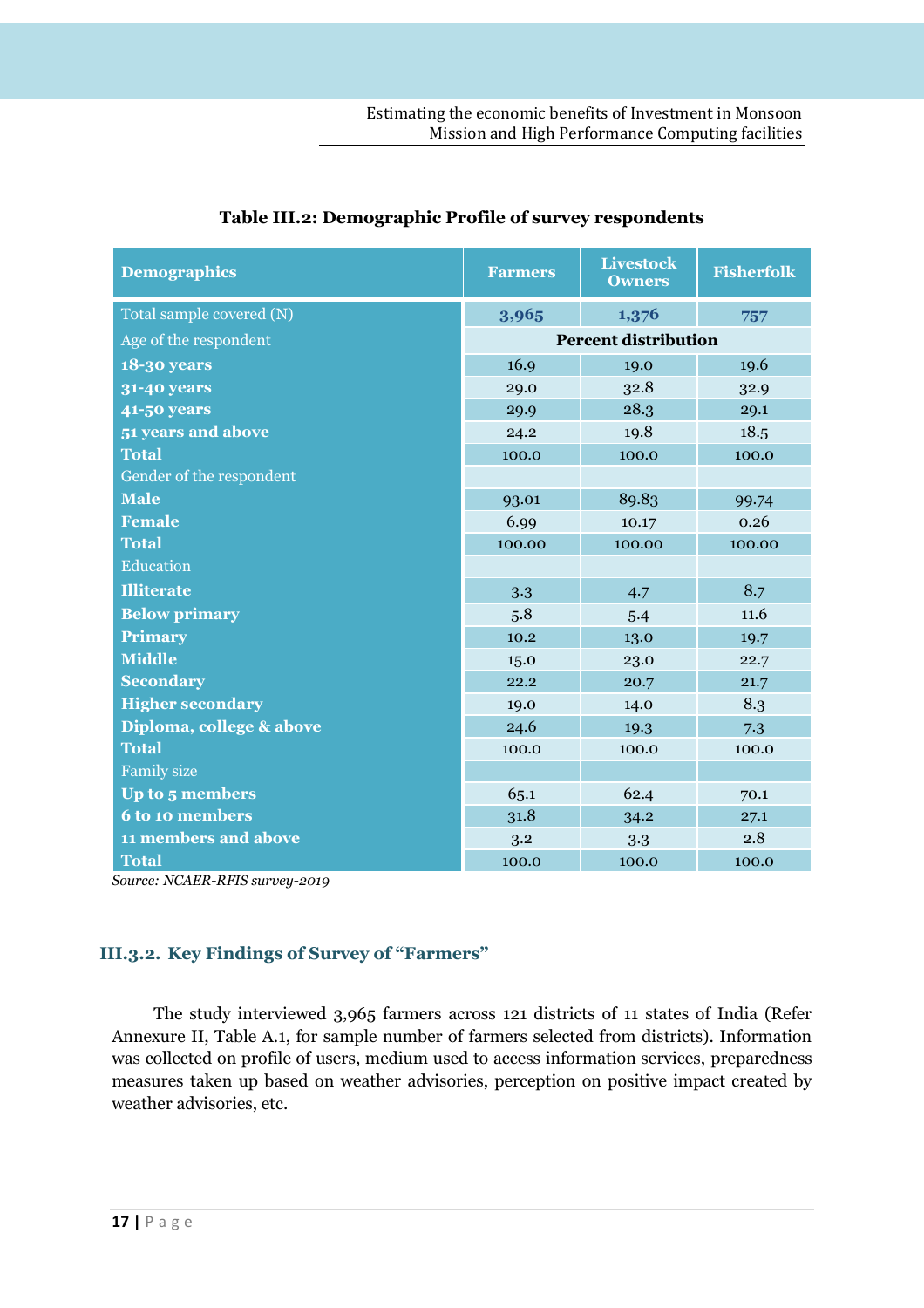**Table III.2: Demographic Profile of survey respondents**

| Demographics | Farmers | Livestock Owners | Fisherfolk |
|---|---|---|---|
| Total sample covered (N) | 3,965 | 1,376 | 757 |
| Age of the respondent | Percent distribution | | |
| **18-30 years** | 16.9 | 19.0 | 19.6 |
| **31-40 years** | 29.0 | 32.8 | 32.9 |
| **41-50 years** | 29.9 | 28.3 | 29.1 |
| **51 years and above** | 24.2 | 19.8 | 18.5 |
| **Total** | 100.0 | 100.0 | 100.0 |
| Gender of the respondent | | | |
| **Male** | 93.01 | 89.83 | 99.74 |
| **Female** | 6.99 | 10.17 | 0.26 |
| **Total** | 100.00 | 100.00 | 100.00 |
| Education | | | |
| **Illiterate** | 3.3 | 4.7 | 8.7 |
| **Below primary** | 5.8 | 5.4 | 11.6 |
| **Primary** | 10.2 | 13.0 | 19.7 |
| **Middle** | 15.0 | 23.0 | 22.7 |
| **Secondary** | 22.2 | 20.7 | 21.7 |
| **Higher secondary** | 19.0 | 14.0 | 8.3 |
| **Diploma, college & above** | 24.6 | 19.3 | 7.3 |
| **Total** | 100.0 | 100.0 | 100.0 |
| Family size | | | |
| **Up to 5 members** | 65.1 | 62.4 | 70.1 |
| **6 to 10 members** | 31.8 | 34.2 | 27.1 |
| **11 members and above** | 3.2 | 3.3 | 2.8 |
| **Total** | 100.0 | 100.0 | 100.0 |

*Source: NCAER-RFIS survey-2019*

### III.3.2. Key Findings of Survey of "Farmers"

The study interviewed 3,965 farmers across 121 districts of 11 states of India (Refer Annexure II, Table A.1, for sample number of farmers selected from districts). Information was collected on profile of users, medium used to access information services, preparedness measures taken up based on weather advisories, perception on positive impact created by weather advisories, etc.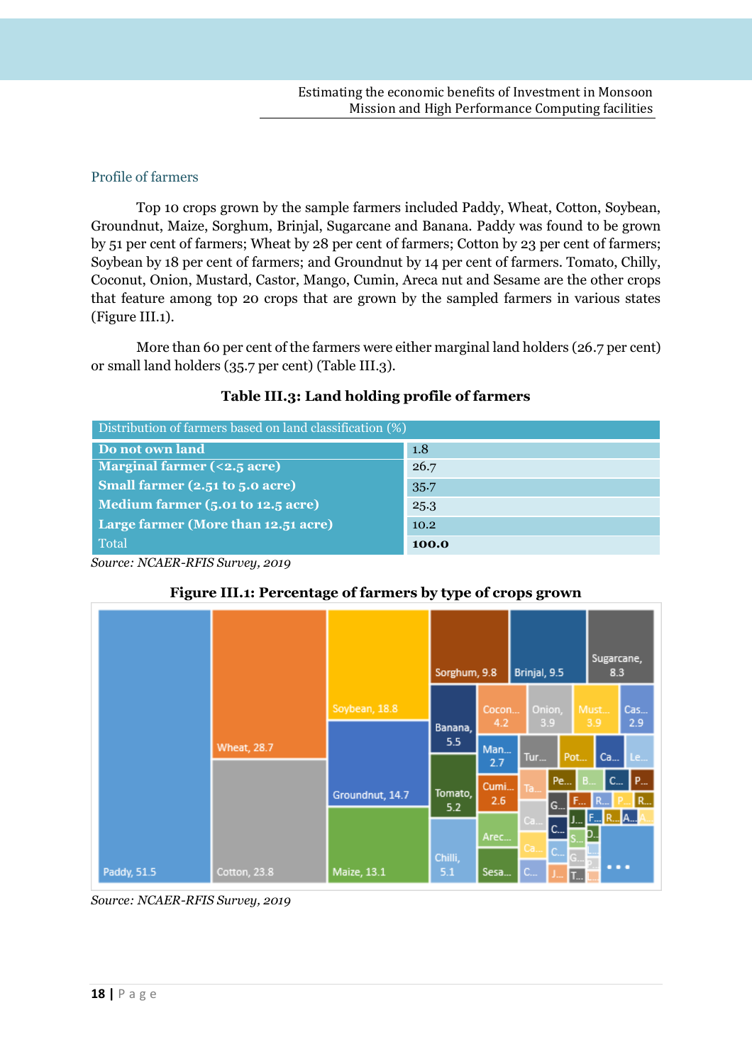## Profile of farmers

Top 10 crops grown by the sample farmers included Paddy, Wheat, Cotton, Soybean, Groundnut, Maize, Sorghum, Brinjal, Sugarcane and Banana. Paddy was found to be grown by 51 per cent of farmers; Wheat by 28 per cent of farmers; Cotton by 23 per cent of farmers; Soybean by 18 per cent of farmers; and Groundnut by 14 per cent of farmers. Tomato, Chilly, Coconut, Onion, Mustard, Castor, Mango, Cumin, Areca nut and Sesame are the other crops that feature among top 20 crops that are grown by the sampled farmers in various states (Figure III.1).

More than 60 per cent of the farmers were either marginal land holders (26.7 per cent) or small land holders (35.7 per cent) (Table III.3).

**Table III.3: Land holding profile of farmers**

| Distribution of farmers based on land classification (%) | |
|---|---|
| **Do not own land** | 1.8 |
| **Marginal farmer (<2.5 acre)** | 26.7 |
| **Small farmer (2.51 to 5.0 acre)** | 35.7 |
| **Medium farmer (5.01 to 12.5 acre)** | 25.3 |
| **Large farmer (More than 12.51 acre)** | 10.2 |
| Total | **100.0** |

*Source: NCAER-RFIS Survey, 2019*

**Figure III.1: Percentage of farmers by type of crops grown**

Paddy, 51.5
Wheat, 28.7
Cotton, 23.8
Soybean, 18.8
Groundnut, 14.7
Maize, 13.1
Sorghum, 9.8
Brinjal, 9.5
Sugarcane, 8.3
Banana, 5.5
Tomato, 5.2
Chilli, 5.1
Cocon... 4.2
Onion, 3.9
Must... 3.9
Cas... 2.9
Man... 2.7
Cumi... 2.6
Tur...
Pot...
Ca...
Le...
Arec...
Sesa...
Ta...
Pe...
B...
C...
P...
G...
F...
R...
P...
R...
Ca...
C...
J...
F...
R...
A...
A...
S...
D...
Ca...
C...
G...
C...
J...
T...
...

*Source: NCAER-RFIS Survey, 2019*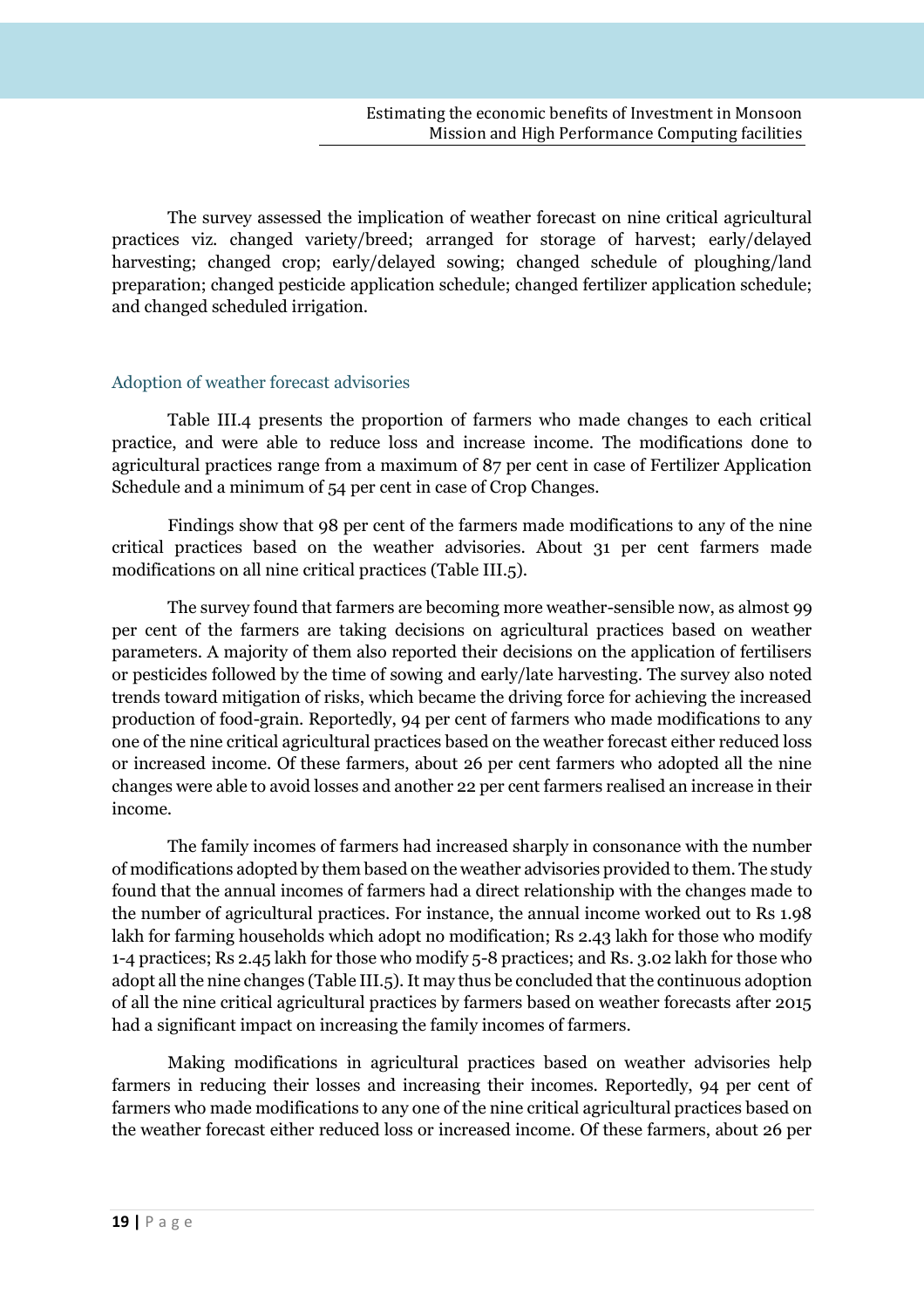The survey assessed the implication of weather forecast on nine critical agricultural practices viz. changed variety/breed; arranged for storage of harvest; early/delayed harvesting; changed crop; early/delayed sowing; changed schedule of ploughing/land preparation; changed pesticide application schedule; changed fertilizer application schedule; and changed scheduled irrigation.

## Adoption of weather forecast advisories

Table III.4 presents the proportion of farmers who made changes to each critical practice, and were able to reduce loss and increase income. The modifications done to agricultural practices range from a maximum of 87 per cent in case of Fertilizer Application Schedule and a minimum of 54 per cent in case of Crop Changes.

Findings show that 98 per cent of the farmers made modifications to any of the nine critical practices based on the weather advisories. About 31 per cent farmers made modifications on all nine critical practices (Table III.5).

The survey found that farmers are becoming more weather-sensible now, as almost 99 per cent of the farmers are taking decisions on agricultural practices based on weather parameters. A majority of them also reported their decisions on the application of fertilisers or pesticides followed by the time of sowing and early/late harvesting. The survey also noted trends toward mitigation of risks, which became the driving force for achieving the increased production of food-grain. Reportedly, 94 per cent of farmers who made modifications to any one of the nine critical agricultural practices based on the weather forecast either reduced loss or increased income. Of these farmers, about 26 per cent farmers who adopted all the nine changes were able to avoid losses and another 22 per cent farmers realised an increase in their income.

The family incomes of farmers had increased sharply in consonance with the number of modifications adopted by them based on the weather advisories provided to them. The study found that the annual incomes of farmers had a direct relationship with the changes made to the number of agricultural practices. For instance, the annual income worked out to Rs 1.98 lakh for farming households which adopt no modification; Rs 2.43 lakh for those who modify 1-4 practices; Rs 2.45 lakh for those who modify 5-8 practices; and Rs. 3.02 lakh for those who adopt all the nine changes (Table III.5). It may thus be concluded that the continuous adoption of all the nine critical agricultural practices by farmers based on weather forecasts after 2015 had a significant impact on increasing the family incomes of farmers.

Making modifications in agricultural practices based on weather advisories help farmers in reducing their losses and increasing their incomes. Reportedly, 94 per cent of farmers who made modifications to any one of the nine critical agricultural practices based on the weather forecast either reduced loss or increased income. Of these farmers, about 26 per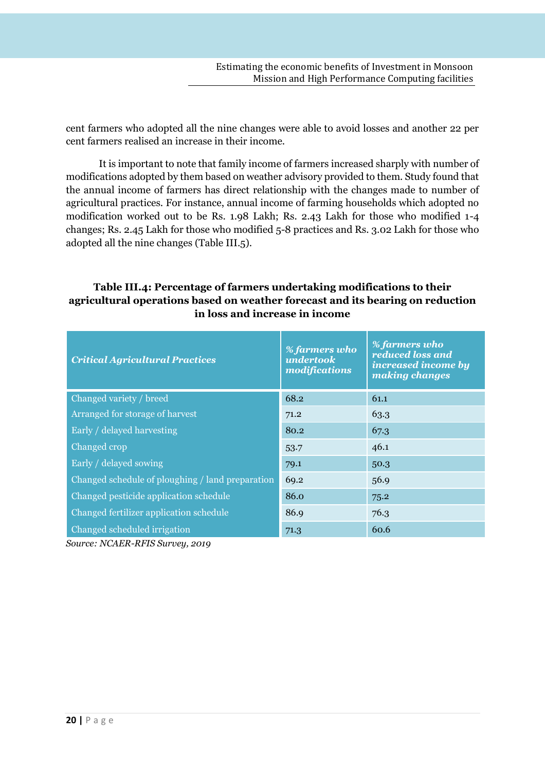cent farmers who adopted all the nine changes were able to avoid losses and another 22 per cent farmers realised an increase in their income.

It is important to note that family income of farmers increased sharply with number of modifications adopted by them based on weather advisory provided to them. Study found that the annual income of farmers has direct relationship with the changes made to number of agricultural practices. For instance, annual income of farming households which adopted no modification worked out to be Rs. 1.98 Lakh; Rs. 2.43 Lakh for those who modified 1-4 changes; Rs. 2.45 Lakh for those who modified 5-8 practices and Rs. 3.02 Lakh for those who adopted all the nine changes (Table III.5).

**Table III.4: Percentage of farmers undertaking modifications to their agricultural operations based on weather forecast and its bearing on reduction in loss and increase in income**

| *Critical Agricultural Practices* | *% farmers who undertook modifications* | *% farmers who reduced loss and increased income by making changes* |
|---|---|---|
| Changed variety / breed | 68.2 | 61.1 |
| Arranged for storage of harvest | 71.2 | 63.3 |
| Early / delayed harvesting | 80.2 | 67.3 |
| Changed crop | 53.7 | 46.1 |
| Early / delayed sowing | 79.1 | 50.3 |
| Changed schedule of ploughing / land preparation | 69.2 | 56.9 |
| Changed pesticide application schedule | 86.0 | 75.2 |
| Changed fertilizer application schedule | 86.9 | 76.3 |
| Changed scheduled irrigation | 71.3 | 60.6 |

*Source: NCAER-RFIS Survey, 2019*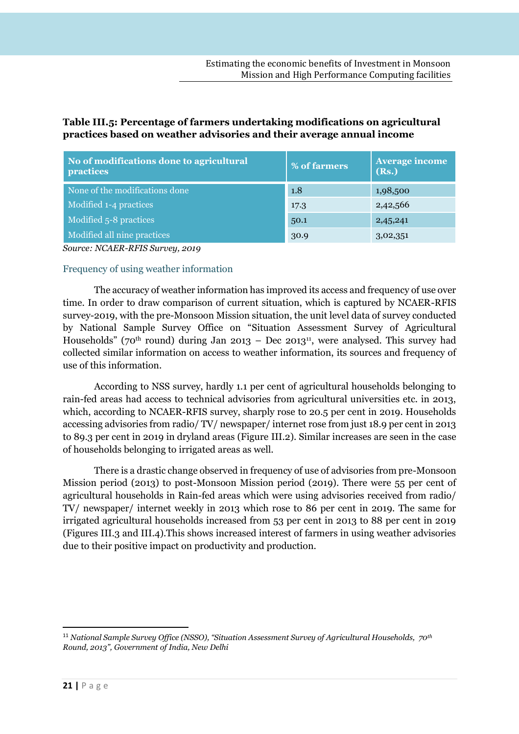**Table III.5: Percentage of farmers undertaking modifications on agricultural practices based on weather advisories and their average annual income**

| No of modifications done to agricultural practices | % of farmers | Average income (Rs.) |
|---|---|---|
| None of the modifications done | 1.8 | 1,98,500 |
| Modified 1-4 practices | 17.3 | 2,42,566 |
| Modified 5-8 practices | 50.1 | 2,45,241 |
| Modified all nine practices | 30.9 | 3,02,351 |

*Source: NCAER-RFIS Survey, 2019*

### Frequency of using weather information

The accuracy of weather information has improved its access and frequency of use over time. In order to draw comparison of current situation, which is captured by NCAER-RFIS survey-2019, with the pre-Monsoon Mission situation, the unit level data of survey conducted by National Sample Survey Office on "Situation Assessment Survey of Agricultural Households" (70th round) during Jan 2013 – Dec 2013[11], were analysed. This survey had collected similar information on access to weather information, its sources and frequency of use of this information.

According to NSS survey, hardly 1.1 per cent of agricultural households belonging to rain-fed areas had access to technical advisories from agricultural universities etc. in 2013, which, according to NCAER-RFIS survey, sharply rose to 20.5 per cent in 2019. Households accessing advisories from radio/ TV/ newspaper/ internet rose from just 18.9 per cent in 2013 to 89.3 per cent in 2019 in dryland areas (Figure III.2). Similar increases are seen in the case of households belonging to irrigated areas as well.

There is a drastic change observed in frequency of use of advisories from pre-Monsoon Mission period (2013) to post-Monsoon Mission period (2019). There were 55 per cent of agricultural households in Rain-fed areas which were using advisories received from radio/ TV/ newspaper/ internet weekly in 2013 which rose to 86 per cent in 2019. The same for irrigated agricultural households increased from 53 per cent in 2013 to 88 per cent in 2019 (Figures III.3 and III.4).This shows increased interest of farmers in using weather advisories due to their positive impact on productivity and production.

[11] *National Sample Survey Office (NSSO), "Situation Assessment Survey of Agricultural Households, 70th Round, 2013", Government of India, New Delhi*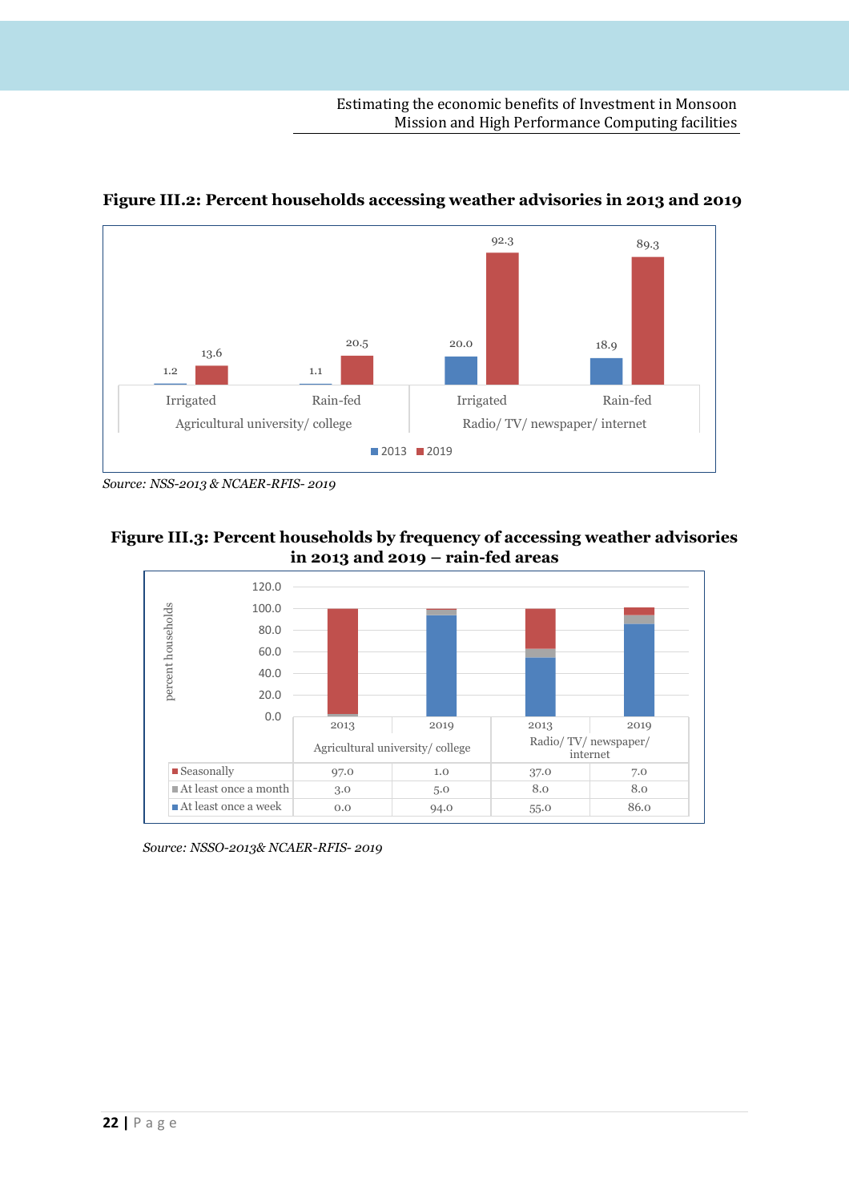**Figure III.2: Percent households accessing weather advisories in 2013 and 2019**

1.2
13.6
1.1
20.5
20.0
92.3
18.9
89.3

Irrigated
Rain-fed
Irrigated
Rain-fed

Agricultural university/ college
Radio/ TV/ newspaper/ internet

2013
2019

*Source: NSS-2013 & NCAER-RFIS- 2019*

**Figure III.3: Percent households by frequency of accessing weather advisories in 2013 and 2019 – rain-fed areas**

percent households

120.0
100.0
80.0
60.0
40.0
20.0
0.0

| | 2013 | 2019 | 2013 | 2019 |
|---|---|---|---|---|
| | Agricultural university/ college | | Radio/ TV/ newspaper/ internet | |
| Seasonally | 97.0 | 1.0 | 37.0 | 7.0 |
| At least once a month | 3.0 | 5.0 | 8.0 | 8.0 |
| At least once a week | 0.0 | 94.0 | 55.0 | 86.0 |

*Source: NSSO-2013& NCAER-RFIS- 2019*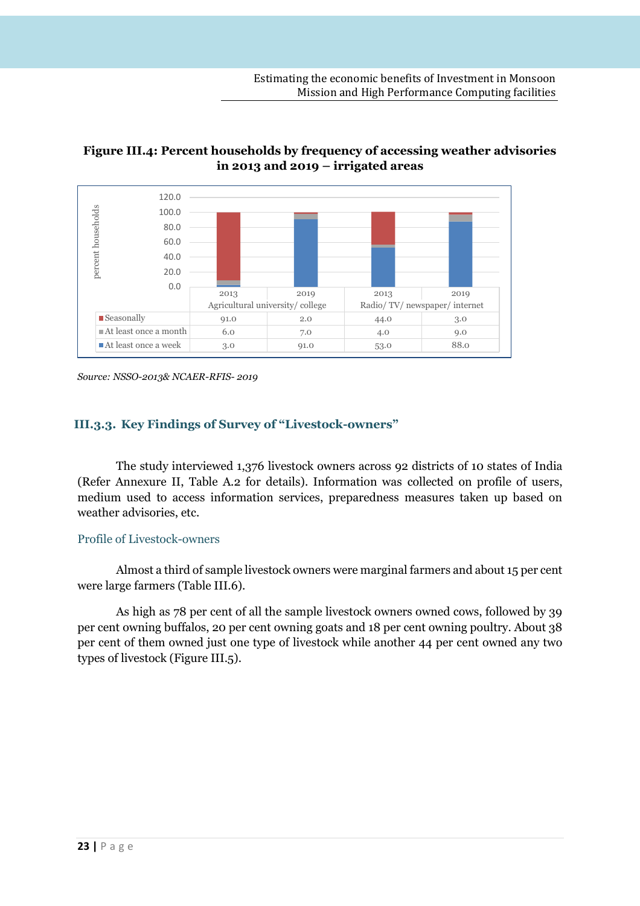**Figure III.4: Percent households by frequency of accessing weather advisories in 2013 and 2019 – irrigated areas**

percent households

120.0
100.0
80.0
60.0
40.0
20.0
0.0

2013 2019 — Agricultural university/ college

2013 2019 — Radio/ TV/ newspaper/ internet

Seasonally 91.0 2.0 44.0 3.0

At least once a month 6.0 7.0 4.0 9.0

At least once a week 3.0 91.0 53.0 88.0

*Source: NSSO-2013& NCAER-RFIS- 2019*

### III.3.3. Key Findings of Survey of "Livestock-owners"

The study interviewed 1,376 livestock owners across 92 districts of 10 states of India (Refer Annexure II, Table A.2 for details). Information was collected on profile of users, medium used to access information services, preparedness measures taken up based on weather advisories, etc.

#### Profile of Livestock-owners

Almost a third of sample livestock owners were marginal farmers and about 15 per cent were large farmers (Table III.6).

As high as 78 per cent of all the sample livestock owners owned cows, followed by 39 per cent owning buffalos, 20 per cent owning goats and 18 per cent owning poultry. About 38 per cent of them owned just one type of livestock while another 44 per cent owned any two types of livestock (Figure III.5).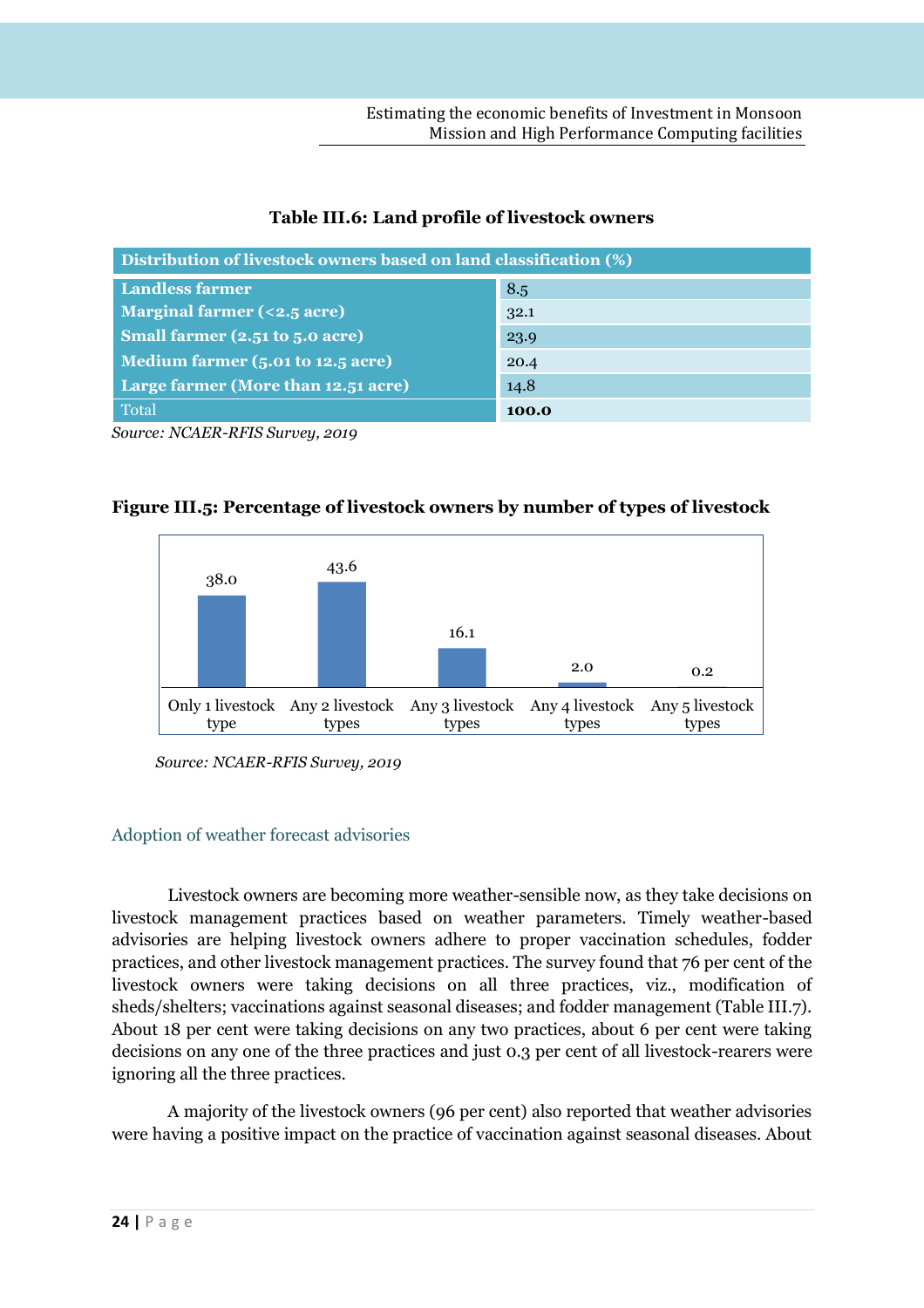**Table III.6: Land profile of livestock owners**

| Distribution of livestock owners based on land classification (%) | |
|---|---|
| **Landless farmer** | 8.5 |
| **Marginal farmer (<2.5 acre)** | 32.1 |
| **Small farmer (2.51 to 5.0 acre)** | 23.9 |
| **Medium farmer (5.01 to 12.5 acre)** | 20.4 |
| **Large farmer (More than 12.51 acre)** | 14.8 |
| Total | **100.0** |

*Source: NCAER-RFIS Survey, 2019*

**Figure III.5: Percentage of livestock owners by number of types of livestock**

38.0
43.6
16.1
2.0
0.2

Only 1 livestock type
Any 2 livestock types
Any 3 livestock types
Any 4 livestock types
Any 5 livestock types

*Source: NCAER-RFIS Survey, 2019*

## Adoption of weather forecast advisories

Livestock owners are becoming more weather-sensible now, as they take decisions on livestock management practices based on weather parameters. Timely weather-based advisories are helping livestock owners adhere to proper vaccination schedules, fodder practices, and other livestock management practices. The survey found that 76 per cent of the livestock owners were taking decisions on all three practices, viz., modification of sheds/shelters; vaccinations against seasonal diseases; and fodder management (Table III.7). About 18 per cent were taking decisions on any two practices, about 6 per cent were taking decisions on any one of the three practices and just 0.3 per cent of all livestock-rearers were ignoring all the three practices.

A majority of the livestock owners (96 per cent) also reported that weather advisories were having a positive impact on the practice of vaccination against seasonal diseases. About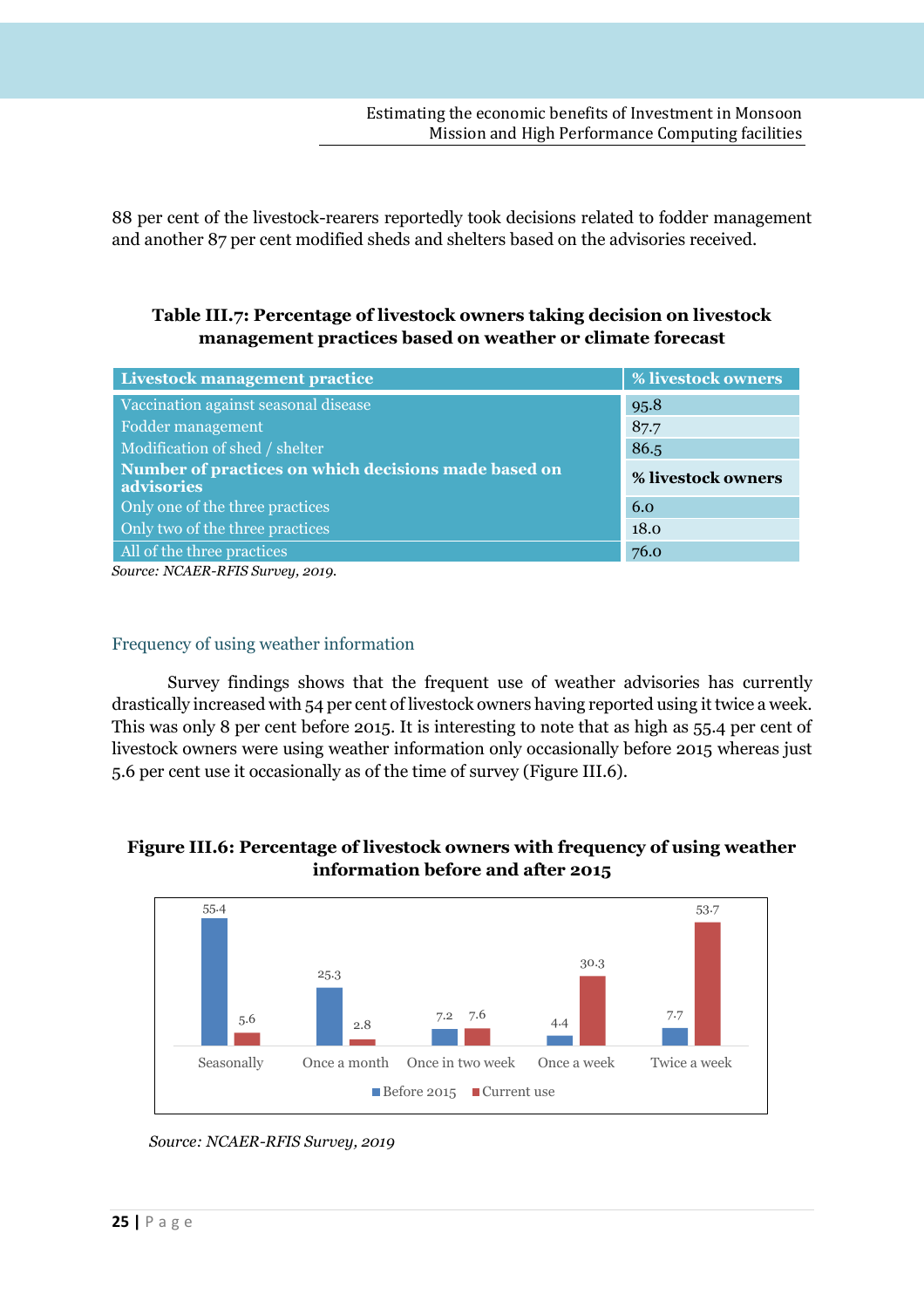88 per cent of the livestock-rearers reportedly took decisions related to fodder management and another 87 per cent modified sheds and shelters based on the advisories received.

**Table III.7: Percentage of livestock owners taking decision on livestock management practices based on weather or climate forecast**

| Livestock management practice | % livestock owners |
|---|---|
| Vaccination against seasonal disease | 95.8 |
| Fodder management | 87.7 |
| Modification of shed / shelter | 86.5 |
| **Number of practices on which decisions made based on advisories** | **% livestock owners** |
| Only one of the three practices | 6.0 |
| Only two of the three practices | 18.0 |
| All of the three practices | 76.0 |

*Source: NCAER-RFIS Survey, 2019.*

### Frequency of using weather information

Survey findings shows that the frequent use of weather advisories has currently drastically increased with 54 per cent of livestock owners having reported using it twice a week. This was only 8 per cent before 2015. It is interesting to note that as high as 55.4 per cent of livestock owners were using weather information only occasionally before 2015 whereas just 5.6 per cent use it occasionally as of the time of survey (Figure III.6).

**Figure III.6: Percentage of livestock owners with frequency of using weather information before and after 2015**

55.4
5.6
Seasonally
25.3
2.8
Once a month
7.2
7.6
Once in two week
4.4
30.3
Once a week
7.7
53.7
Twice a week

Before 2015
Current use

*Source: NCAER-RFIS Survey, 2019*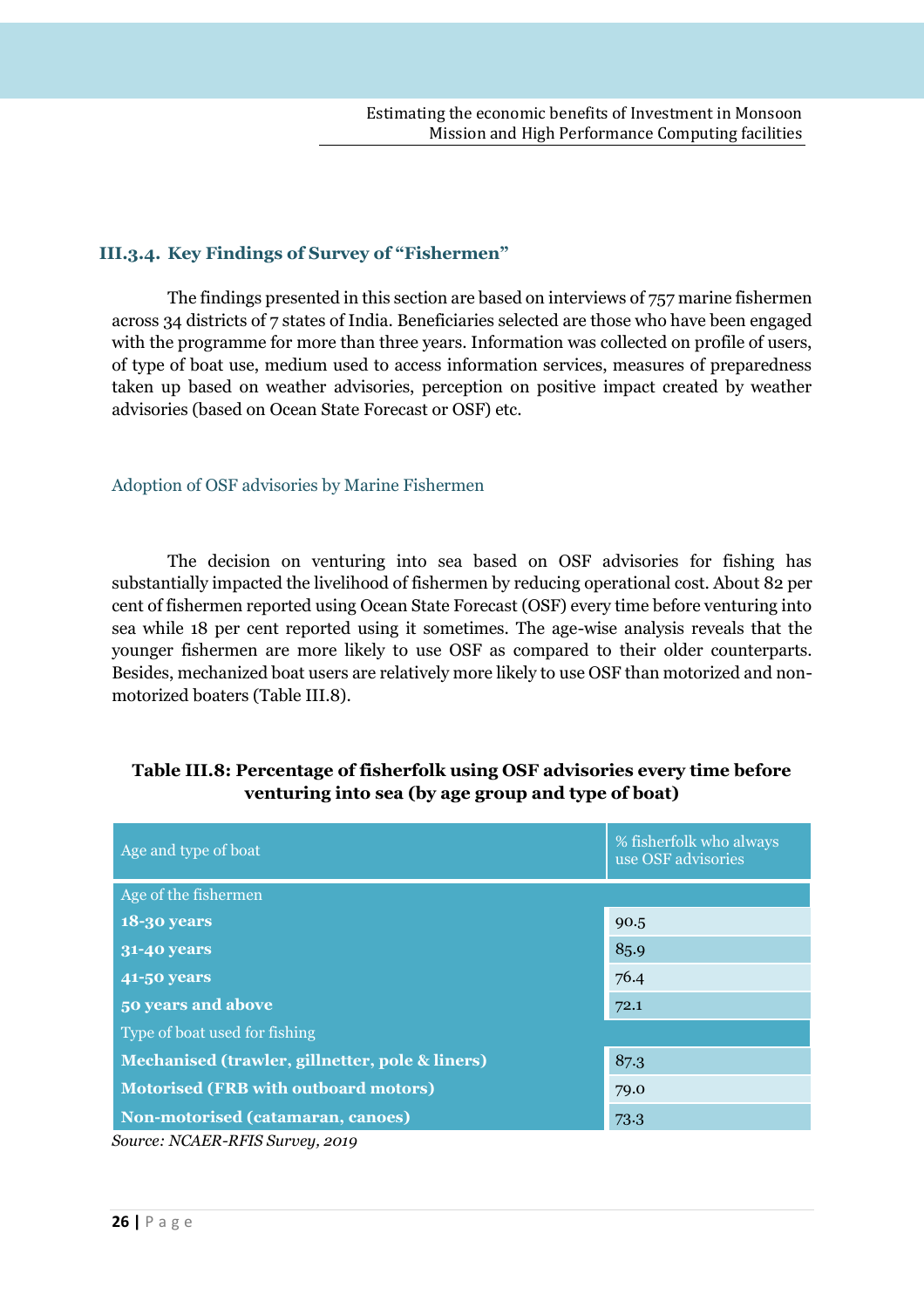### III.3.4. Key Findings of Survey of "Fishermen"

The findings presented in this section are based on interviews of 757 marine fishermen across 34 districts of 7 states of India. Beneficiaries selected are those who have been engaged with the programme for more than three years. Information was collected on profile of users, of type of boat use, medium used to access information services, measures of preparedness taken up based on weather advisories, perception on positive impact created by weather advisories (based on Ocean State Forecast or OSF) etc.

#### Adoption of OSF advisories by Marine Fishermen

The decision on venturing into sea based on OSF advisories for fishing has substantially impacted the livelihood of fishermen by reducing operational cost. About 82 per cent of fishermen reported using Ocean State Forecast (OSF) every time before venturing into sea while 18 per cent reported using it sometimes. The age-wise analysis reveals that the younger fishermen are more likely to use OSF as compared to their older counterparts. Besides, mechanized boat users are relatively more likely to use OSF than motorized and non-motorized boaters (Table III.8).

**Table III.8: Percentage of fisherfolk using OSF advisories every time before venturing into sea (by age group and type of boat)**

| Age and type of boat | % fisherfolk who always use OSF advisories |
|---|---|
| Age of the fishermen | |
| **18-30 years** | 90.5 |
| **31-40 years** | 85.9 |
| **41-50 years** | 76.4 |
| **50 years and above** | 72.1 |
| Type of boat used for fishing | |
| **Mechanised (trawler, gillnetter, pole & liners)** | 87.3 |
| **Motorised (FRB with outboard motors)** | 79.0 |
| **Non-motorised (catamaran, canoes)** | 73.3 |

*Source: NCAER-RFIS Survey, 2019*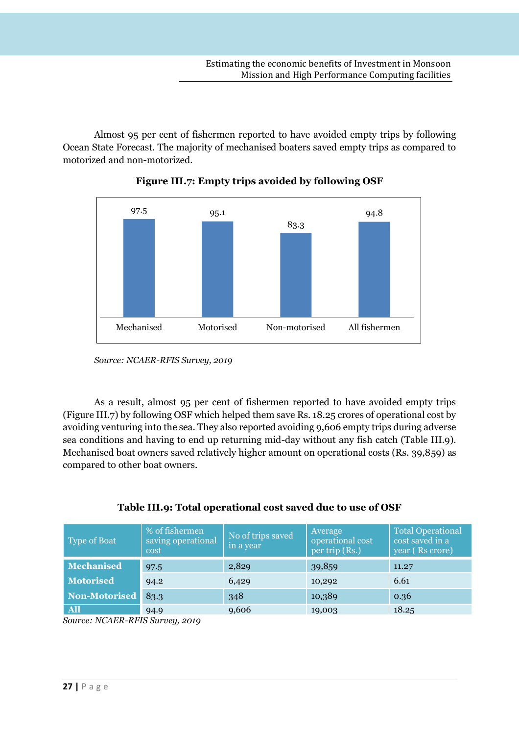Almost 95 per cent of fishermen reported to have avoided empty trips by following Ocean State Forecast. The majority of mechanised boaters saved empty trips as compared to motorized and non-motorized.

**Figure III.7: Empty trips avoided by following OSF**

97.5
95.1
83.3
94.8

Mechanised
Motorised
Non-motorised
All fishermen

*Source: NCAER-RFIS Survey, 2019*

As a result, almost 95 per cent of fishermen reported to have avoided empty trips (Figure III.7) by following OSF which helped them save Rs. 18.25 crores of operational cost by avoiding venturing into the sea. They also reported avoiding 9,606 empty trips during adverse sea conditions and having to end up returning mid-day without any fish catch (Table III.9). Mechanised boat owners saved relatively higher amount on operational costs (Rs. 39,859) as compared to other boat owners.

**Table III.9: Total operational cost saved due to use of OSF**

| Type of Boat | % of fishermen saving operational cost | No of trips saved in a year | Average operational cost per trip (Rs.) | Total Operational cost saved in a year ( Rs crore) |
|---|---|---|---|---|
| **Mechanised** | 97.5 | 2,829 | 39,859 | 11.27 |
| **Motorised** | 94.2 | 6,429 | 10,292 | 6.61 |
| **Non-Motorised** | 83.3 | 348 | 10,389 | 0.36 |
| **All** | 94.9 | 9,606 | 19,003 | 18.25 |

*Source: NCAER-RFIS Survey, 2019*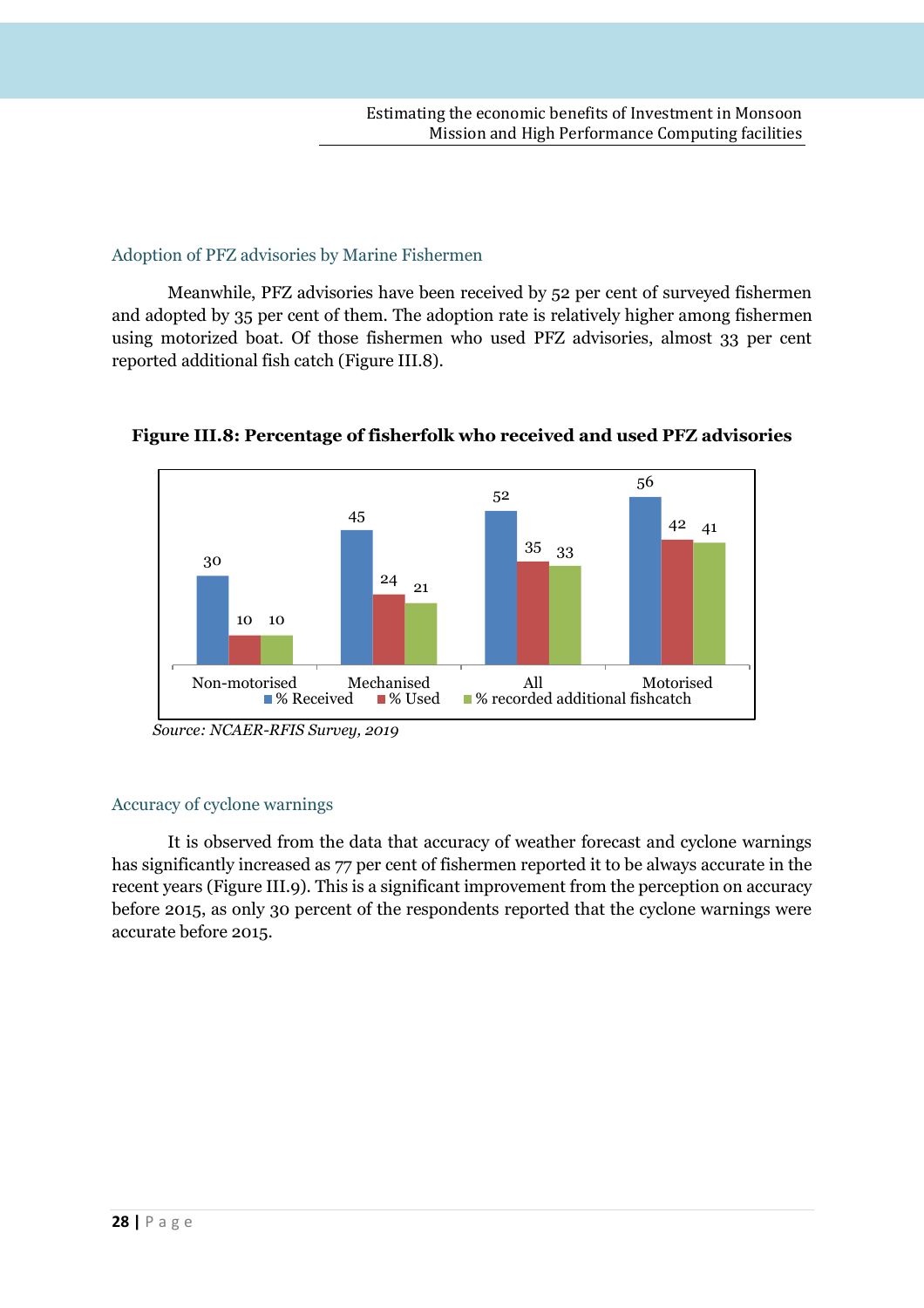### Adoption of PFZ advisories by Marine Fishermen

Meanwhile, PFZ advisories have been received by 52 per cent of surveyed fishermen and adopted by 35 per cent of them. The adoption rate is relatively higher among fishermen using motorized boat. Of those fishermen who used PFZ advisories, almost 33 per cent reported additional fish catch (Figure III.8).

**Figure III.8: Percentage of fisherfolk who received and used PFZ advisories**

30 10 10
45 24 21
52 35 33
56 42 41

Non-motorised
Mechanised
All
Motorised

% Received
% Used
% recorded additional fishcatch

*Source: NCAER-RFIS Survey, 2019*

### Accuracy of cyclone warnings

It is observed from the data that accuracy of weather forecast and cyclone warnings has significantly increased as 77 per cent of fishermen reported it to be always accurate in the recent years (Figure III.9). This is a significant improvement from the perception on accuracy before 2015, as only 30 percent of the respondents reported that the cyclone warnings were accurate before 2015.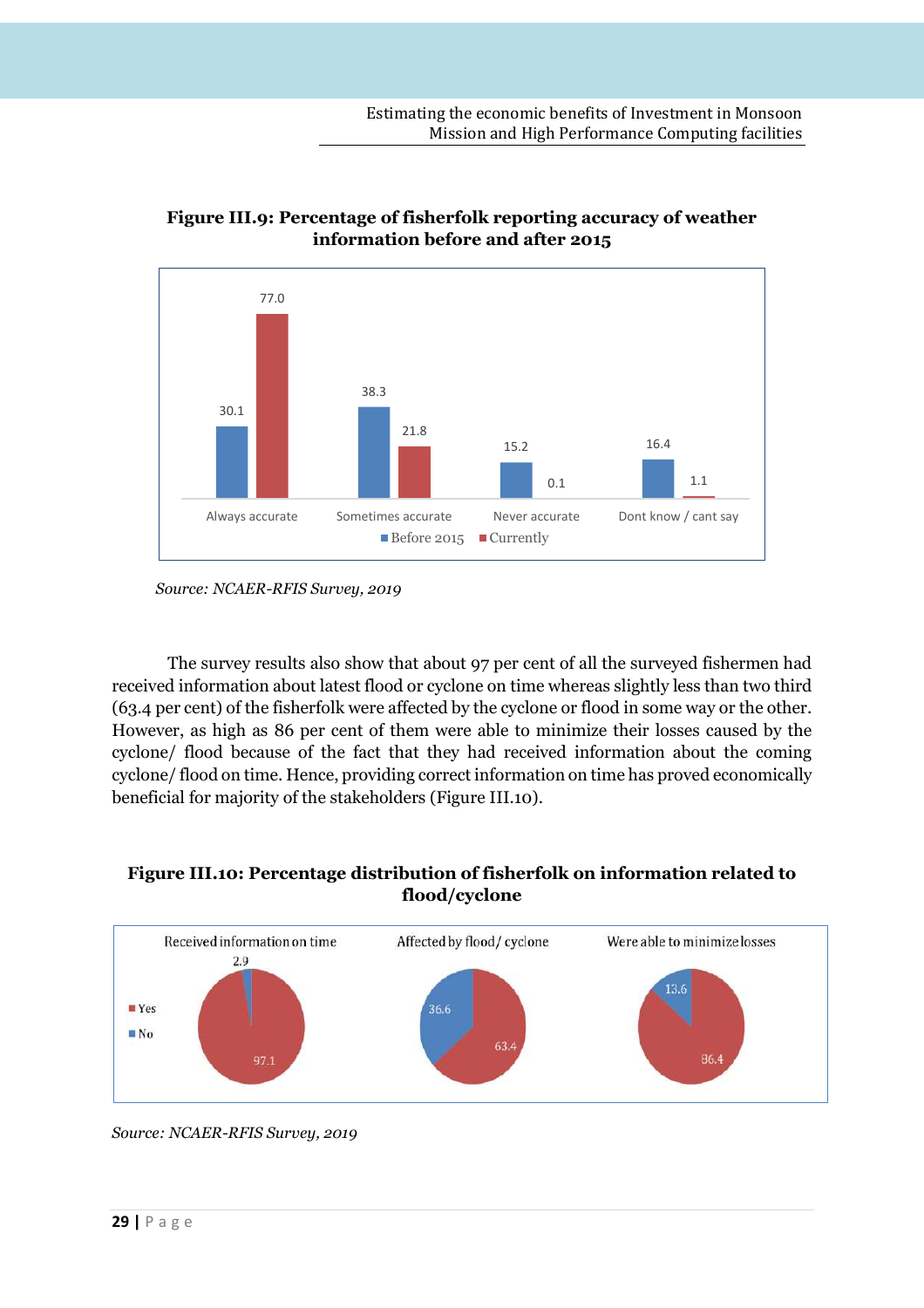**Figure III.9: Percentage of fisherfolk reporting accuracy of weather information before and after 2015**

77.0
30.1
38.3
21.8
15.2
0.1
16.4
1.1

Always accurate
Sometimes accurate
Never accurate
Dont know / cant say

Before 2015
Currently

*Source: NCAER-RFIS Survey, 2019*

The survey results also show that about 97 per cent of all the surveyed fishermen had received information about latest flood or cyclone on time whereas slightly less than two third (63.4 per cent) of the fisherfolk were affected by the cyclone or flood in some way or the other. However, as high as 86 per cent of them were able to minimize their losses caused by the cyclone/ flood because of the fact that they had received information about the coming cyclone/ flood on time. Hence, providing correct information on time has proved economically beneficial for majority of the stakeholders (Figure III.10).

**Figure III.10: Percentage distribution of fisherfolk on information related to flood/cyclone**

Received information on time
2.9
97.1

Yes
No

Affected by flood/ cyclone
36.6
63.4

Were able to minimize losses
13.6
86.4

*Source: NCAER-RFIS Survey, 2019*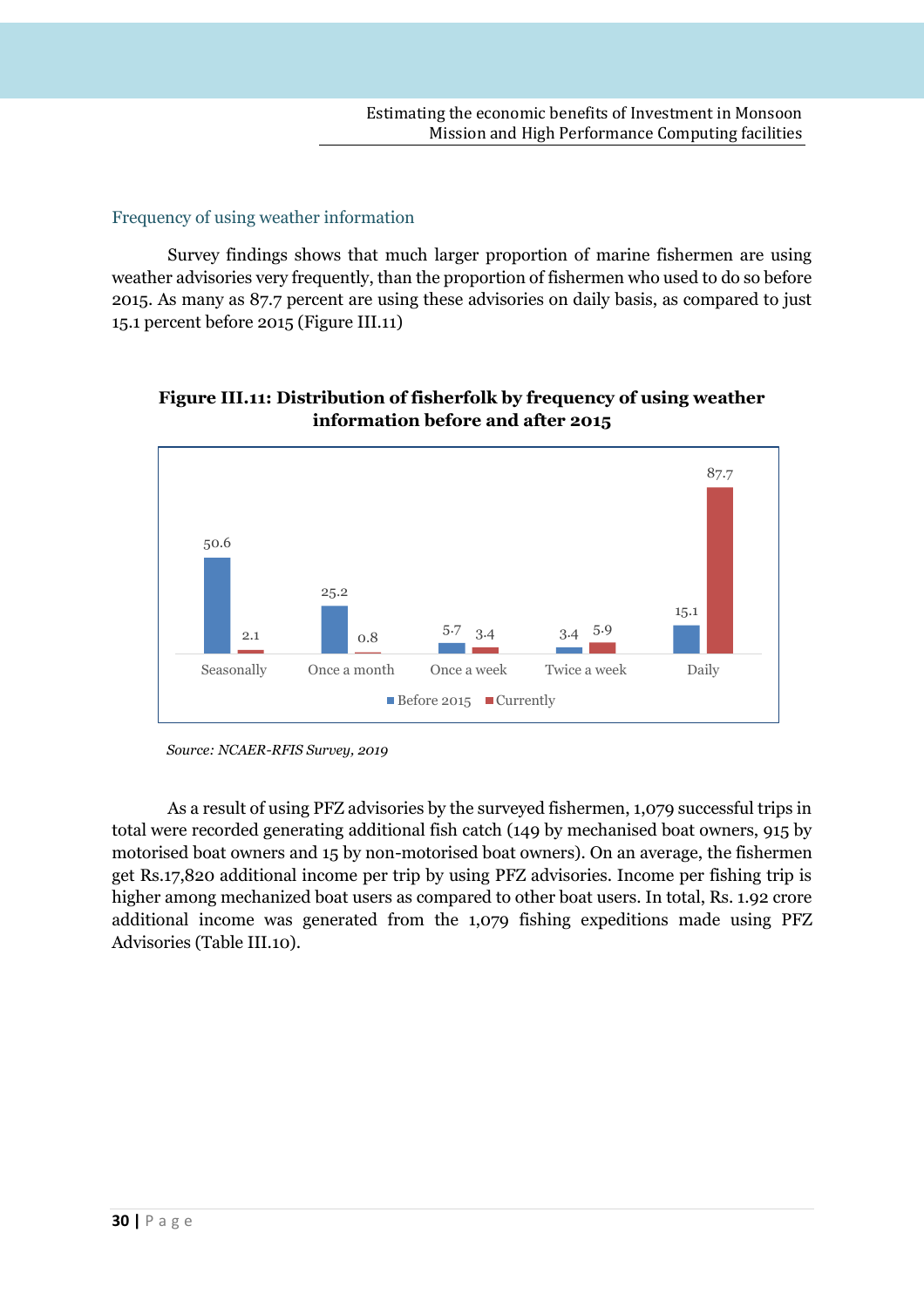### Frequency of using weather information

Survey findings shows that much larger proportion of marine fishermen are using weather advisories very frequently, than the proportion of fishermen who used to do so before 2015. As many as 87.7 percent are using these advisories on daily basis, as compared to just 15.1 percent before 2015 (Figure III.11)

**Figure III.11: Distribution of fisherfolk by frequency of using weather information before and after 2015**

50.6
2.1
25.2
0.8
5.7
3.4
3.4
5.9
15.1
87.7

Seasonally
Once a month
Once a week
Twice a week
Daily

Before 2015
Currently

*Source: NCAER-RFIS Survey, 2019*

As a result of using PFZ advisories by the surveyed fishermen, 1,079 successful trips in total were recorded generating additional fish catch (149 by mechanised boat owners, 915 by motorised boat owners and 15 by non-motorised boat owners). On an average, the fishermen get Rs.17,820 additional income per trip by using PFZ advisories. Income per fishing trip is higher among mechanized boat users as compared to other boat users. In total, Rs. 1.92 crore additional income was generated from the 1,079 fishing expeditions made using PFZ Advisories (Table III.10).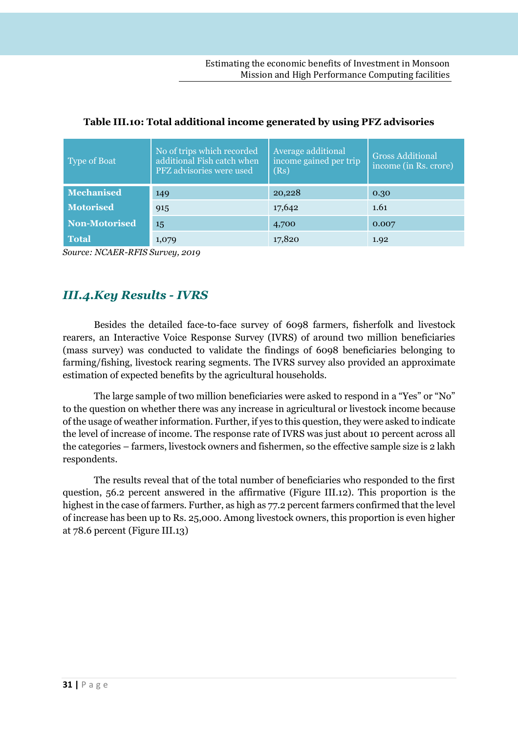**Table III.10: Total additional income generated by using PFZ advisories**

| Type of Boat | No of trips which recorded additional Fish catch when PFZ advisories were used | Average additional income gained per trip (Rs) | Gross Additional income (in Rs. crore) |
|---|---|---|---|
| **Mechanised** | 149 | 20,228 | 0.30 |
| **Motorised** | 915 | 17,642 | 1.61 |
| **Non-Motorised** | 15 | 4,700 | 0.007 |
| **Total** | 1,079 | 17,820 | 1.92 |

*Source: NCAER-RFIS Survey, 2019*

## *III.4.Key Results - IVRS*

Besides the detailed face-to-face survey of 6098 farmers, fisherfolk and livestock rearers, an Interactive Voice Response Survey (IVRS) of around two million beneficiaries (mass survey) was conducted to validate the findings of 6098 beneficiaries belonging to farming/fishing, livestock rearing segments. The IVRS survey also provided an approximate estimation of expected benefits by the agricultural households.

The large sample of two million beneficiaries were asked to respond in a "Yes" or "No" to the question on whether there was any increase in agricultural or livestock income because of the usage of weather information. Further, if yes to this question, they were asked to indicate the level of increase of income. The response rate of IVRS was just about 10 percent across all the categories – farmers, livestock owners and fishermen, so the effective sample size is 2 lakh respondents.

The results reveal that of the total number of beneficiaries who responded to the first question, 56.2 percent answered in the affirmative (Figure III.12). This proportion is the highest in the case of farmers. Further, as high as 77.2 percent farmers confirmed that the level of increase has been up to Rs. 25,000. Among livestock owners, this proportion is even higher at 78.6 percent (Figure III.13)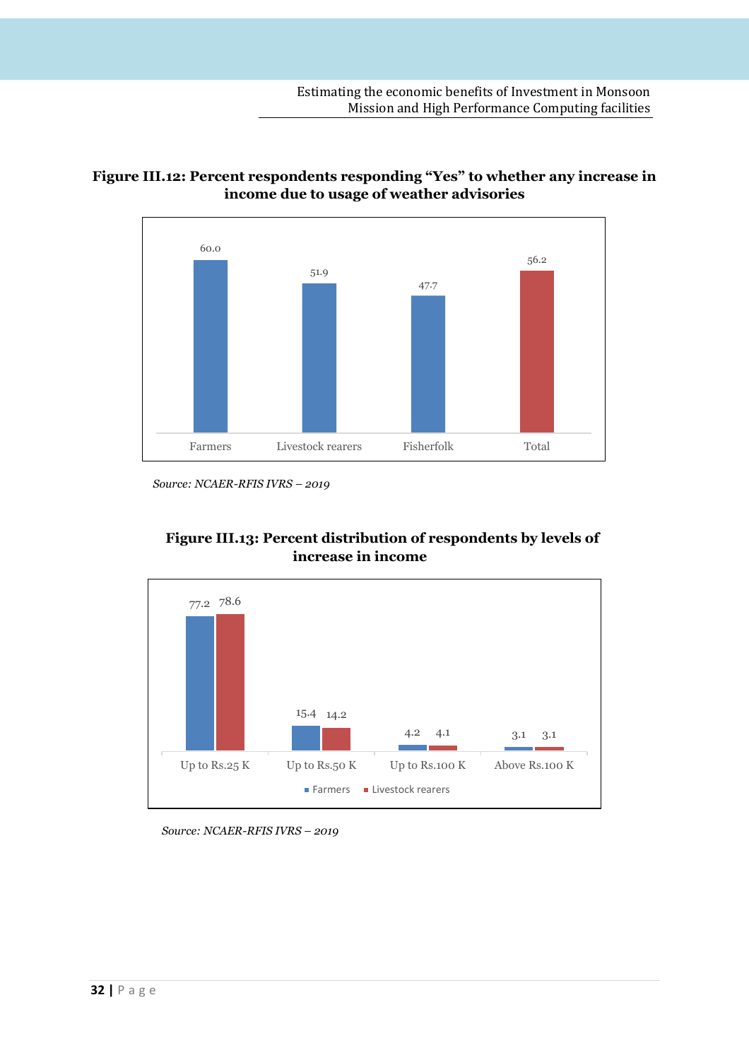**Figure III.12: Percent respondents responding "Yes" to whether any increase in income due to usage of weather advisories**

60.0
51.9
47.7
56.2

Farmers
Livestock rearers
Fisherfolk
Total

*Source: NCAER-RFIS IVRS – 2019*

**Figure III.13: Percent distribution of respondents by levels of increase in income**

77.2
78.6
15.4
14.2
4.2
4.1
3.1
3.1

Up to Rs.25 K
Up to Rs.50 K
Up to Rs.100 K
Above Rs.100 K

Farmers
Livestock rearers

*Source: NCAER-RFIS IVRS – 2019*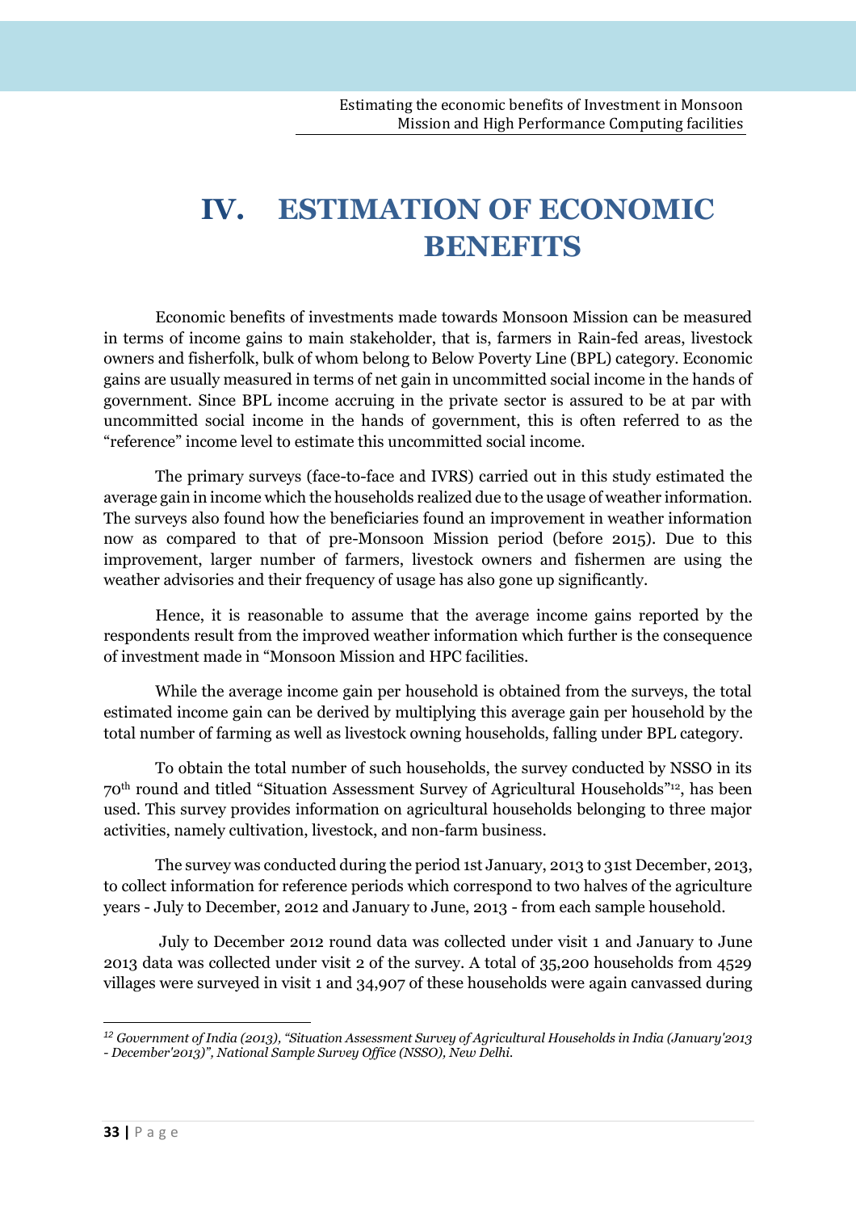# IV. ESTIMATION OF ECONOMIC BENEFITS

Economic benefits of investments made towards Monsoon Mission can be measured in terms of income gains to main stakeholder, that is, farmers in Rain-fed areas, livestock owners and fisherfolk, bulk of whom belong to Below Poverty Line (BPL) category. Economic gains are usually measured in terms of net gain in uncommitted social income in the hands of government. Since BPL income accruing in the private sector is assured to be at par with uncommitted social income in the hands of government, this is often referred to as the "reference" income level to estimate this uncommitted social income.

The primary surveys (face-to-face and IVRS) carried out in this study estimated the average gain in income which the households realized due to the usage of weather information. The surveys also found how the beneficiaries found an improvement in weather information now as compared to that of pre-Monsoon Mission period (before 2015). Due to this improvement, larger number of farmers, livestock owners and fishermen are using the weather advisories and their frequency of usage has also gone up significantly.

Hence, it is reasonable to assume that the average income gains reported by the respondents result from the improved weather information which further is the consequence of investment made in "Monsoon Mission and HPC facilities.

While the average income gain per household is obtained from the surveys, the total estimated income gain can be derived by multiplying this average gain per household by the total number of farming as well as livestock owning households, falling under BPL category.

To obtain the total number of such households, the survey conducted by NSSO in its 70th round and titled "Situation Assessment Survey of Agricultural Households"[12], has been used. This survey provides information on agricultural households belonging to three major activities, namely cultivation, livestock, and non-farm business.

The survey was conducted during the period 1st January, 2013 to 31st December, 2013, to collect information for reference periods which correspond to two halves of the agriculture years - July to December, 2012 and January to June, 2013 - from each sample household.

July to December 2012 round data was collected under visit 1 and January to June 2013 data was collected under visit 2 of the survey. A total of 35,200 households from 4529 villages were surveyed in visit 1 and 34,907 of these households were again canvassed during

---

[12] *Government of India (2013), "Situation Assessment Survey of Agricultural Households in India (January'2013 - December'2013)", National Sample Survey Office (NSSO), New Delhi.*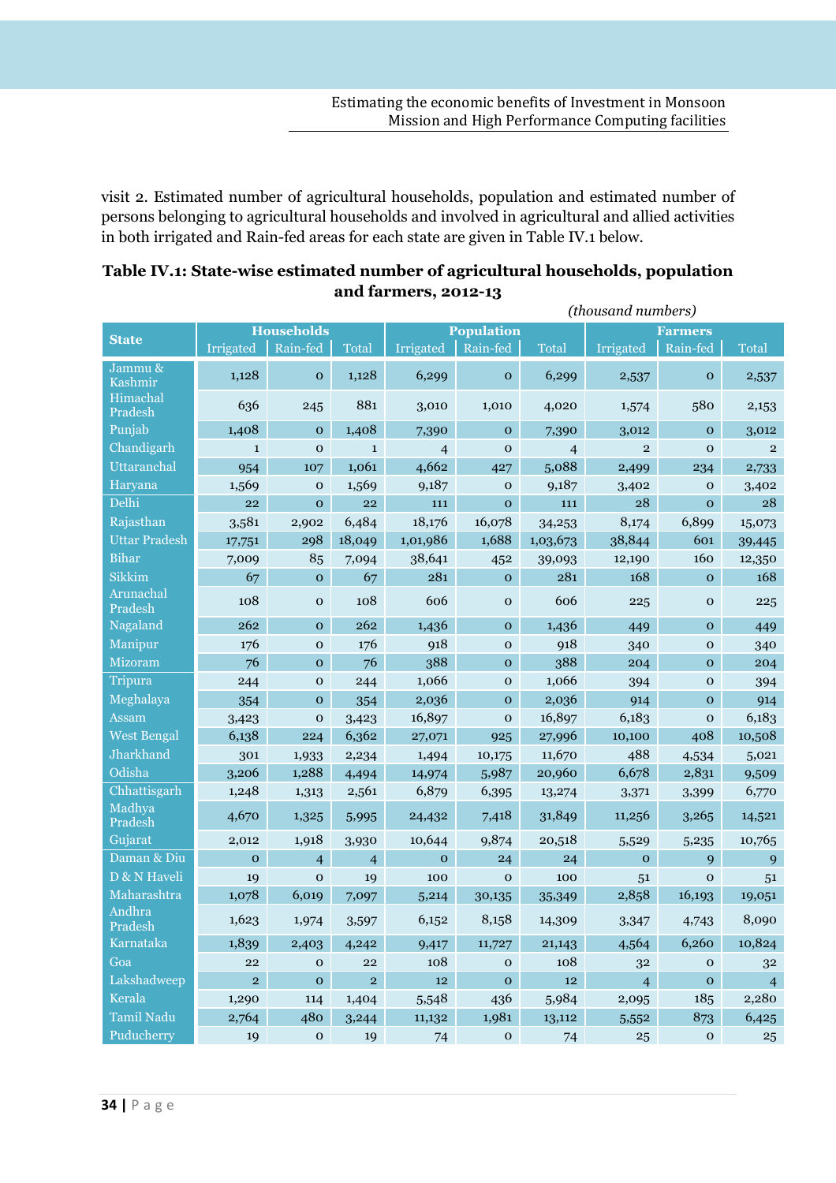visit 2. Estimated number of agricultural households, population and estimated number of persons belonging to agricultural households and involved in agricultural and allied activities in both irrigated and Rain-fed areas for each state are given in Table IV.1 below.

**Table IV.1: State-wise estimated number of agricultural households, population and farmers, 2012-13**

*(thousand numbers)*

| State | Households | | | Population | | | Farmers | | |
|---|---|---|---|---|---|---|---|---|---|
| | Irrigated | Rain-fed | Total | Irrigated | Rain-fed | Total | Irrigated | Rain-fed | Total |
| Jammu & Kashmir | 1,128 | 0 | 1,128 | 6,299 | 0 | 6,299 | 2,537 | 0 | 2,537 |
| Himachal Pradesh | 636 | 245 | 881 | 3,010 | 1,010 | 4,020 | 1,574 | 580 | 2,153 |
| Punjab | 1,408 | 0 | 1,408 | 7,390 | 0 | 7,390 | 3,012 | 0 | 3,012 |
| Chandigarh | 1 | 0 | 1 | 4 | 0 | 4 | 2 | 0 | 2 |
| Uttaranchal | 954 | 107 | 1,061 | 4,662 | 427 | 5,088 | 2,499 | 234 | 2,733 |
| Haryana | 1,569 | 0 | 1,569 | 9,187 | 0 | 9,187 | 3,402 | 0 | 3,402 |
| Delhi | 22 | 0 | 22 | 111 | 0 | 111 | 28 | 0 | 28 |
| Rajasthan | 3,581 | 2,902 | 6,484 | 18,176 | 16,078 | 34,253 | 8,174 | 6,899 | 15,073 |
| Uttar Pradesh | 17,751 | 298 | 18,049 | 1,01,986 | 1,688 | 1,03,673 | 38,844 | 601 | 39,445 |
| Bihar | 7,009 | 85 | 7,094 | 38,641 | 452 | 39,093 | 12,190 | 160 | 12,350 |
| Sikkim | 67 | 0 | 67 | 281 | 0 | 281 | 168 | 0 | 168 |
| Arunachal Pradesh | 108 | 0 | 108 | 606 | 0 | 606 | 225 | 0 | 225 |
| Nagaland | 262 | 0 | 262 | 1,436 | 0 | 1,436 | 449 | 0 | 449 |
| Manipur | 176 | 0 | 176 | 918 | 0 | 918 | 340 | 0 | 340 |
| Mizoram | 76 | 0 | 76 | 388 | 0 | 388 | 204 | 0 | 204 |
| Tripura | 244 | 0 | 244 | 1,066 | 0 | 1,066 | 394 | 0 | 394 |
| Meghalaya | 354 | 0 | 354 | 2,036 | 0 | 2,036 | 914 | 0 | 914 |
| Assam | 3,423 | 0 | 3,423 | 16,897 | 0 | 16,897 | 6,183 | 0 | 6,183 |
| West Bengal | 6,138 | 224 | 6,362 | 27,071 | 925 | 27,996 | 10,100 | 408 | 10,508 |
| Jharkhand | 301 | 1,933 | 2,234 | 1,494 | 10,175 | 11,670 | 488 | 4,534 | 5,021 |
| Odisha | 3,206 | 1,288 | 4,494 | 14,974 | 5,987 | 20,960 | 6,678 | 2,831 | 9,509 |
| Chhattisgarh | 1,248 | 1,313 | 2,561 | 6,879 | 6,395 | 13,274 | 3,371 | 3,399 | 6,770 |
| Madhya Pradesh | 4,670 | 1,325 | 5,995 | 24,432 | 7,418 | 31,849 | 11,256 | 3,265 | 14,521 |
| Gujarat | 2,012 | 1,918 | 3,930 | 10,644 | 9,874 | 20,518 | 5,529 | 5,235 | 10,765 |
| Daman & Diu | 0 | 4 | 4 | 0 | 24 | 24 | 0 | 9 | 9 |
| D & N Haveli | 19 | 0 | 19 | 100 | 0 | 100 | 51 | 0 | 51 |
| Maharashtra | 1,078 | 6,019 | 7,097 | 5,214 | 30,135 | 35,349 | 2,858 | 16,193 | 19,051 |
| Andhra Pradesh | 1,623 | 1,974 | 3,597 | 6,152 | 8,158 | 14,309 | 3,347 | 4,743 | 8,090 |
| Karnataka | 1,839 | 2,403 | 4,242 | 9,417 | 11,727 | 21,143 | 4,564 | 6,260 | 10,824 |
| Goa | 22 | 0 | 22 | 108 | 0 | 108 | 32 | 0 | 32 |
| Lakshadweep | 2 | 0 | 2 | 12 | 0 | 12 | 4 | 0 | 4 |
| Kerala | 1,290 | 114 | 1,404 | 5,548 | 436 | 5,984 | 2,095 | 185 | 2,280 |
| Tamil Nadu | 2,764 | 480 | 3,244 | 11,132 | 1,981 | 13,112 | 5,552 | 873 | 6,425 |
| Puducherry | 19 | 0 | 19 | 74 | 0 | 74 | 25 | 0 | 25 |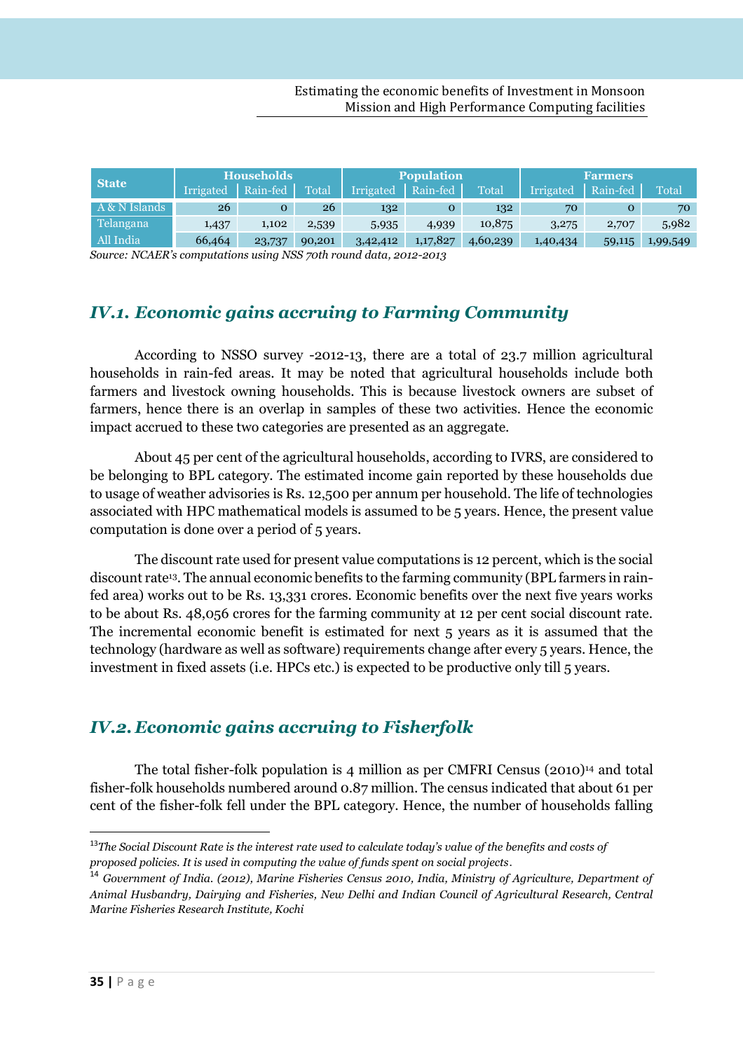| State | Households | | | Population | | | Farmers | | |
|---|---|---|---|---|---|---|---|---|---|
| | Irrigated | Rain-fed | Total | Irrigated | Rain-fed | Total | Irrigated | Rain-fed | Total |
| A & N Islands | 26 | 0 | 26 | 132 | 0 | 132 | 70 | 0 | 70 |
| Telangana | 1,437 | 1,102 | 2,539 | 5,935 | 4,939 | 10,875 | 3,275 | 2,707 | 5,982 |
| All India | 66,464 | 23,737 | 90,201 | 3,42,412 | 1,17,827 | 4,60,239 | 1,40,434 | 59,115 | 1,99,549 |

*Source: NCAER's computations using NSS 70th round data, 2012-2013*

## IV.1. Economic gains accruing to Farming Community

According to NSSO survey -2012-13, there are a total of 23.7 million agricultural households in rain-fed areas. It may be noted that agricultural households include both farmers and livestock owning households. This is because livestock owners are subset of farmers, hence there is an overlap in samples of these two activities. Hence the economic impact accrued to these two categories are presented as an aggregate.

About 45 per cent of the agricultural households, according to IVRS, are considered to be belonging to BPL category. The estimated income gain reported by these households due to usage of weather advisories is Rs. 12,500 per annum per household. The life of technologies associated with HPC mathematical models is assumed to be 5 years. Hence, the present value computation is done over a period of 5 years.

The discount rate used for present value computations is 12 percent, which is the social discount rate[13]. The annual economic benefits to the farming community (BPL farmers in rain-fed area) works out to be Rs. 13,331 crores. Economic benefits over the next five years works to be about Rs. 48,056 crores for the farming community at 12 per cent social discount rate. The incremental economic benefit is estimated for next 5 years as it is assumed that the technology (hardware as well as software) requirements change after every 5 years. Hence, the investment in fixed assets (i.e. HPCs etc.) is expected to be productive only till 5 years.

## IV.2. Economic gains accruing to Fisherfolk

The total fisher-folk population is 4 million as per CMFRI Census (2010)[14] and total fisher-folk households numbered around 0.87 million. The census indicated that about 61 per cent of the fisher-folk fell under the BPL category. Hence, the number of households falling

---

[13] *The Social Discount Rate is the interest rate used to calculate today's value of the benefits and costs of proposed policies. It is used in computing the value of funds spent on social projects.*

[14] *Government of India. (2012), Marine Fisheries Census 2010, India, Ministry of Agriculture, Department of Animal Husbandry, Dairying and Fisheries, New Delhi and Indian Council of Agricultural Research, Central Marine Fisheries Research Institute, Kochi*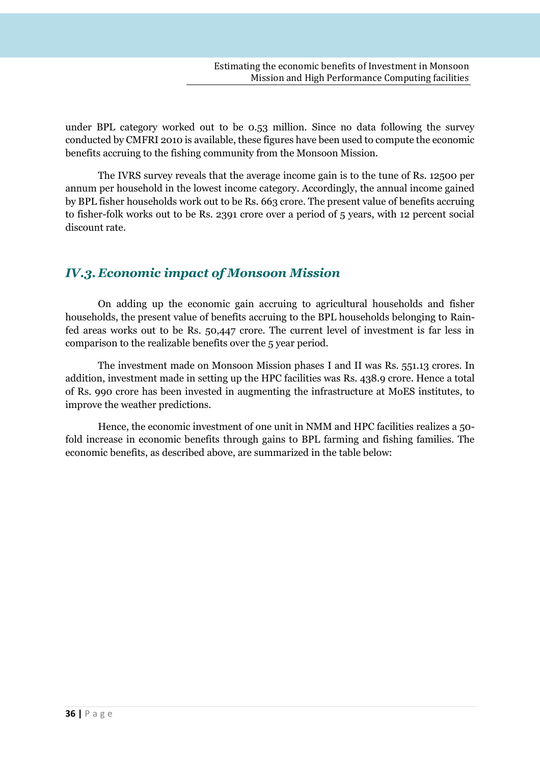under BPL category worked out to be 0.53 million. Since no data following the survey conducted by CMFRI 2010 is available, these figures have been used to compute the economic benefits accruing to the fishing community from the Monsoon Mission.

The IVRS survey reveals that the average income gain is to the tune of Rs. 12500 per annum per household in the lowest income category. Accordingly, the annual income gained by BPL fisher households work out to be Rs. 663 crore. The present value of benefits accruing to fisher-folk works out to be Rs. 2391 crore over a period of 5 years, with 12 percent social discount rate.

## *IV.3. Economic impact of Monsoon Mission*

On adding up the economic gain accruing to agricultural households and fisher households, the present value of benefits accruing to the BPL households belonging to Rain-fed areas works out to be Rs. 50,447 crore. The current level of investment is far less in comparison to the realizable benefits over the 5 year period.

The investment made on Monsoon Mission phases I and II was Rs. 551.13 crores. In addition, investment made in setting up the HPC facilities was Rs. 438.9 crore. Hence a total of Rs. 990 crore has been invested in augmenting the infrastructure at MoES institutes, to improve the weather predictions.

Hence, the economic investment of one unit in NMM and HPC facilities realizes a 50-fold increase in economic benefits through gains to BPL farming and fishing families. The economic benefits, as described above, are summarized in the table below: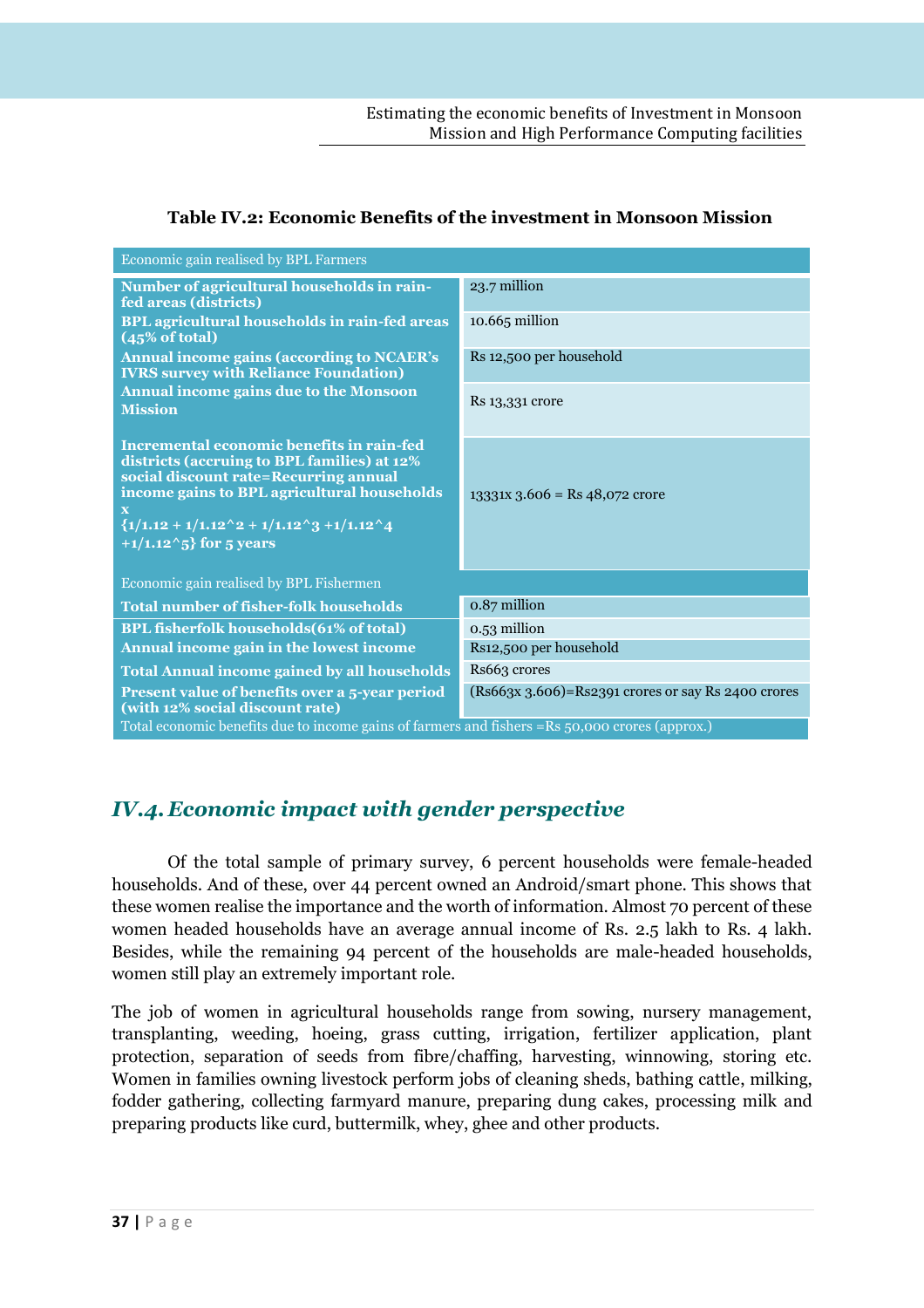**Table IV.2: Economic Benefits of the investment in Monsoon Mission**

| Economic gain realised by BPL Farmers | |
|---|---|
| **Number of agricultural households in rain-fed areas (districts)** | 23.7 million |
| **BPL agricultural households in rain-fed areas (45% of total)** | 10.665 million |
| **Annual income gains (according to NCAER's IVRS survey with Reliance Foundation)** | Rs 12,500 per household |
| **Annual income gains due to the Monsoon Mission** | Rs 13,331 crore |
| **Incremental economic benefits in rain-fed districts (accruing to BPL families) at 12% social discount rate=Recurring annual income gains to BPL agricultural households x {1/1.12 + 1/1.12^2 + 1/1.12^3 +1/1.12^4 +1/1.12^5} for 5 years** | 13331x 3.606 = Rs 48,072 crore |
| Economic gain realised by BPL Fishermen | |
| **Total number of fisher-folk households** | 0.87 million |
| **BPL fisherfolk households(61% of total)** | 0.53 million |
| **Annual income gain in the lowest income** | Rs12,500 per household |
| **Total Annual income gained by all households** | Rs663 crores |
| **Present value of benefits over a 5-year period (with 12% social discount rate)** | (Rs663x 3.606)=Rs2391 crores or say Rs 2400 crores |
| Total economic benefits due to income gains of farmers and fishers =Rs 50,000 crores (approx.) | |

## *IV.4. Economic impact with gender perspective*

Of the total sample of primary survey, 6 percent households were female-headed households. And of these, over 44 percent owned an Android/smart phone. This shows that these women realise the importance and the worth of information. Almost 70 percent of these women headed households have an average annual income of Rs. 2.5 lakh to Rs. 4 lakh. Besides, while the remaining 94 percent of the households are male-headed households, women still play an extremely important role.

The job of women in agricultural households range from sowing, nursery management, transplanting, weeding, hoeing, grass cutting, irrigation, fertilizer application, plant protection, separation of seeds from fibre/chaffing, harvesting, winnowing, storing etc. Women in families owning livestock perform jobs of cleaning sheds, bathing cattle, milking, fodder gathering, collecting farmyard manure, preparing dung cakes, processing milk and preparing products like curd, buttermilk, whey, ghee and other products.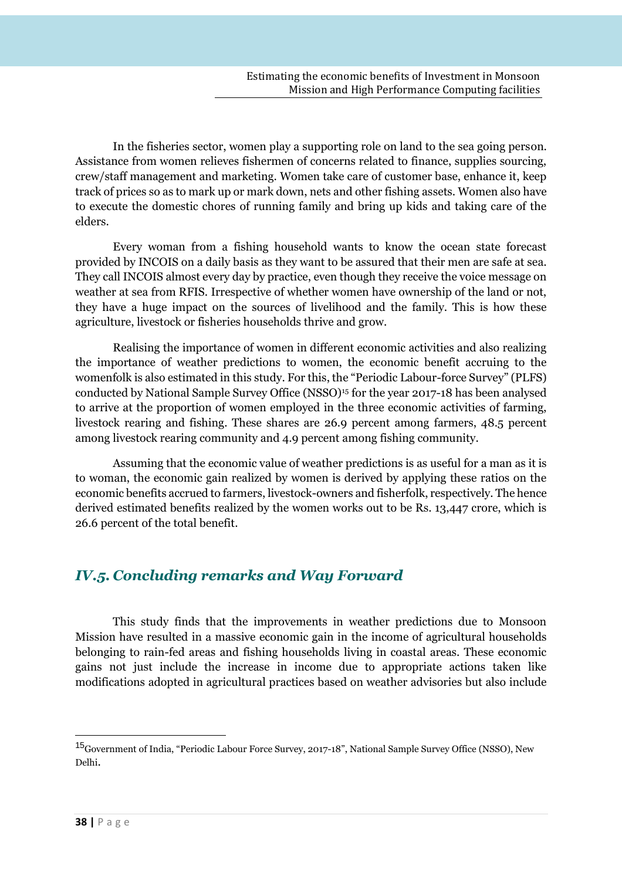In the fisheries sector, women play a supporting role on land to the sea going person. Assistance from women relieves fishermen of concerns related to finance, supplies sourcing, crew/staff management and marketing. Women take care of customer base, enhance it, keep track of prices so as to mark up or mark down, nets and other fishing assets. Women also have to execute the domestic chores of running family and bring up kids and taking care of the elders.

Every woman from a fishing household wants to know the ocean state forecast provided by INCOIS on a daily basis as they want to be assured that their men are safe at sea. They call INCOIS almost every day by practice, even though they receive the voice message on weather at sea from RFIS. Irrespective of whether women have ownership of the land or not, they have a huge impact on the sources of livelihood and the family. This is how these agriculture, livestock or fisheries households thrive and grow.

Realising the importance of women in different economic activities and also realizing the importance of weather predictions to women, the economic benefit accruing to the womenfolk is also estimated in this study. For this, the "Periodic Labour-force Survey" (PLFS) conducted by National Sample Survey Office (NSSO)[15] for the year 2017-18 has been analysed to arrive at the proportion of women employed in the three economic activities of farming, livestock rearing and fishing. These shares are 26.9 percent among farmers, 48.5 percent among livestock rearing community and 4.9 percent among fishing community.

Assuming that the economic value of weather predictions is as useful for a man as it is to woman, the economic gain realized by women is derived by applying these ratios on the economic benefits accrued to farmers, livestock-owners and fisherfolk, respectively. The hence derived estimated benefits realized by the women works out to be Rs. 13,447 crore, which is 26.6 percent of the total benefit.

## *IV.5. Concluding remarks and Way Forward*

This study finds that the improvements in weather predictions due to Monsoon Mission have resulted in a massive economic gain in the income of agricultural households belonging to rain-fed areas and fishing households living in coastal areas. These economic gains not just include the increase in income due to appropriate actions taken like modifications adopted in agricultural practices based on weather advisories but also include

[15] Government of India, "Periodic Labour Force Survey, 2017-18", National Sample Survey Office (NSSO), New Delhi.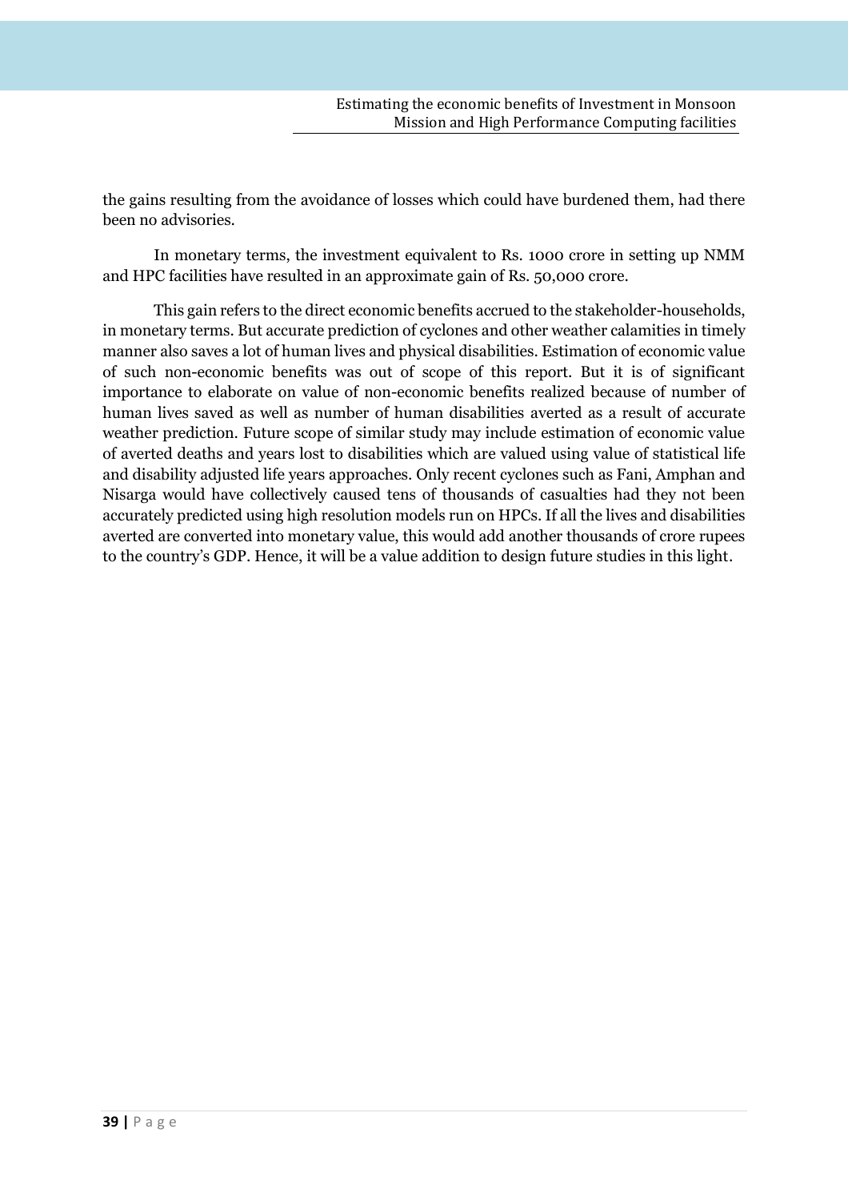the gains resulting from the avoidance of losses which could have burdened them, had there been no advisories.

In monetary terms, the investment equivalent to Rs. 1000 crore in setting up NMM and HPC facilities have resulted in an approximate gain of Rs. 50,000 crore.

This gain refers to the direct economic benefits accrued to the stakeholder-households, in monetary terms. But accurate prediction of cyclones and other weather calamities in timely manner also saves a lot of human lives and physical disabilities. Estimation of economic value of such non-economic benefits was out of scope of this report. But it is of significant importance to elaborate on value of non-economic benefits realized because of number of human lives saved as well as number of human disabilities averted as a result of accurate weather prediction. Future scope of similar study may include estimation of economic value of averted deaths and years lost to disabilities which are valued using value of statistical life and disability adjusted life years approaches. Only recent cyclones such as Fani, Amphan and Nisarga would have collectively caused tens of thousands of casualties had they not been accurately predicted using high resolution models run on HPCs. If all the lives and disabilities averted are converted into monetary value, this would add another thousands of crore rupees to the country's GDP. Hence, it will be a value addition to design future studies in this light.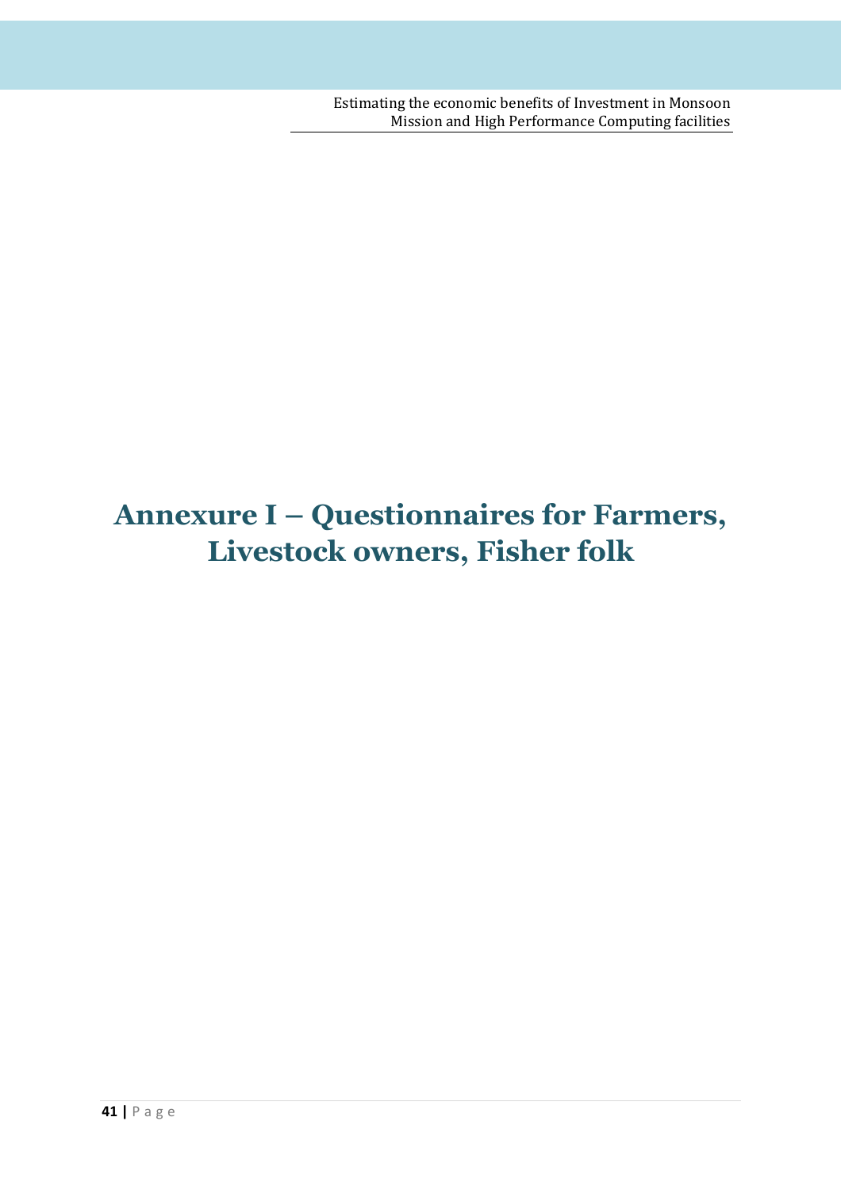# Annexure I – Questionnaires for Farmers, Livestock owners, Fisher folk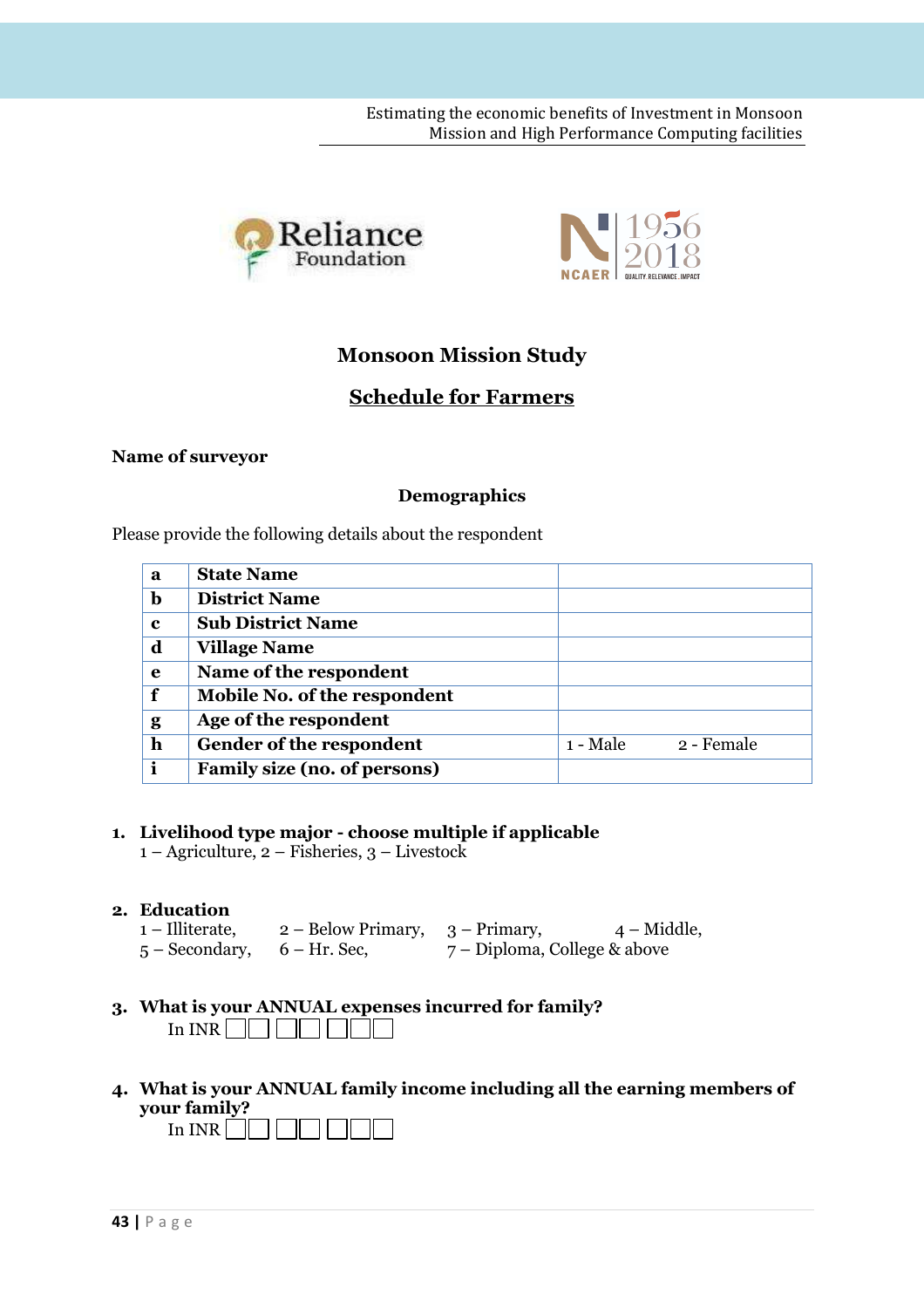# Monsoon Mission Study

## Schedule for Farmers

**Name of surveyor**

### Demographics

Please provide the following details about the respondent

| | | |
|---|---|---|
| **a** | **State Name** | |
| **b** | **District Name** | |
| **c** | **Sub District Name** | |
| **d** | **Village Name** | |
| **e** | **Name of the respondent** | |
| **f** | **Mobile No. of the respondent** | |
| **g** | **Age of the respondent** | |
| **h** | **Gender of the respondent** | 1 - Male 2 - Female |
| **i** | **Family size (no. of persons)** | |

1. **Livelihood type major - choose multiple if applicable**
   1 – Agriculture, 2 – Fisheries, 3 – Livestock

2. **Education**
   1 – Illiterate, 2 – Below Primary, 3 – Primary, 4 – Middle,
   5 – Secondary, 6 – Hr. Sec, 7 – Diploma, College & above

3. **What is your ANNUAL expenses incurred for family?**
   In INR ☐☐ ☐☐ ☐☐☐

4. **What is your ANNUAL family income including all the earning members of your family?**
   In INR ☐☐ ☐☐ ☐☐☐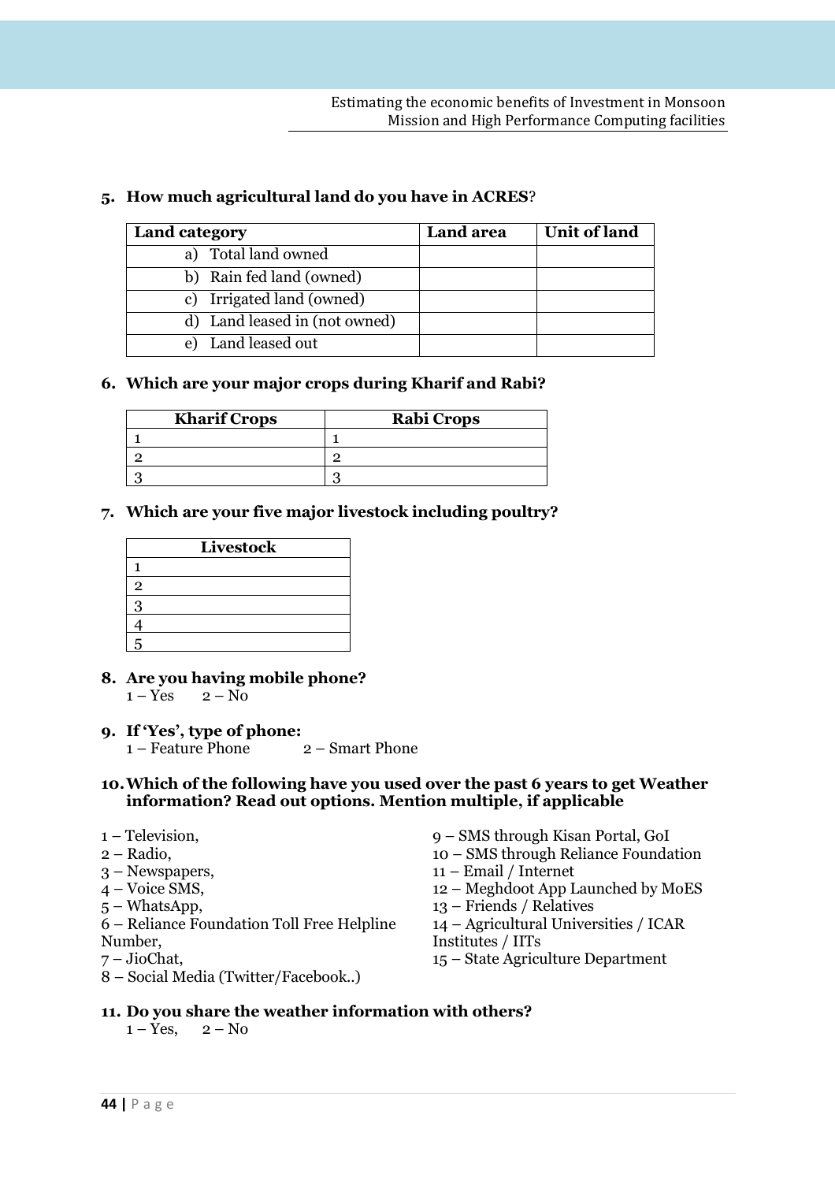**5. How much agricultural land do you have in ACRES?**

| Land category | Land area | Unit of land |
|---|---|---|
| a) Total land owned | | |
| b) Rain fed land (owned) | | |
| c) Irrigated land (owned) | | |
| d) Land leased in (not owned) | | |
| e) Land leased out | | |

**6. Which are your major crops during Kharif and Rabi?**

| Kharif Crops | Rabi Crops |
|---|---|
| 1 | 1 |
| 2 | 2 |
| 3 | 3 |

**7. Which are your five major livestock including poultry?**

| Livestock |
|---|
| 1 |
| 2 |
| 3 |
| 4 |
| 5 |

**8. Are you having mobile phone?**

1 – Yes    2 – No

**9. If 'Yes', type of phone:**

1 – Feature Phone    2 – Smart Phone

**10. Which of the following have you used over the past 6 years to get Weather information? Read out options. Mention multiple, if applicable**

1 – Television,
2 – Radio,
3 – Newspapers,
4 – Voice SMS,
5 – WhatsApp,
6 – Reliance Foundation Toll Free Helpline Number,
7 – JioChat,
8 – Social Media (Twitter/Facebook..)
9 – SMS through Kisan Portal, GoI
10 – SMS through Reliance Foundation
11 – Email / Internet
12 – Meghdoot App Launched by MoES
13 – Friends / Relatives
14 – Agricultural Universities / ICAR Institutes / IITs
15 – State Agriculture Department

**11. Do you share the weather information with others?**

1 – Yes,    2 – No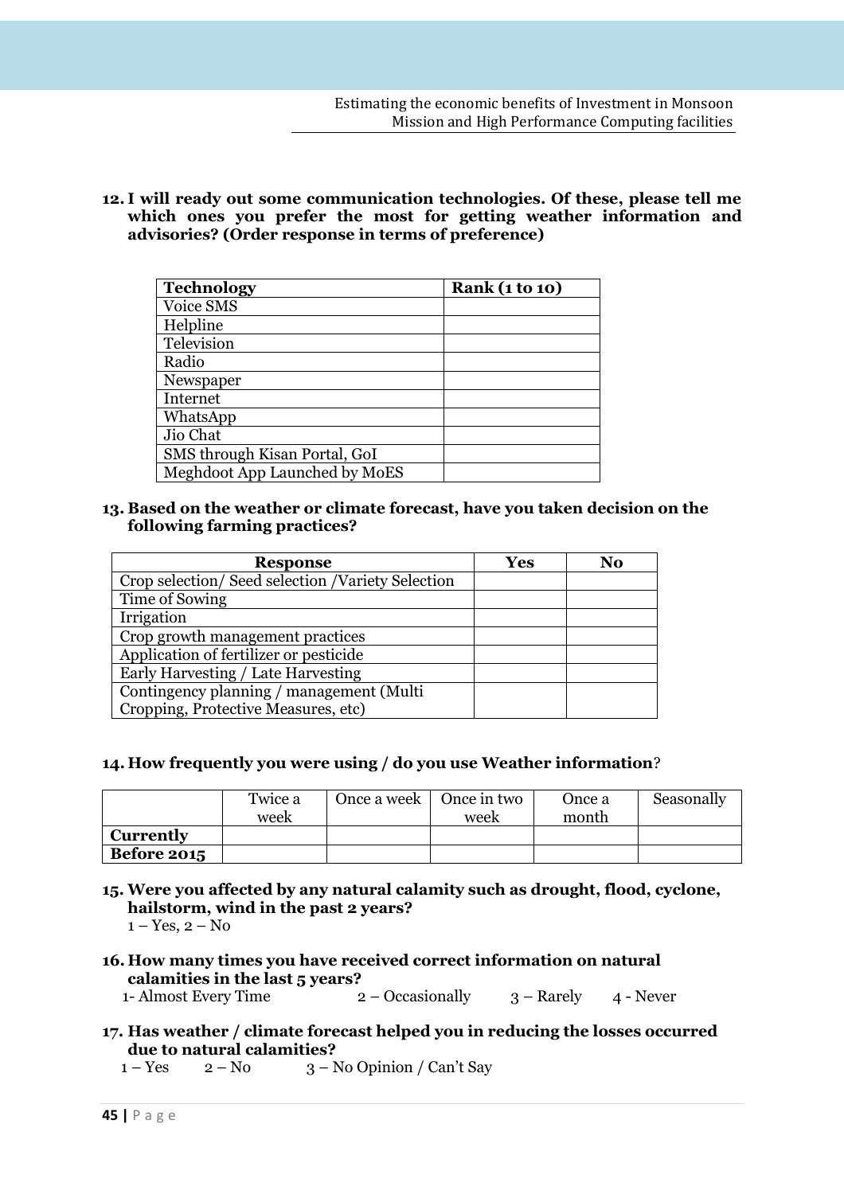**12. I will ready out some communication technologies. Of these, please tell me which ones you prefer the most for getting weather information and advisories? (Order response in terms of preference)**

| Technology | Rank (1 to 10) |
|---|---|
| Voice SMS | |
| Helpline | |
| Television | |
| Radio | |
| Newspaper | |
| Internet | |
| WhatsApp | |
| Jio Chat | |
| SMS through Kisan Portal, GoI | |
| Meghdoot App Launched by MoES | |

**13. Based on the weather or climate forecast, have you taken decision on the following farming practices?**

| Response | Yes | No |
|---|---|---|
| Crop selection/ Seed selection /Variety Selection | | |
| Time of Sowing | | |
| Irrigation | | |
| Crop growth management practices | | |
| Application of fertilizer or pesticide | | |
| Early Harvesting / Late Harvesting | | |
| Contingency planning / management (Multi Cropping, Protective Measures, etc) | | |

**14. How frequently you were using / do you use Weather information?**

| | Twice a week | Once a week | Once in two week | Once a month | Seasonally |
|---|---|---|---|---|---|
| **Currently** | | | | | |
| **Before 2015** | | | | | |

**15. Were you affected by any natural calamity such as drought, flood, cyclone, hailstorm, wind in the past 2 years?**

1 – Yes, 2 – No

**16. How many times you have received correct information on natural calamities in the last 5 years?**

1- Almost Every Time 2 – Occasionally 3 – Rarely 4 - Never

**17. Has weather / climate forecast helped you in reducing the losses occurred due to natural calamities?**

1 – Yes 2 – No 3 – No Opinion / Can't Say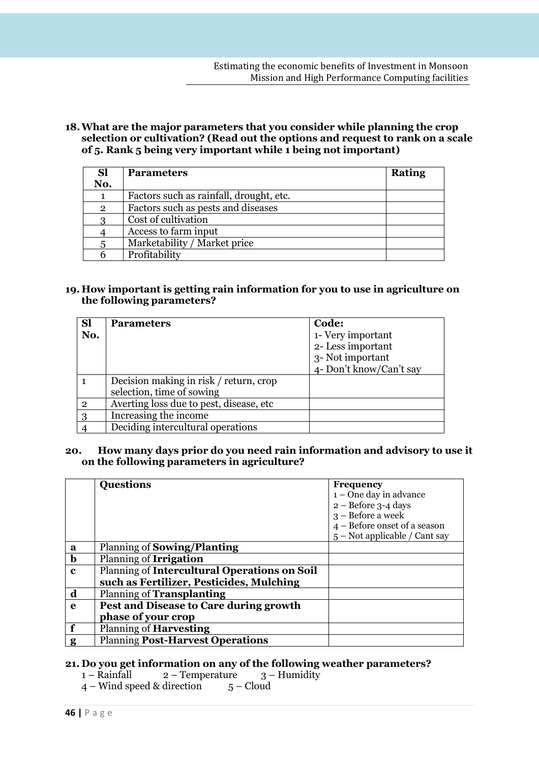**18. What are the major parameters that you consider while planning the crop selection or cultivation? (Read out the options and request to rank on a scale of 5. Rank 5 being very important while 1 being not important)**

| Sl No. | Parameters | Rating |
|---|---|---|
| 1 | Factors such as rainfall, drought, etc. | |
| 2 | Factors such as pests and diseases | |
| 3 | Cost of cultivation | |
| 4 | Access to farm input | |
| 5 | Marketability / Market price | |
| 6 | Profitability | |

**19. How important is getting rain information for you to use in agriculture on the following parameters?**

| Sl No. | Parameters | Code:<br>1- Very important<br>2- Less important<br>3- Not important<br>4- Don't know/Can't say |
|---|---|---|
| 1 | Decision making in risk / return, crop selection, time of sowing | |
| 2 | Averting loss due to pest, disease, etc | |
| 3 | Increasing the income | |
| 4 | Deciding intercultural operations | |

**20. How many days prior do you need rain information and advisory to use it on the following parameters in agriculture?**

| | Questions | Frequency<br>1 – One day in advance<br>2 – Before 3-4 days<br>3 – Before a week<br>4 – Before onset of a season<br>5 – Not applicable / Cant say |
|---|---|---|
| a | Planning of **Sowing/Planting** | |
| b | Planning of **Irrigation** | |
| c | Planning of **Intercultural Operations on Soil such as Fertilizer, Pesticides, Mulching** | |
| d | Planning of **Transplanting** | |
| e | **Pest and Disease to Care during growth phase of your crop** | |
| f | Planning of **Harvesting** | |
| g | Planning **Post-Harvest Operations** | |

**21. Do you get information on any of the following weather parameters?**

1 – Rainfall 2 – Temperature 3 – Humidity
4 – Wind speed & direction 5 – Cloud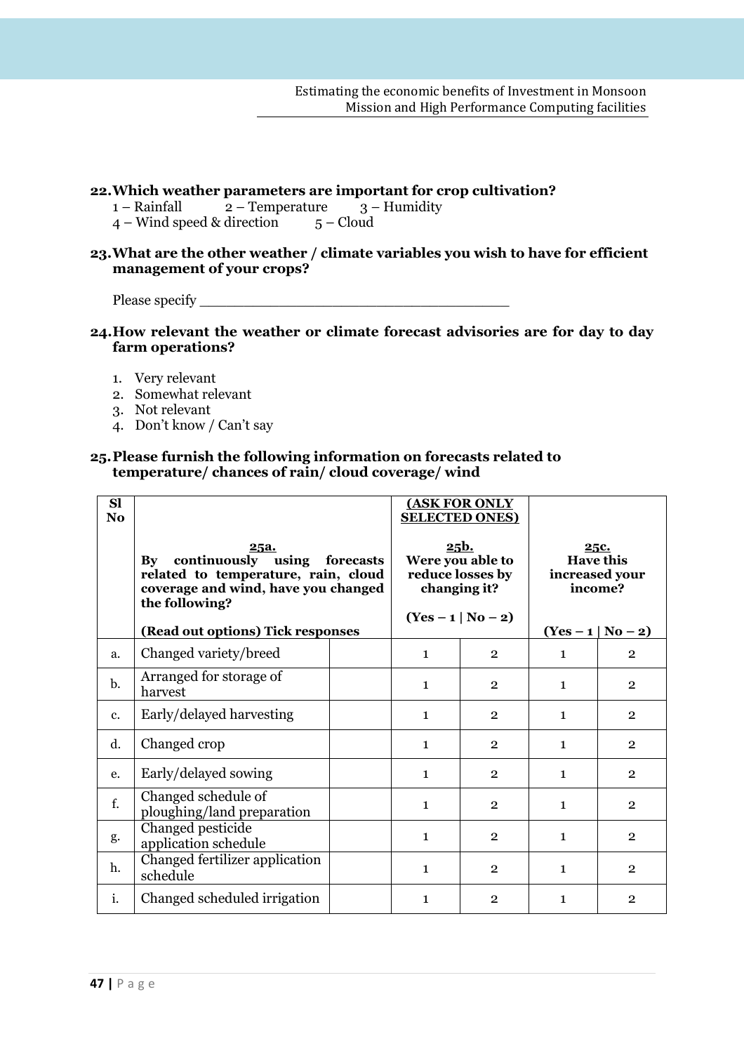**22. Which weather parameters are important for crop cultivation?**

1 – Rainfall    2 – Temperature    3 – Humidity
4 – Wind speed & direction    5 – Cloud

**23. What are the other weather / climate variables you wish to have for efficient management of your crops?**

Please specify ______________________________________

**24. How relevant the weather or climate forecast advisories are for day to day farm operations?**

1. Very relevant
2. Somewhat relevant
3. Not relevant
4. Don't know / Can't say

**25. Please furnish the following information on forecasts related to temperature/ chances of rain/ cloud coverage/ wind**

| Sl No | 25a. By continuously using forecasts related to temperature, rain, cloud coverage and wind, have you changed the following? (Read out options) Tick responses | | (ASK FOR ONLY SELECTED ONES) 25b. Were you able to reduce losses by changing it? (Yes – 1 \| No – 2) | | 25c. Have this increased your income? (Yes – 1 \| No – 2) | |
|---|---|---|---|---|---|---|
| a. | Changed variety/breed | | 1 | 2 | 1 | 2 |
| b. | Arranged for storage of harvest | | 1 | 2 | 1 | 2 |
| c. | Early/delayed harvesting | | 1 | 2 | 1 | 2 |
| d. | Changed crop | | 1 | 2 | 1 | 2 |
| e. | Early/delayed sowing | | 1 | 2 | 1 | 2 |
| f. | Changed schedule of ploughing/land preparation | | 1 | 2 | 1 | 2 |
| g. | Changed pesticide application schedule | | 1 | 2 | 1 | 2 |
| h. | Changed fertilizer application schedule | | 1 | 2 | 1 | 2 |
| i. | Changed scheduled irrigation | | 1 | 2 | 1 | 2 |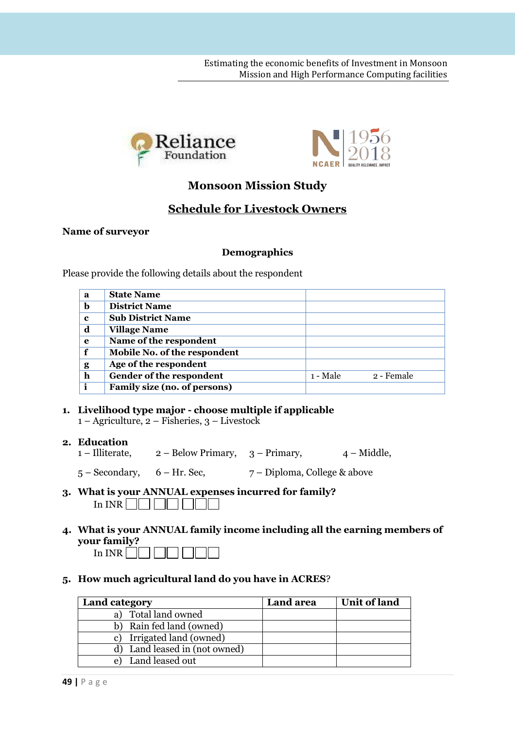# Monsoon Mission Study

## Schedule for Livestock Owners

**Name of surveyor**

### Demographics

Please provide the following details about the respondent

| | | |
|---|---|---|
| **a** | **State Name** | |
| **b** | **District Name** | |
| **c** | **Sub District Name** | |
| **d** | **Village Name** | |
| **e** | **Name of the respondent** | |
| **f** | **Mobile No. of the respondent** | |
| **g** | **Age of the respondent** | |
| **h** | **Gender of the respondent** | 1 - Male 2 - Female |
| **i** | **Family size (no. of persons)** | |

1. **Livelihood type major - choose multiple if applicable**
   1 – Agriculture, 2 – Fisheries, 3 – Livestock

2. **Education**
   1 – Illiterate, 2 – Below Primary, 3 – Primary, 4 – Middle,
   5 – Secondary, 6 – Hr. Sec, 7 – Diploma, College & above

3. **What is your ANNUAL expenses incurred for family?**
   In INR ☐☐ ☐☐ ☐☐☐

4. **What is your ANNUAL family income including all the earning members of your family?**
   In INR ☐☐ ☐☐ ☐☐☐

5. **How much agricultural land do you have in ACRES?**

| Land category | Land area | Unit of land |
|---|---|---|
| a) Total land owned | | |
| b) Rain fed land (owned) | | |
| c) Irrigated land (owned) | | |
| d) Land leased in (not owned) | | |
| e) Land leased out | | |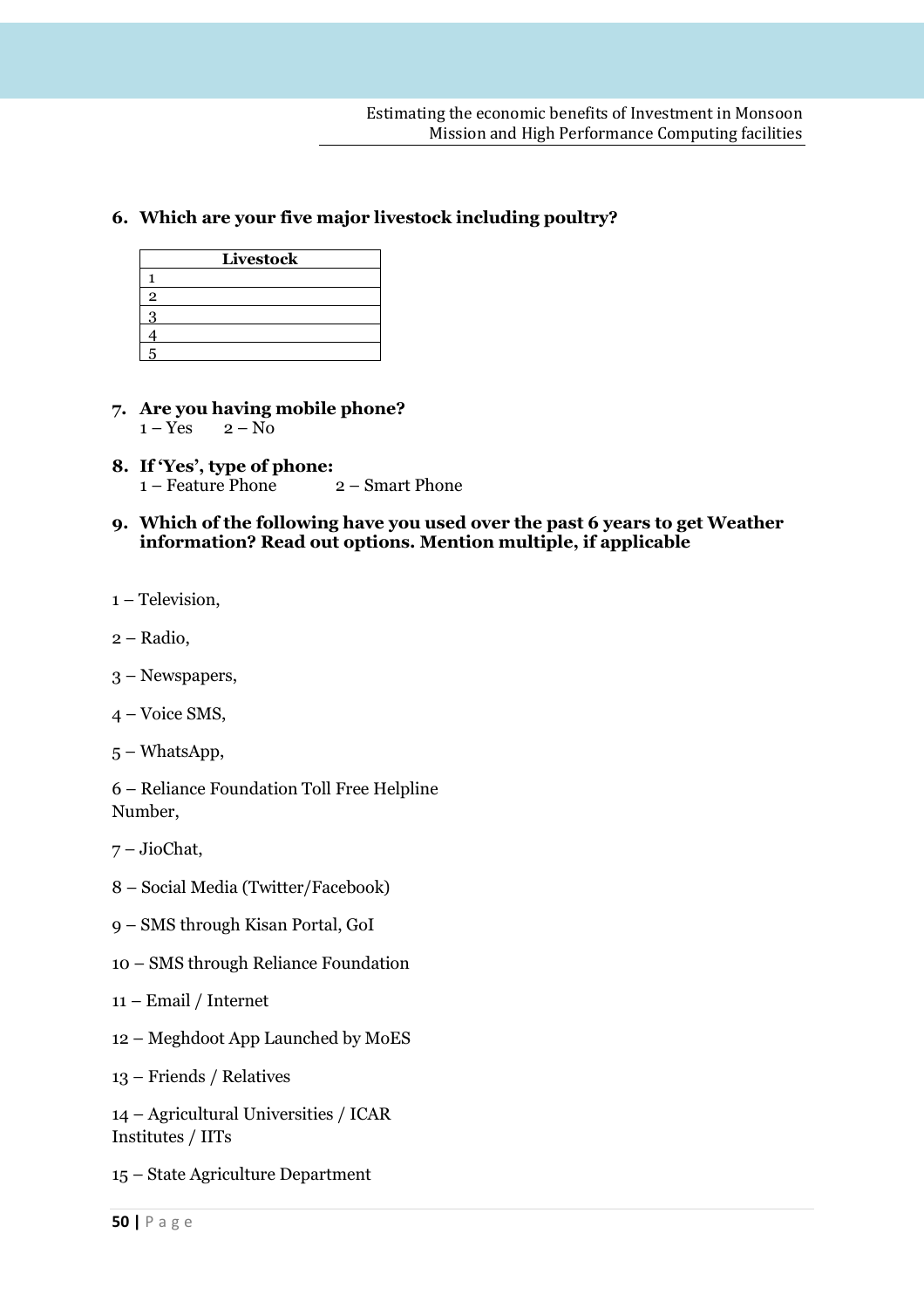**6. Which are your five major livestock including poultry?**

| Livestock |
|---|
| 1 |
| 2 |
| 3 |
| 4 |
| 5 |

**7. Are you having mobile phone?**
1 – Yes    2 – No

**8. If 'Yes', type of phone:**
1 – Feature Phone    2 – Smart Phone

**9. Which of the following have you used over the past 6 years to get Weather information? Read out options. Mention multiple, if applicable**

1 – Television,

2 – Radio,

3 – Newspapers,

4 – Voice SMS,

5 – WhatsApp,

6 – Reliance Foundation Toll Free Helpline Number,

7 – JioChat,

8 – Social Media (Twitter/Facebook)

9 – SMS through Kisan Portal, GoI

10 – SMS through Reliance Foundation

11 – Email / Internet

12 – Meghdoot App Launched by MoES

13 – Friends / Relatives

14 – Agricultural Universities / ICAR Institutes / IITs

15 – State Agriculture Department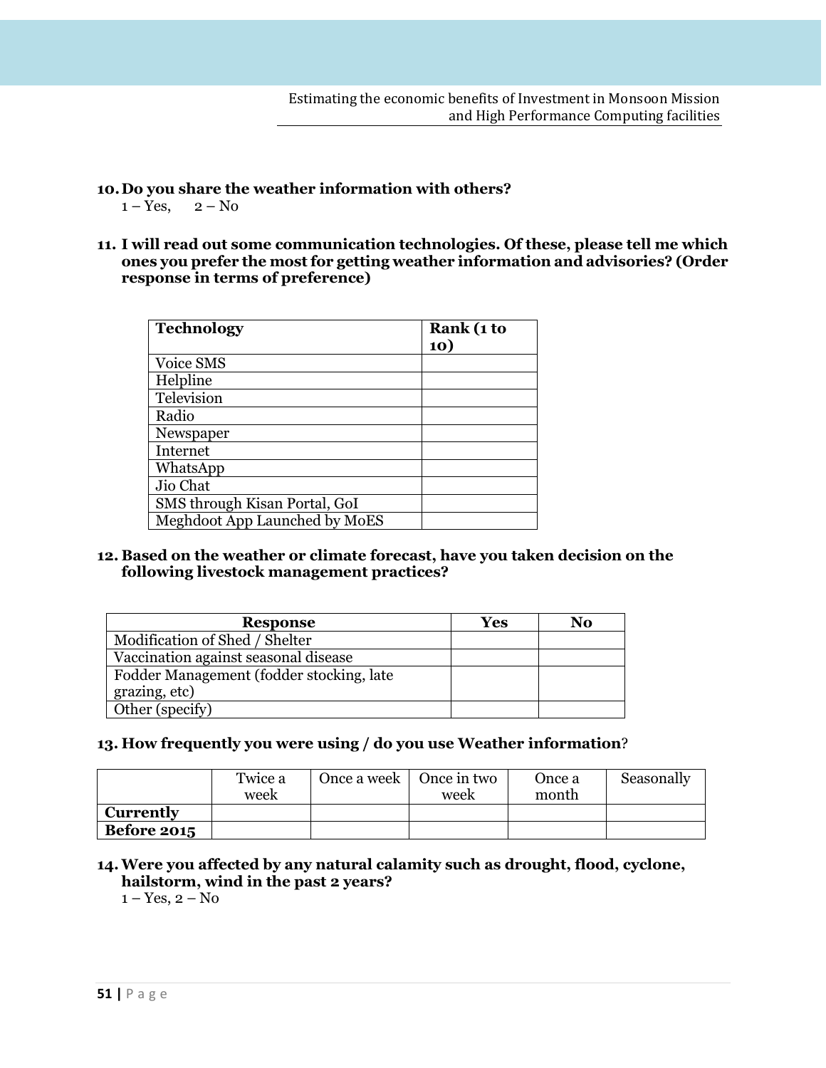**10. Do you share the weather information with others?**

1 – Yes,  2 – No

**11. I will read out some communication technologies. Of these, please tell me which ones you prefer the most for getting weather information and advisories? (Order response in terms of preference)**

| Technology | Rank (1 to 10) |
|---|---|
| Voice SMS | |
| Helpline | |
| Television | |
| Radio | |
| Newspaper | |
| Internet | |
| WhatsApp | |
| Jio Chat | |
| SMS through Kisan Portal, GoI | |
| Meghdoot App Launched by MoES | |

**12. Based on the weather or climate forecast, have you taken decision on the following livestock management practices?**

| Response | Yes | No |
|---|---|---|
| Modification of Shed / Shelter | | |
| Vaccination against seasonal disease | | |
| Fodder Management (fodder stocking, late grazing, etc) | | |
| Other (specify) | | |

**13. How frequently you were using / do you use Weather information?**

| | Twice a week | Once a week | Once in two week | Once a month | Seasonally |
|---|---|---|---|---|---|
| **Currently** | | | | | |
| **Before 2015** | | | | | |

**14. Were you affected by any natural calamity such as drought, flood, cyclone, hailstorm, wind in the past 2 years?**

1 – Yes, 2 – No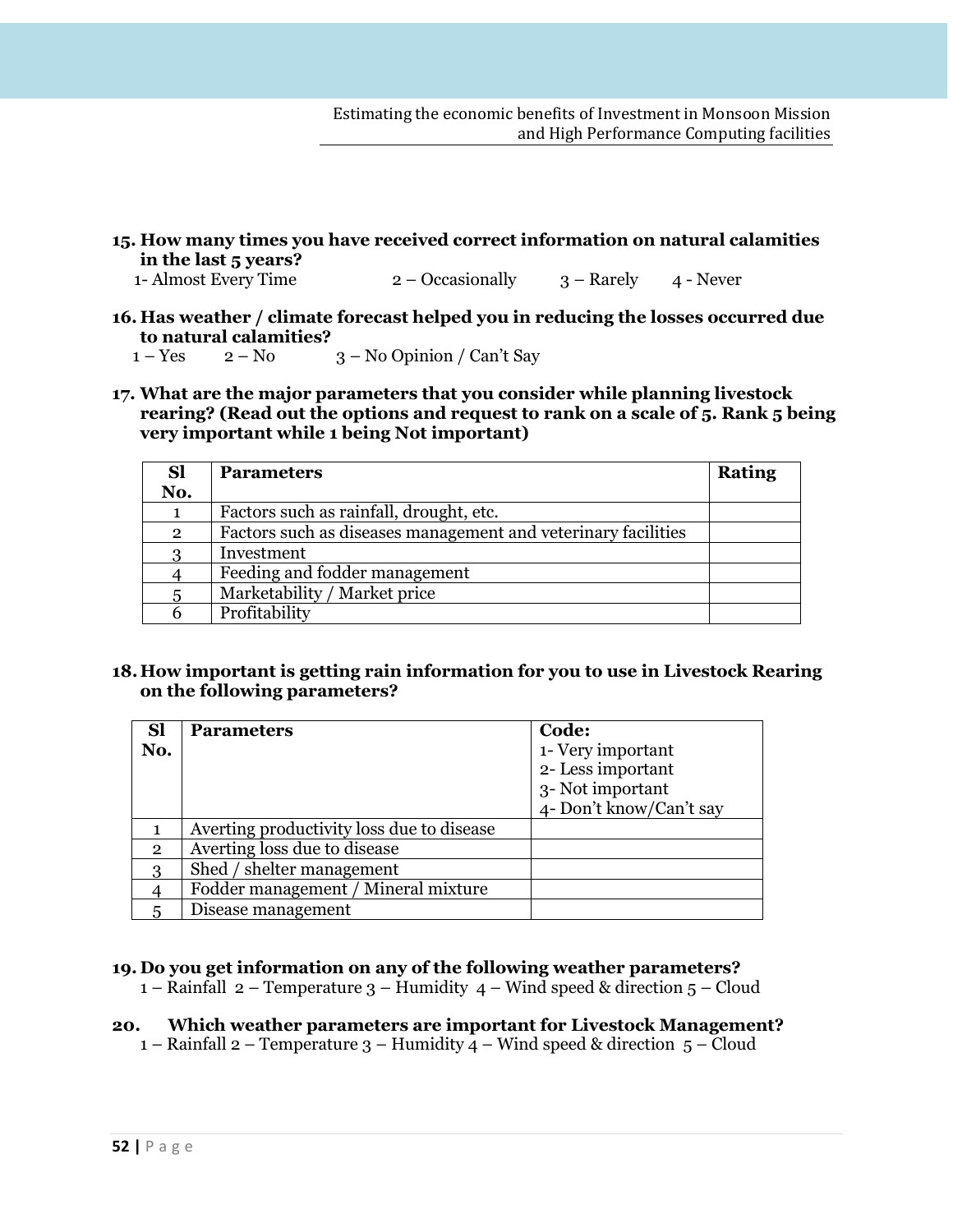**15. How many times you have received correct information on natural calamities in the last 5 years?**

1- Almost Every Time 2 – Occasionally 3 – Rarely 4 - Never

**16. Has weather / climate forecast helped you in reducing the losses occurred due to natural calamities?**

1 – Yes 2 – No 3 – No Opinion / Can't Say

**17. What are the major parameters that you consider while planning livestock rearing? (Read out the options and request to rank on a scale of 5. Rank 5 being very important while 1 being Not important)**

| Sl No. | Parameters | Rating |
|---|---|---|
| 1 | Factors such as rainfall, drought, etc. | |
| 2 | Factors such as diseases management and veterinary facilities | |
| 3 | Investment | |
| 4 | Feeding and fodder management | |
| 5 | Marketability / Market price | |
| 6 | Profitability | |

**18. How important is getting rain information for you to use in Livestock Rearing on the following parameters?**

| Sl No. | Parameters | **Code:** 1- Very important 2- Less important 3- Not important 4- Don't know/Can't say |
|---|---|---|
| 1 | Averting productivity loss due to disease | |
| 2 | Averting loss due to disease | |
| 3 | Shed / shelter management | |
| 4 | Fodder management / Mineral mixture | |
| 5 | Disease management | |

**19. Do you get information on any of the following weather parameters?**

1 – Rainfall 2 – Temperature 3 – Humidity 4 – Wind speed & direction 5 – Cloud

**20. Which weather parameters are important for Livestock Management?**

1 – Rainfall 2 – Temperature 3 – Humidity 4 – Wind speed & direction 5 – Cloud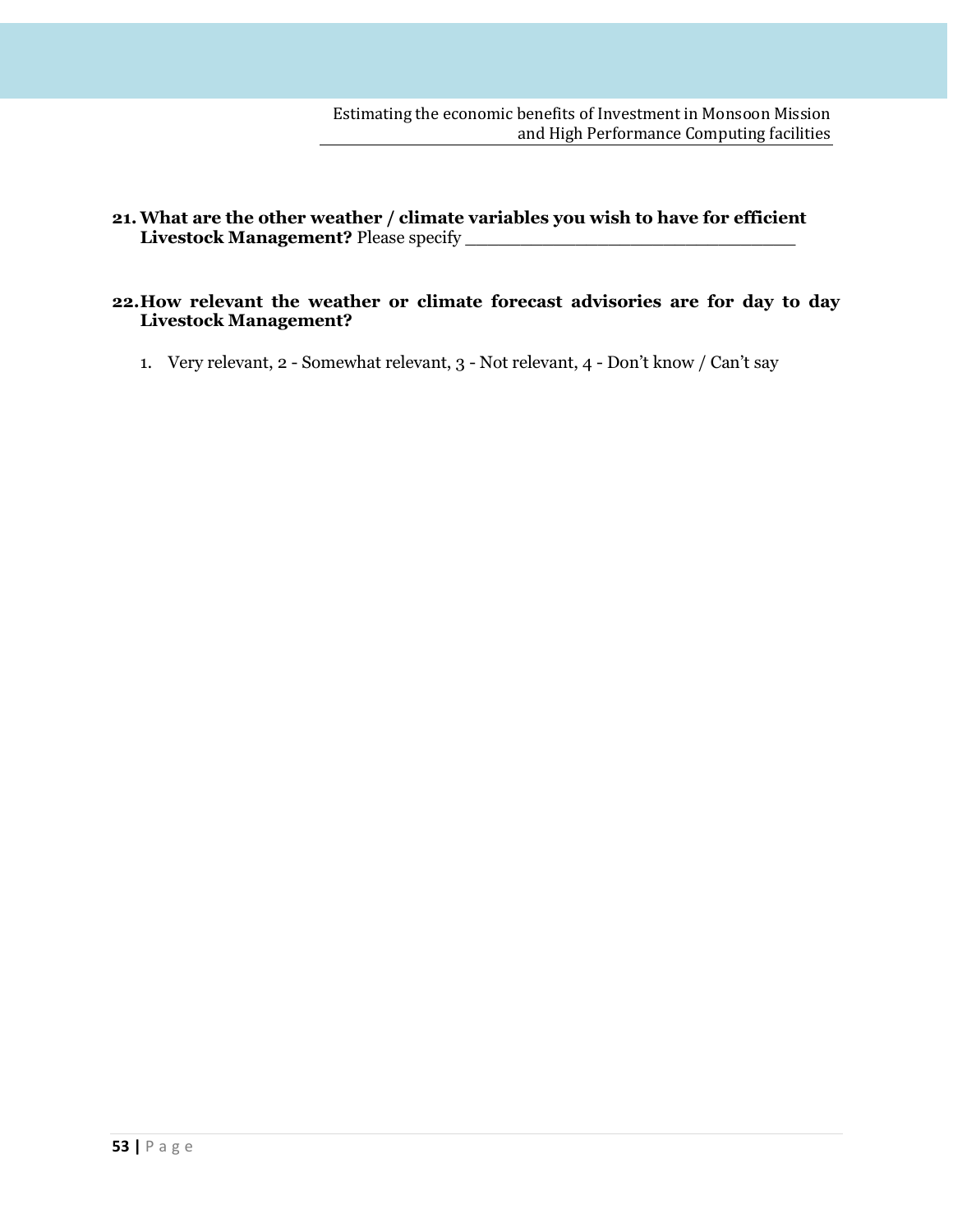**21. What are the other weather / climate variables you wish to have for efficient Livestock Management?** Please specify ________________________________

**22. How relevant the weather or climate forecast advisories are for day to day Livestock Management?**

1. Very relevant, 2 - Somewhat relevant, 3 - Not relevant, 4 - Don't know / Can't say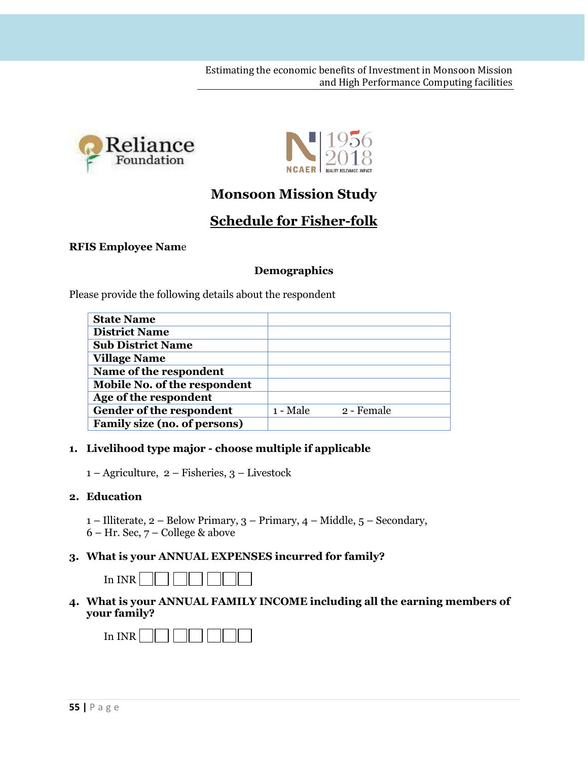# Monsoon Mission Study

## Schedule for Fisher-folk

**RFIS Employee Name**

### Demographics

Please provide the following details about the respondent

| | |
|---|---|
| **State Name** | |
| **District Name** | |
| **Sub District Name** | |
| **Village Name** | |
| **Name of the respondent** | |
| **Mobile No. of the respondent** | |
| **Age of the respondent** | |
| **Gender of the respondent** | 1 - Male 2 - Female |
| **Family size (no. of persons)** | |

1. **Livelihood type major - choose multiple if applicable**

   1 – Agriculture, 2 – Fisheries, 3 – Livestock

2. **Education**

   1 – Illiterate, 2 – Below Primary, 3 – Primary, 4 – Middle, 5 – Secondary, 6 – Hr. Sec, 7 – College & above

3. **What is your ANNUAL EXPENSES incurred for family?**

   In INR ☐☐ ☐☐ ☐☐☐

4. **What is your ANNUAL FAMILY INCOME including all the earning members of your family?**

   In INR ☐☐ ☐☐ ☐☐☐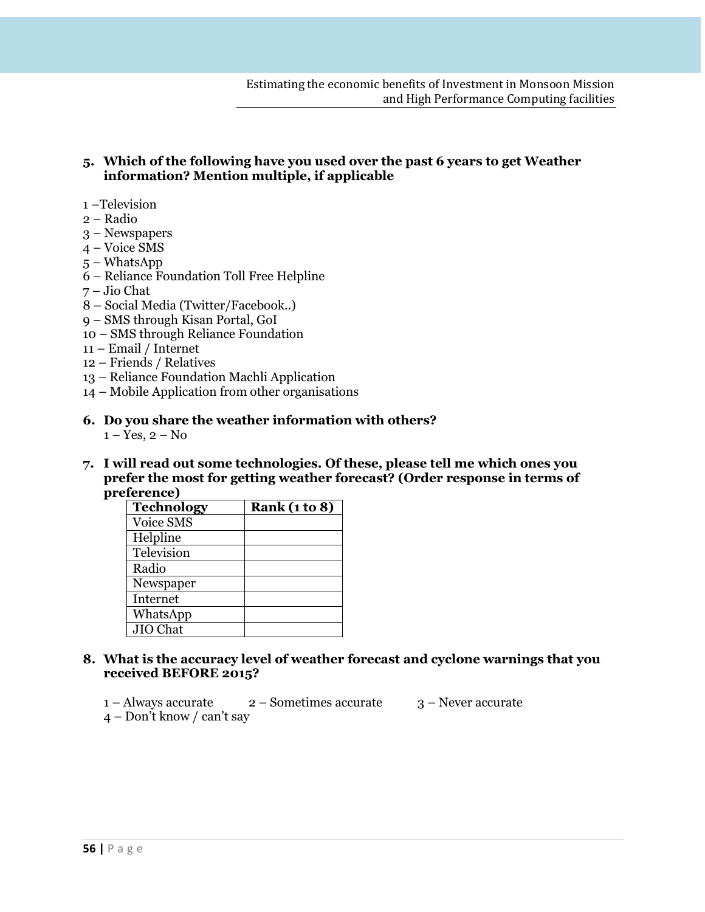**5. Which of the following have you used over the past 6 years to get Weather information? Mention multiple, if applicable**

1 –Television
2 – Radio
3 – Newspapers
4 – Voice SMS
5 – WhatsApp
6 – Reliance Foundation Toll Free Helpline
7 – Jio Chat
8 – Social Media (Twitter/Facebook..)
9 – SMS through Kisan Portal, GoI
10 – SMS through Reliance Foundation
11 – Email / Internet
12 – Friends / Relatives
13 – Reliance Foundation Machli Application
14 – Mobile Application from other organisations

**6. Do you share the weather information with others?**

1 – Yes, 2 – No

**7. I will read out some technologies. Of these, please tell me which ones you prefer the most for getting weather forecast? (Order response in terms of preference)**

| Technology | Rank (1 to 8) |
|---|---|
| Voice SMS | |
| Helpline | |
| Television | |
| Radio | |
| Newspaper | |
| Internet | |
| WhatsApp | |
| JIO Chat | |

**8. What is the accuracy level of weather forecast and cyclone warnings that you received BEFORE 2015?**

1 – Always accurate    2 – Sometimes accurate    3 – Never accurate
4 – Don't know / can't say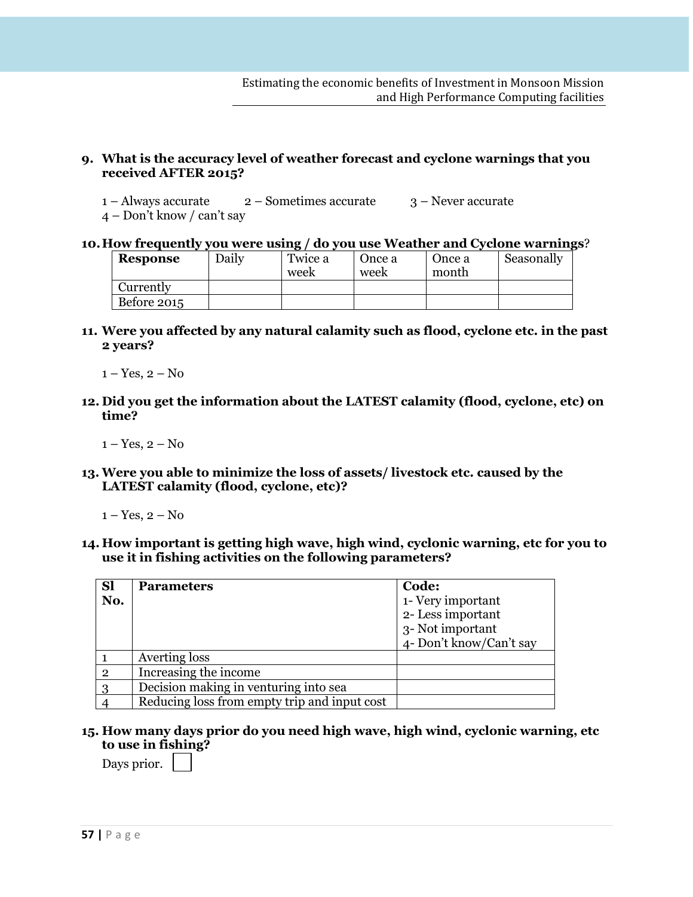**9. What is the accuracy level of weather forecast and cyclone warnings that you received AFTER 2015?**

1 – Always accurate  2 – Sometimes accurate  3 – Never accurate
4 – Don't know / can't say

**10. How frequently you were using / do you use Weather and Cyclone warnings?**

| Response | Daily | Twice a week | Once a week | Once a month | Seasonally |
|---|---|---|---|---|---|
| Currently | | | | | |
| Before 2015 | | | | | |

**11. Were you affected by any natural calamity such as flood, cyclone etc. in the past 2 years?**

1 – Yes, 2 – No

**12. Did you get the information about the LATEST calamity (flood, cyclone, etc) on time?**

1 – Yes, 2 – No

**13. Were you able to minimize the loss of assets/ livestock etc. caused by the LATEST calamity (flood, cyclone, etc)?**

1 – Yes, 2 – No

**14. How important is getting high wave, high wind, cyclonic warning, etc for you to use it in fishing activities on the following parameters?**

| Sl No. | Parameters | Code: 1- Very important 2- Less important 3- Not important 4- Don't know/Can't say |
|---|---|---|
| 1 | Averting loss | |
| 2 | Increasing the income | |
| 3 | Decision making in venturing into sea | |
| 4 | Reducing loss from empty trip and input cost | |

**15. How many days prior do you need high wave, high wind, cyclonic warning, etc to use in fishing?**

Days prior. ☐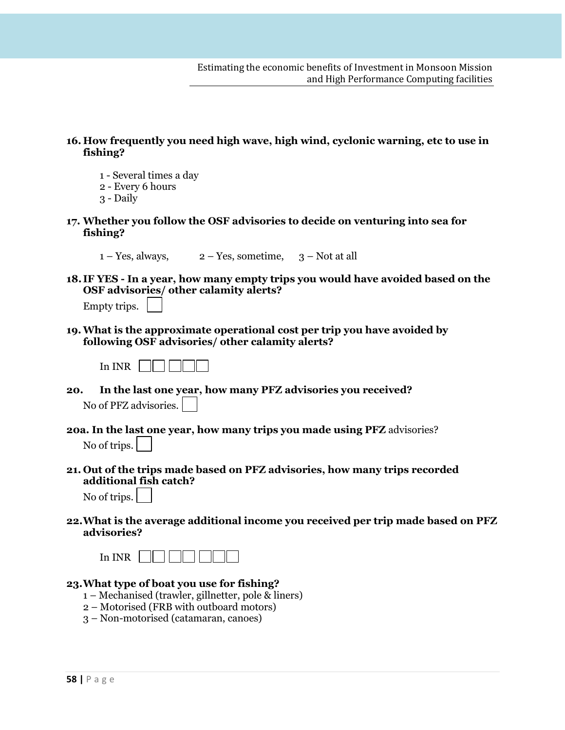**16. How frequently you need high wave, high wind, cyclonic warning, etc to use in fishing?**

1 - Several times a day
2 - Every 6 hours
3 - Daily

**17. Whether you follow the OSF advisories to decide on venturing into sea for fishing?**

1 – Yes, always, 2 – Yes, sometime, 3 – Not at all

**18. IF YES - In a year, how many empty trips you would have avoided based on the OSF advisories/ other calamity alerts?**

Empty trips. [ ]

**19. What is the approximate operational cost per trip you have avoided by following OSF advisories/ other calamity alerts?**

In INR [ ][ ] [ ][ ][ ]

**20. In the last one year, how many PFZ advisories you received?**

No of PFZ advisories. [ ]

**20a. In the last one year, how many trips you made using PFZ** advisories?

No of trips. [ ]

**21. Out of the trips made based on PFZ advisories, how many trips recorded additional fish catch?**

No of trips. [ ]

**22. What is the average additional income you received per trip made based on PFZ advisories?**

In INR [ ][ ] [ ][ ] [ ][ ][ ]

**23. What type of boat you use for fishing?**

1 – Mechanised (trawler, gillnetter, pole & liners)
2 – Motorised (FRB with outboard motors)
3 – Non-motorised (catamaran, canoes)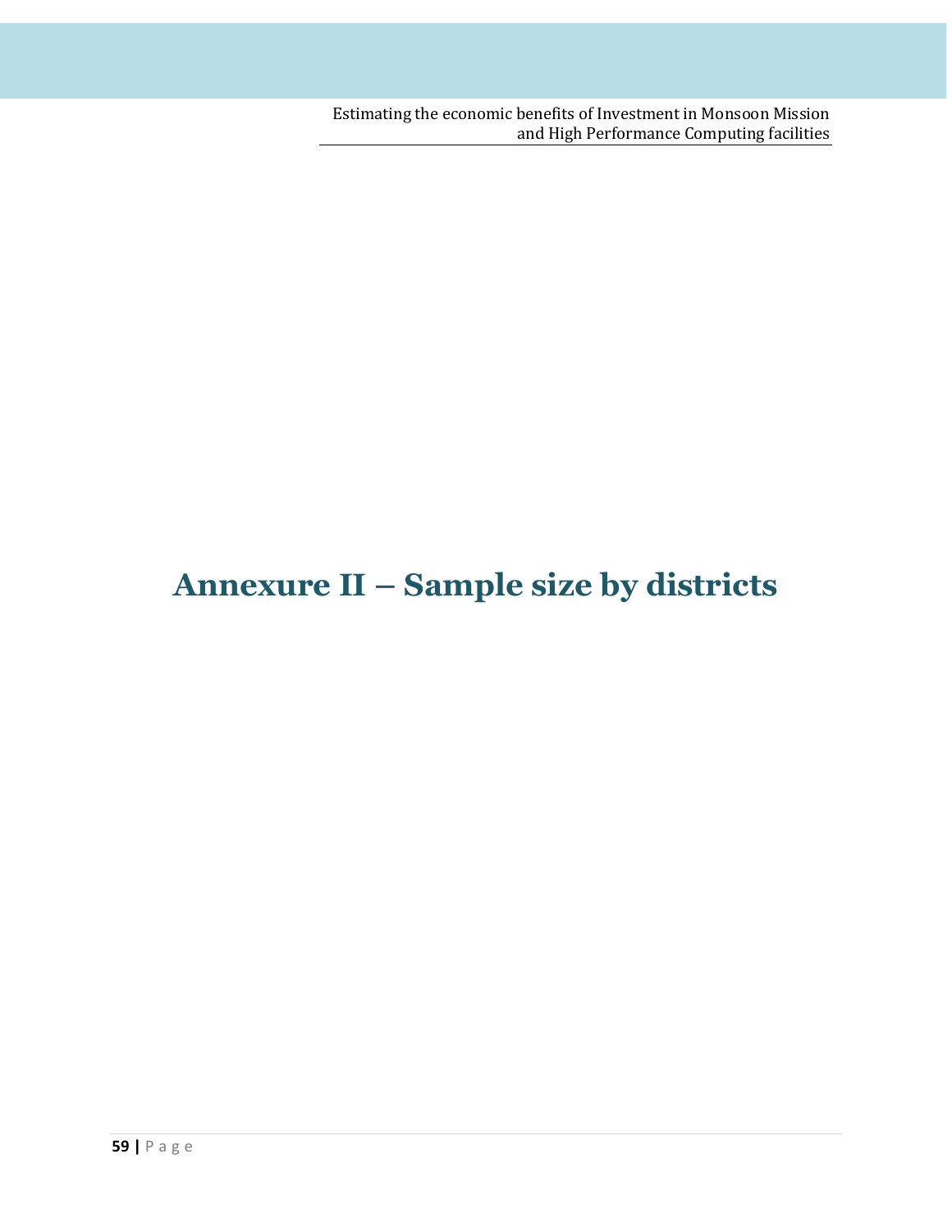# Annexure II – Sample size by districts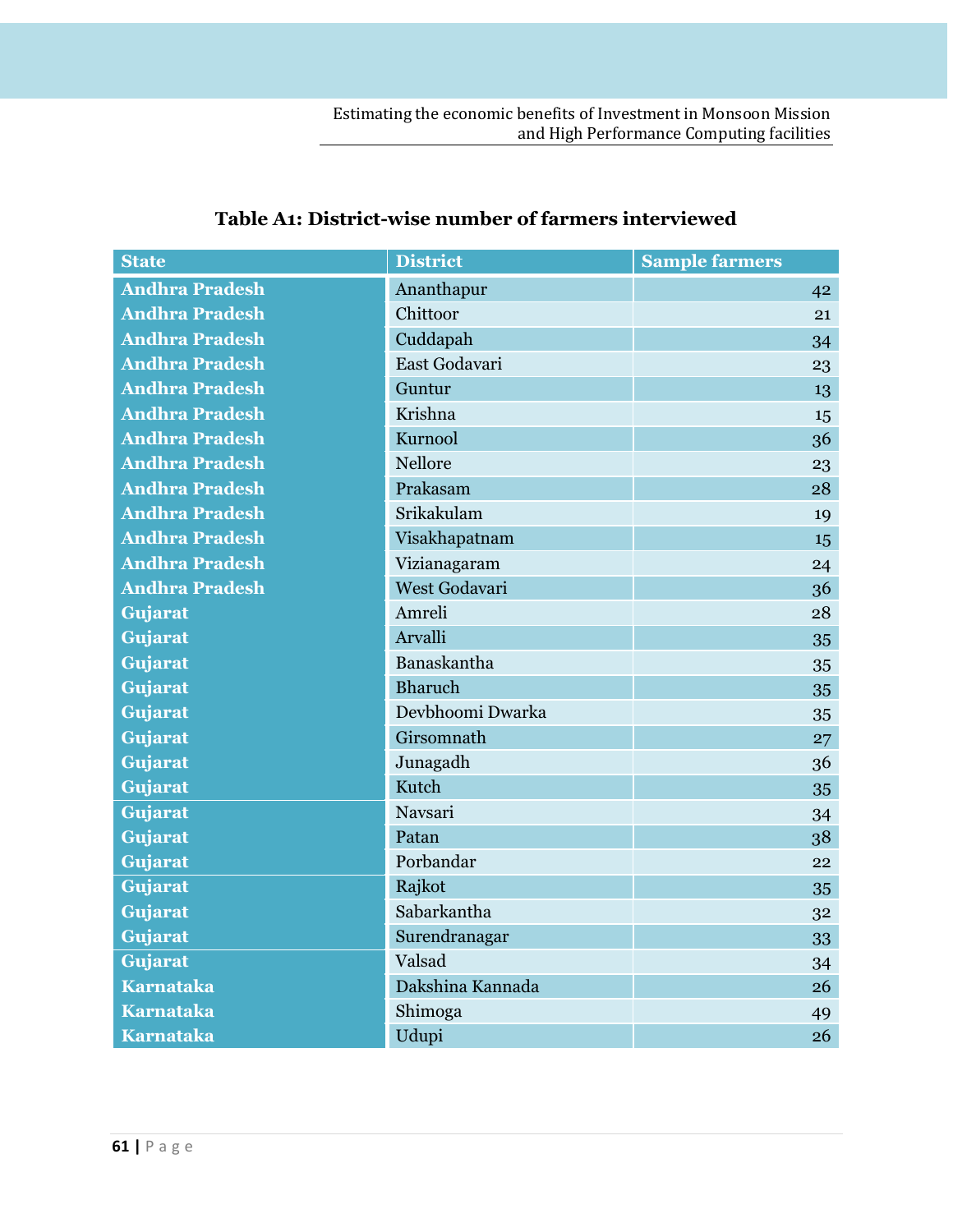**Table A1: District-wise number of farmers interviewed**

| State | District | Sample farmers |
|---|---|---|
| Andhra Pradesh | Ananthapur | 42 |
| Andhra Pradesh | Chittoor | 21 |
| Andhra Pradesh | Cuddapah | 34 |
| Andhra Pradesh | East Godavari | 23 |
| Andhra Pradesh | Guntur | 13 |
| Andhra Pradesh | Krishna | 15 |
| Andhra Pradesh | Kurnool | 36 |
| Andhra Pradesh | Nellore | 23 |
| Andhra Pradesh | Prakasam | 28 |
| Andhra Pradesh | Srikakulam | 19 |
| Andhra Pradesh | Visakhapatnam | 15 |
| Andhra Pradesh | Vizianagaram | 24 |
| Andhra Pradesh | West Godavari | 36 |
| Gujarat | Amreli | 28 |
| Gujarat | Arvalli | 35 |
| Gujarat | Banaskantha | 35 |
| Gujarat | Bharuch | 35 |
| Gujarat | Devbhoomi Dwarka | 35 |
| Gujarat | Girsomnath | 27 |
| Gujarat | Junagadh | 36 |
| Gujarat | Kutch | 35 |
| Gujarat | Navsari | 34 |
| Gujarat | Patan | 38 |
| Gujarat | Porbandar | 22 |
| Gujarat | Rajkot | 35 |
| Gujarat | Sabarkantha | 32 |
| Gujarat | Surendranagar | 33 |
| Gujarat | Valsad | 34 |
| Karnataka | Dakshina Kannada | 26 |
| Karnataka | Shimoga | 49 |
| Karnataka | Udupi | 26 |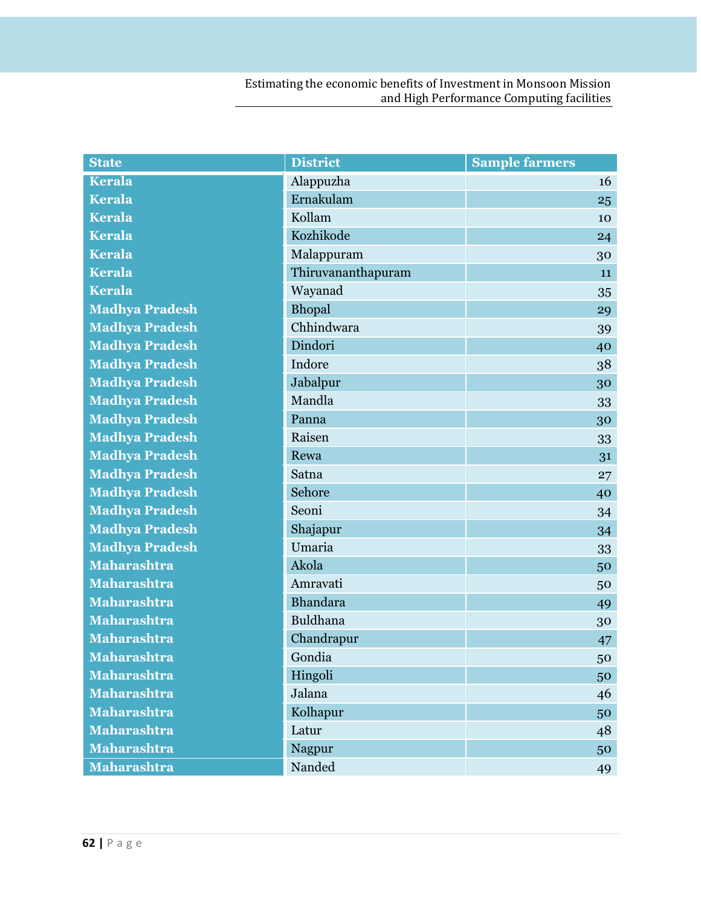| State | District | Sample farmers |
|---|---|---|
| Kerala | Alappuzha | 16 |
| Kerala | Ernakulam | 25 |
| Kerala | Kollam | 10 |
| Kerala | Kozhikode | 24 |
| Kerala | Malappuram | 30 |
| Kerala | Thiruvananthapuram | 11 |
| Kerala | Wayanad | 35 |
| Madhya Pradesh | Bhopal | 29 |
| Madhya Pradesh | Chhindwara | 39 |
| Madhya Pradesh | Dindori | 40 |
| Madhya Pradesh | Indore | 38 |
| Madhya Pradesh | Jabalpur | 30 |
| Madhya Pradesh | Mandla | 33 |
| Madhya Pradesh | Panna | 30 |
| Madhya Pradesh | Raisen | 33 |
| Madhya Pradesh | Rewa | 31 |
| Madhya Pradesh | Satna | 27 |
| Madhya Pradesh | Sehore | 40 |
| Madhya Pradesh | Seoni | 34 |
| Madhya Pradesh | Shajapur | 34 |
| Madhya Pradesh | Umaria | 33 |
| Maharashtra | Akola | 50 |
| Maharashtra | Amravati | 50 |
| Maharashtra | Bhandara | 49 |
| Maharashtra | Buldhana | 30 |
| Maharashtra | Chandrapur | 47 |
| Maharashtra | Gondia | 50 |
| Maharashtra | Hingoli | 50 |
| Maharashtra | Jalana | 46 |
| Maharashtra | Kolhapur | 50 |
| Maharashtra | Latur | 48 |
| Maharashtra | Nagpur | 50 |
| Maharashtra | Nanded | 49 |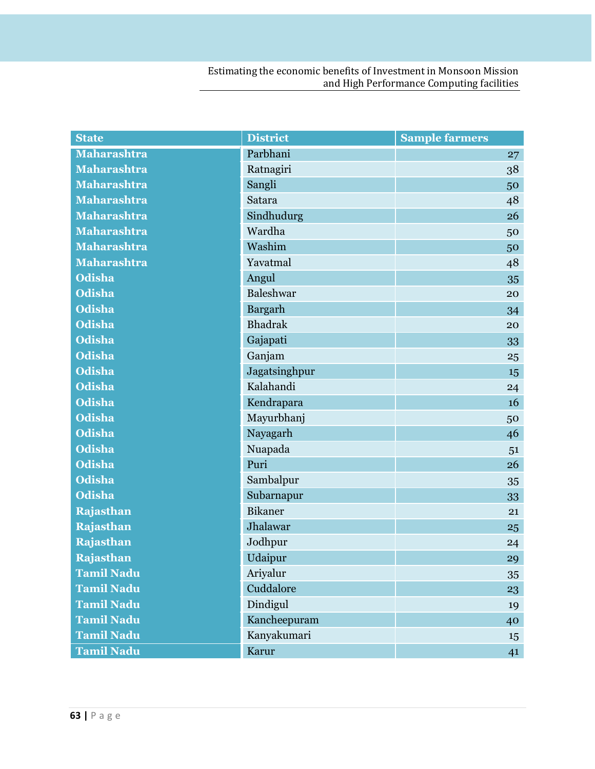| State | District | Sample farmers |
| --- | --- | --- |
| Maharashtra | Parbhani | 27 |
| Maharashtra | Ratnagiri | 38 |
| Maharashtra | Sangli | 50 |
| Maharashtra | Satara | 48 |
| Maharashtra | Sindhudurg | 26 |
| Maharashtra | Wardha | 50 |
| Maharashtra | Washim | 50 |
| Maharashtra | Yavatmal | 48 |
| Odisha | Angul | 35 |
| Odisha | Baleshwar | 20 |
| Odisha | Bargarh | 34 |
| Odisha | Bhadrak | 20 |
| Odisha | Gajapati | 33 |
| Odisha | Ganjam | 25 |
| Odisha | Jagatsinghpur | 15 |
| Odisha | Kalahandi | 24 |
| Odisha | Kendrapara | 16 |
| Odisha | Mayurbhanj | 50 |
| Odisha | Nayagarh | 46 |
| Odisha | Nuapada | 51 |
| Odisha | Puri | 26 |
| Odisha | Sambalpur | 35 |
| Odisha | Subarnapur | 33 |
| Rajasthan | Bikaner | 21 |
| Rajasthan | Jhalawar | 25 |
| Rajasthan | Jodhpur | 24 |
| Rajasthan | Udaipur | 29 |
| Tamil Nadu | Ariyalur | 35 |
| Tamil Nadu | Cuddalore | 23 |
| Tamil Nadu | Dindigul | 19 |
| Tamil Nadu | Kancheepuram | 40 |
| Tamil Nadu | Kanyakumari | 15 |
| Tamil Nadu | Karur | 41 |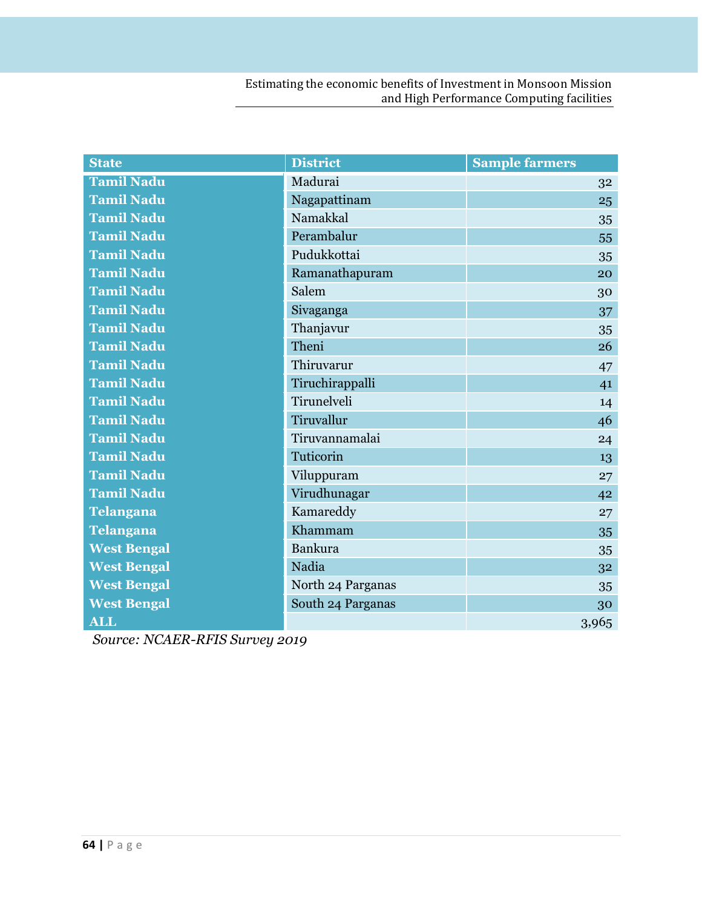| State | District | Sample farmers |
|---|---|---|
| Tamil Nadu | Madurai | 32 |
| Tamil Nadu | Nagapattinam | 25 |
| Tamil Nadu | Namakkal | 35 |
| Tamil Nadu | Perambalur | 55 |
| Tamil Nadu | Pudukkottai | 35 |
| Tamil Nadu | Ramanathapuram | 20 |
| Tamil Nadu | Salem | 30 |
| Tamil Nadu | Sivaganga | 37 |
| Tamil Nadu | Thanjavur | 35 |
| Tamil Nadu | Theni | 26 |
| Tamil Nadu | Thiruvarur | 47 |
| Tamil Nadu | Tiruchirappalli | 41 |
| Tamil Nadu | Tirunelveli | 14 |
| Tamil Nadu | Tiruvallur | 46 |
| Tamil Nadu | Tiruvannamalai | 24 |
| Tamil Nadu | Tuticorin | 13 |
| Tamil Nadu | Viluppuram | 27 |
| Tamil Nadu | Virudhunagar | 42 |
| Telangana | Kamareddy | 27 |
| Telangana | Khammam | 35 |
| West Bengal | Bankura | 35 |
| West Bengal | Nadia | 32 |
| West Bengal | North 24 Parganas | 35 |
| West Bengal | South 24 Parganas | 30 |
| ALL | | 3,965 |

*Source: NCAER-RFIS Survey 2019*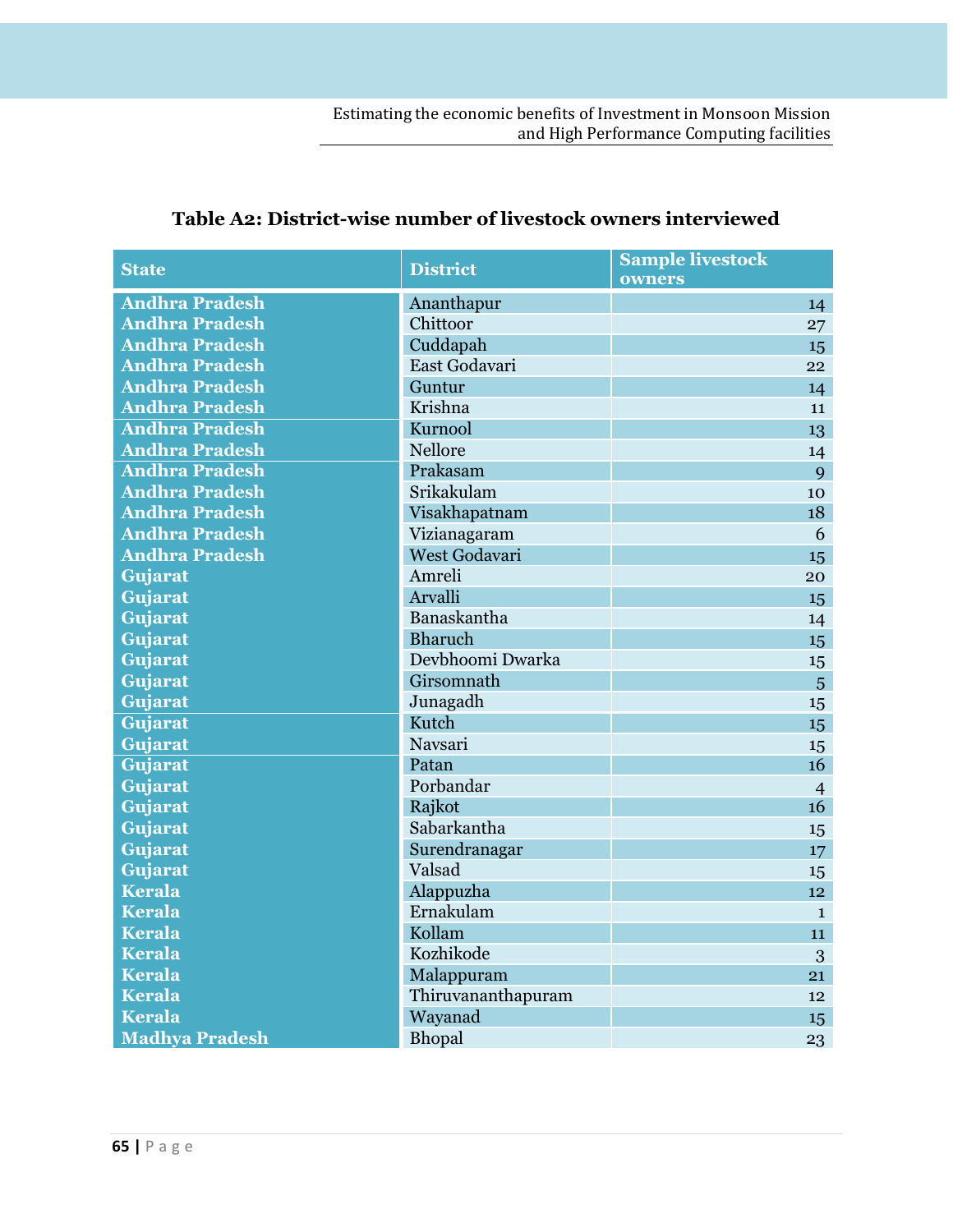**Table A2: District-wise number of livestock owners interviewed**

| State | District | Sample livestock owners |
|---|---|---|
| Andhra Pradesh | Ananthapur | 14 |
| Andhra Pradesh | Chittoor | 27 |
| Andhra Pradesh | Cuddapah | 15 |
| Andhra Pradesh | East Godavari | 22 |
| Andhra Pradesh | Guntur | 14 |
| Andhra Pradesh | Krishna | 11 |
| Andhra Pradesh | Kurnool | 13 |
| Andhra Pradesh | Nellore | 14 |
| Andhra Pradesh | Prakasam | 9 |
| Andhra Pradesh | Srikakulam | 10 |
| Andhra Pradesh | Visakhapatnam | 18 |
| Andhra Pradesh | Vizianagaram | 6 |
| Andhra Pradesh | West Godavari | 15 |
| Gujarat | Amreli | 20 |
| Gujarat | Arvalli | 15 |
| Gujarat | Banaskantha | 14 |
| Gujarat | Bharuch | 15 |
| Gujarat | Devbhoomi Dwarka | 15 |
| Gujarat | Girsomnath | 5 |
| Gujarat | Junagadh | 15 |
| Gujarat | Kutch | 15 |
| Gujarat | Navsari | 15 |
| Gujarat | Patan | 16 |
| Gujarat | Porbandar | 4 |
| Gujarat | Rajkot | 16 |
| Gujarat | Sabarkantha | 15 |
| Gujarat | Surendranagar | 17 |
| Gujarat | Valsad | 15 |
| Kerala | Alappuzha | 12 |
| Kerala | Ernakulam | 1 |
| Kerala | Kollam | 11 |
| Kerala | Kozhikode | 3 |
| Kerala | Malappuram | 21 |
| Kerala | Thiruvananthapuram | 12 |
| Kerala | Wayanad | 15 |
| Madhya Pradesh | Bhopal | 23 |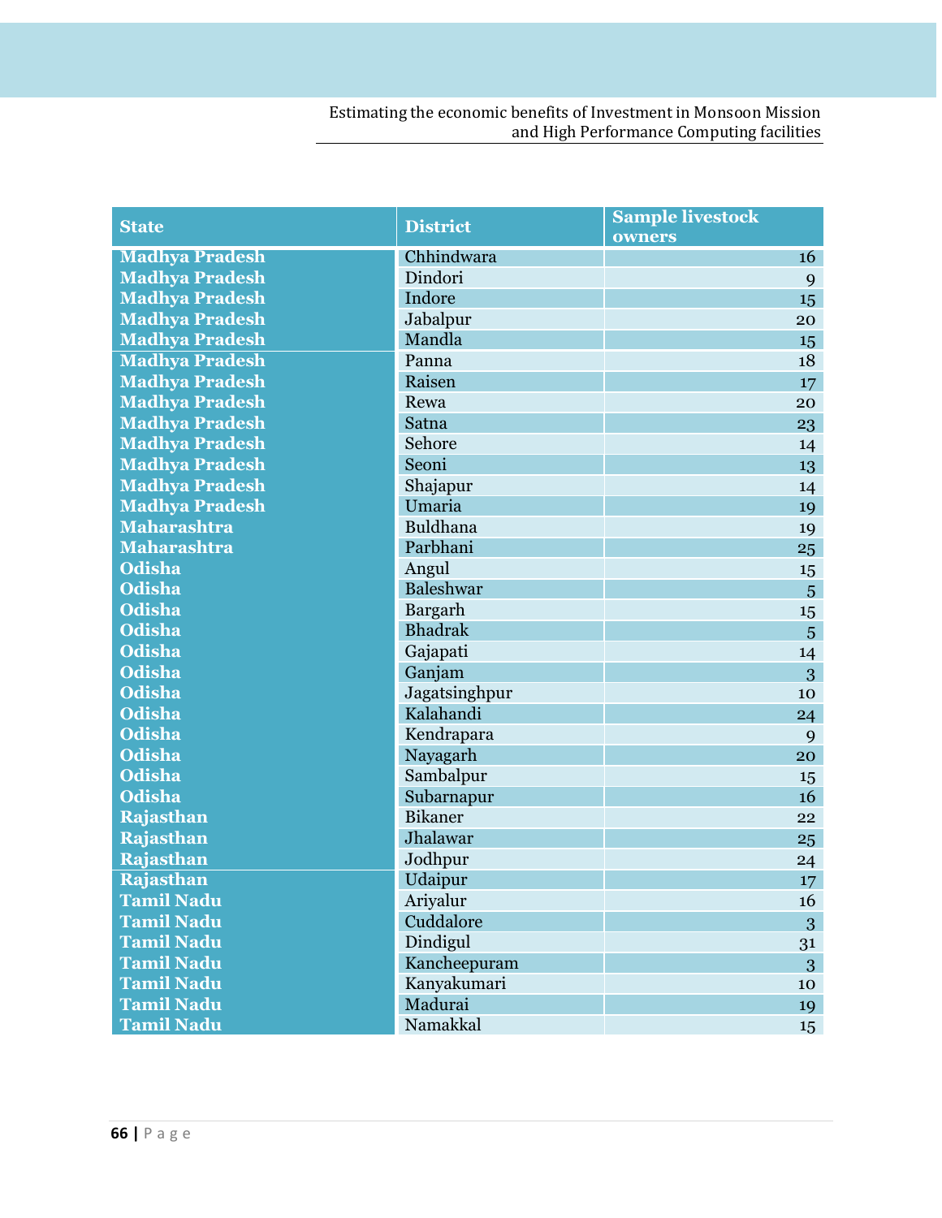| State | District | Sample livestock owners |
|---|---|---|
| Madhya Pradesh | Chhindwara | 16 |
| Madhya Pradesh | Dindori | 9 |
| Madhya Pradesh | Indore | 15 |
| Madhya Pradesh | Jabalpur | 20 |
| Madhya Pradesh | Mandla | 15 |
| Madhya Pradesh | Panna | 18 |
| Madhya Pradesh | Raisen | 17 |
| Madhya Pradesh | Rewa | 20 |
| Madhya Pradesh | Satna | 23 |
| Madhya Pradesh | Sehore | 14 |
| Madhya Pradesh | Seoni | 13 |
| Madhya Pradesh | Shajapur | 14 |
| Madhya Pradesh | Umaria | 19 |
| Maharashtra | Buldhana | 19 |
| Maharashtra | Parbhani | 25 |
| Odisha | Angul | 15 |
| Odisha | Baleshwar | 5 |
| Odisha | Bargarh | 15 |
| Odisha | Bhadrak | 5 |
| Odisha | Gajapati | 14 |
| Odisha | Ganjam | 3 |
| Odisha | Jagatsinghpur | 10 |
| Odisha | Kalahandi | 24 |
| Odisha | Kendrapara | 9 |
| Odisha | Nayagarh | 20 |
| Odisha | Sambalpur | 15 |
| Odisha | Subarnapur | 16 |
| Rajasthan | Bikaner | 22 |
| Rajasthan | Jhalawar | 25 |
| Rajasthan | Jodhpur | 24 |
| Rajasthan | Udaipur | 17 |
| Tamil Nadu | Ariyalur | 16 |
| Tamil Nadu | Cuddalore | 3 |
| Tamil Nadu | Dindigul | 31 |
| Tamil Nadu | Kancheepuram | 3 |
| Tamil Nadu | Kanyakumari | 10 |
| Tamil Nadu | Madurai | 19 |
| Tamil Nadu | Namakkal | 15 |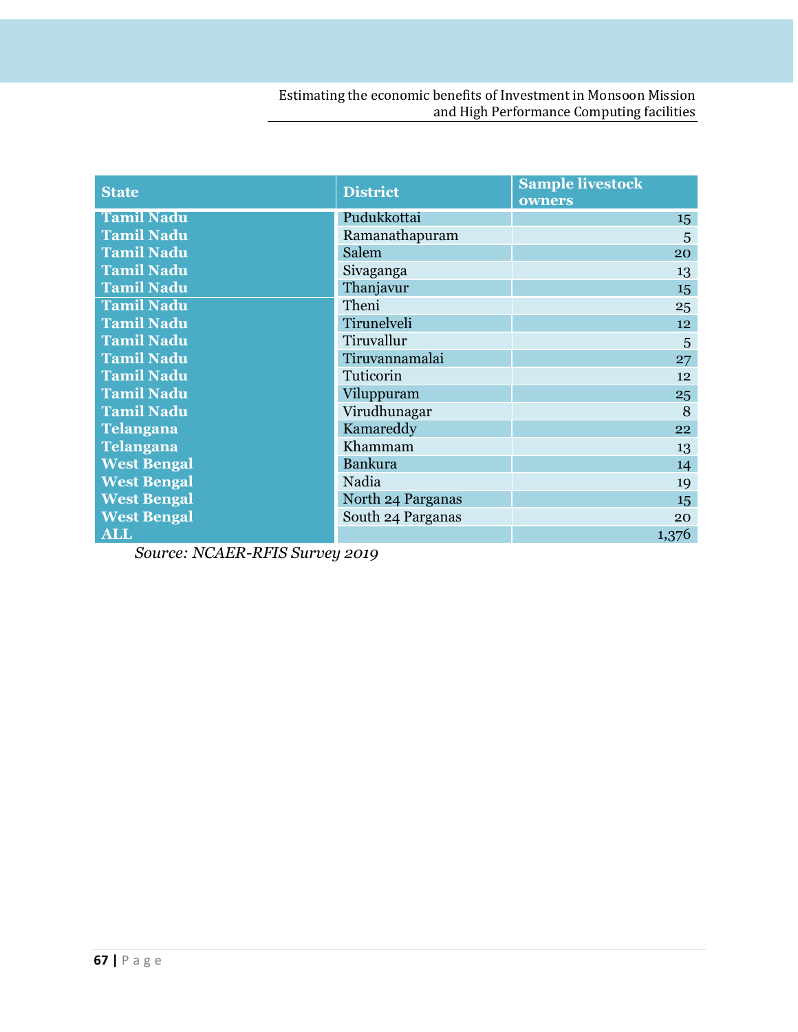| State | District | Sample livestock owners |
|---|---|---|
| Tamil Nadu | Pudukkottai | 15 |
| Tamil Nadu | Ramanathapuram | 5 |
| Tamil Nadu | Salem | 20 |
| Tamil Nadu | Sivaganga | 13 |
| Tamil Nadu | Thanjavur | 15 |
| Tamil Nadu | Theni | 25 |
| Tamil Nadu | Tirunelveli | 12 |
| Tamil Nadu | Tiruvallur | 5 |
| Tamil Nadu | Tiruvannamalai | 27 |
| Tamil Nadu | Tuticorin | 12 |
| Tamil Nadu | Viluppuram | 25 |
| Tamil Nadu | Virudhunagar | 8 |
| Telangana | Kamareddy | 22 |
| Telangana | Khammam | 13 |
| West Bengal | Bankura | 14 |
| West Bengal | Nadia | 19 |
| West Bengal | North 24 Parganas | 15 |
| West Bengal | South 24 Parganas | 20 |
| ALL | | 1,376 |

*Source: NCAER-RFIS Survey 2019*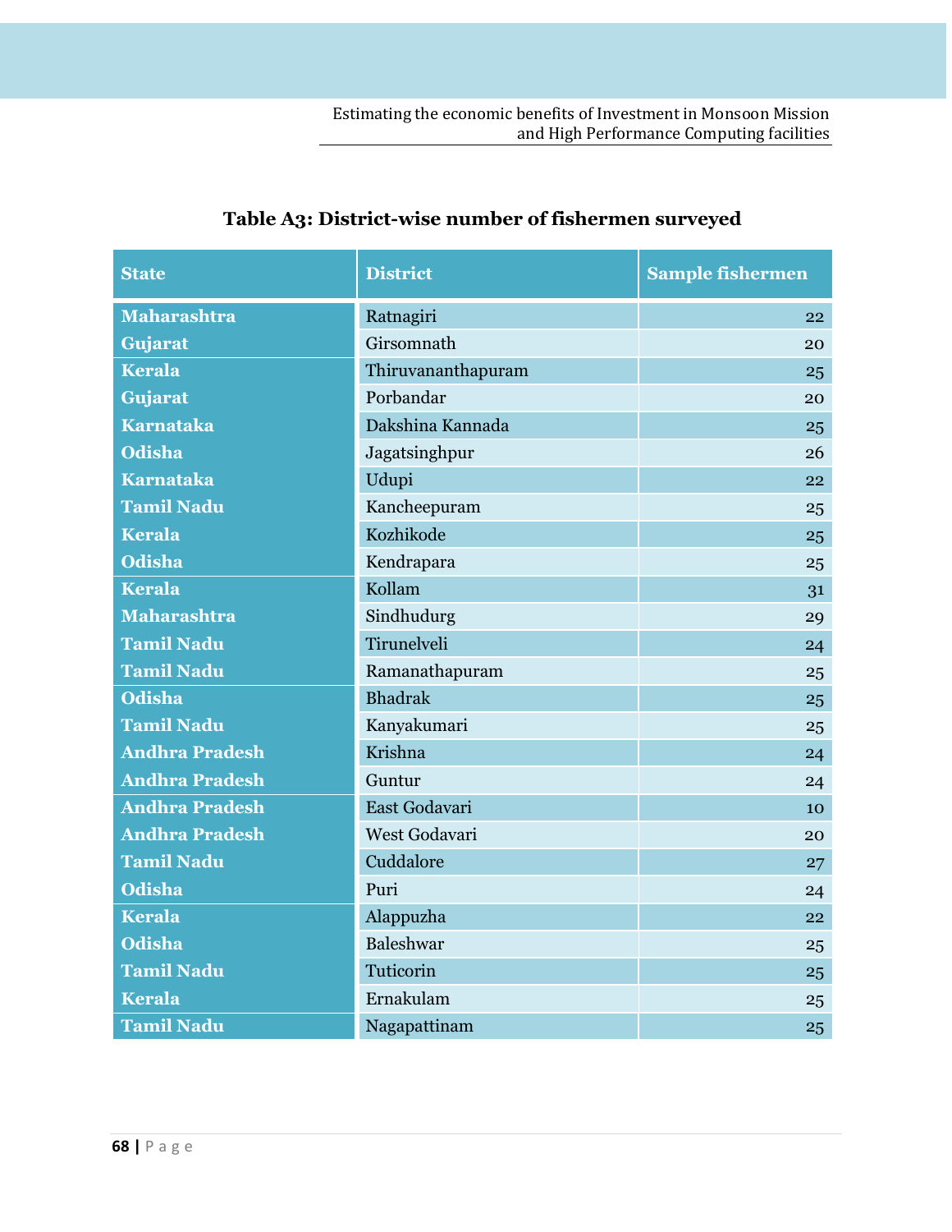**Table A3: District-wise number of fishermen surveyed**

| State | District | Sample fishermen |
|---|---|---|
| Maharashtra | Ratnagiri | 22 |
| Gujarat | Girsomnath | 20 |
| Kerala | Thiruvananthapuram | 25 |
| Gujarat | Porbandar | 20 |
| Karnataka | Dakshina Kannada | 25 |
| Odisha | Jagatsinghpur | 26 |
| Karnataka | Udupi | 22 |
| Tamil Nadu | Kancheepuram | 25 |
| Kerala | Kozhikode | 25 |
| Odisha | Kendrapara | 25 |
| Kerala | Kollam | 31 |
| Maharashtra | Sindhudurg | 29 |
| Tamil Nadu | Tirunelveli | 24 |
| Tamil Nadu | Ramanathapuram | 25 |
| Odisha | Bhadrak | 25 |
| Tamil Nadu | Kanyakumari | 25 |
| Andhra Pradesh | Krishna | 24 |
| Andhra Pradesh | Guntur | 24 |
| Andhra Pradesh | East Godavari | 10 |
| Andhra Pradesh | West Godavari | 20 |
| Tamil Nadu | Cuddalore | 27 |
| Odisha | Puri | 24 |
| Kerala | Alappuzha | 22 |
| Odisha | Baleshwar | 25 |
| Tamil Nadu | Tuticorin | 25 |
| Kerala | Ernakulam | 25 |
| Tamil Nadu | Nagapattinam | 25 |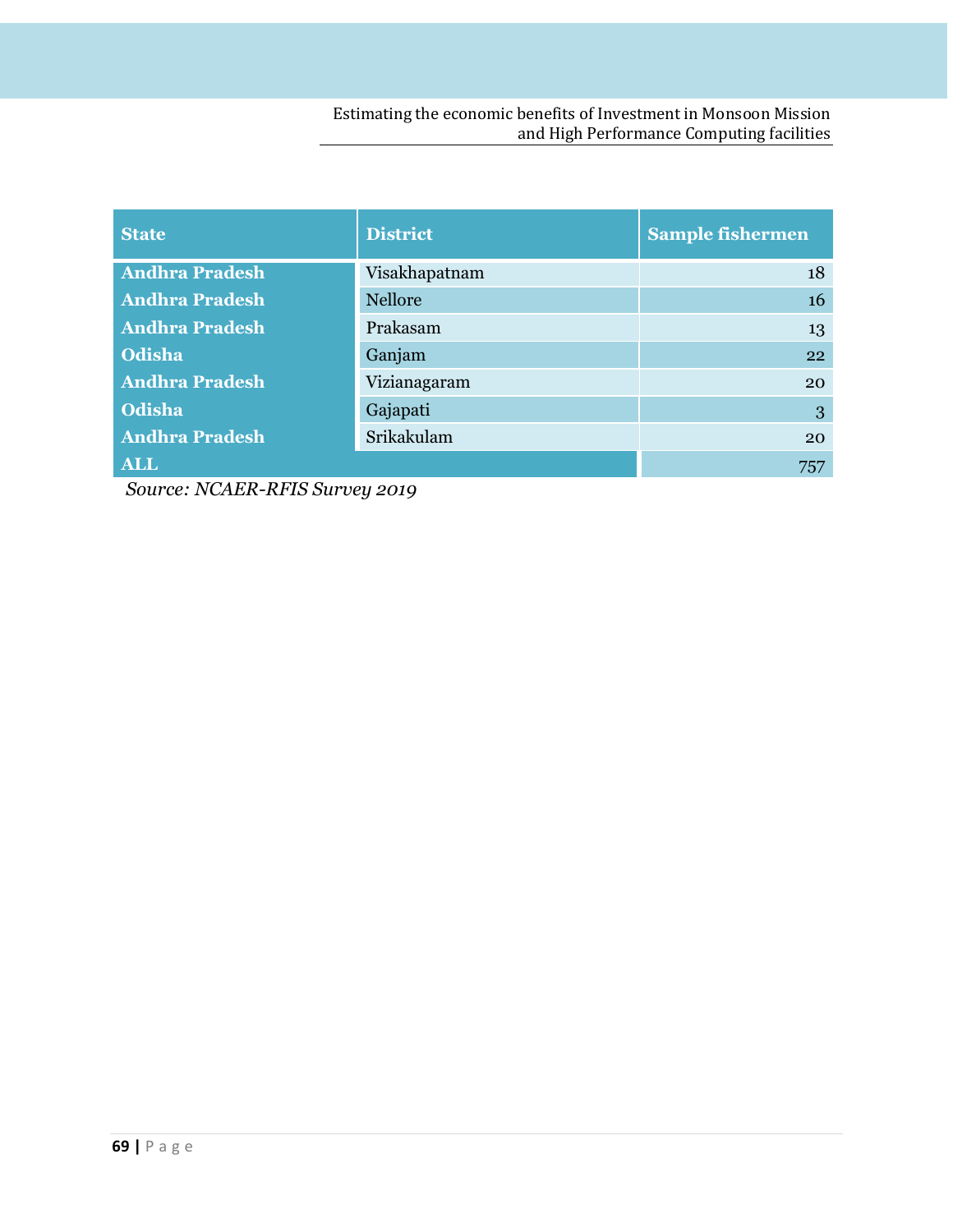| State | District | Sample fishermen |
|---|---|---|
| Andhra Pradesh | Visakhapatnam | 18 |
| Andhra Pradesh | Nellore | 16 |
| Andhra Pradesh | Prakasam | 13 |
| Odisha | Ganjam | 22 |
| Andhra Pradesh | Vizianagaram | 20 |
| Odisha | Gajapati | 3 |
| Andhra Pradesh | Srikakulam | 20 |
| ALL | | 757 |

*Source: NCAER-RFIS Survey 2019*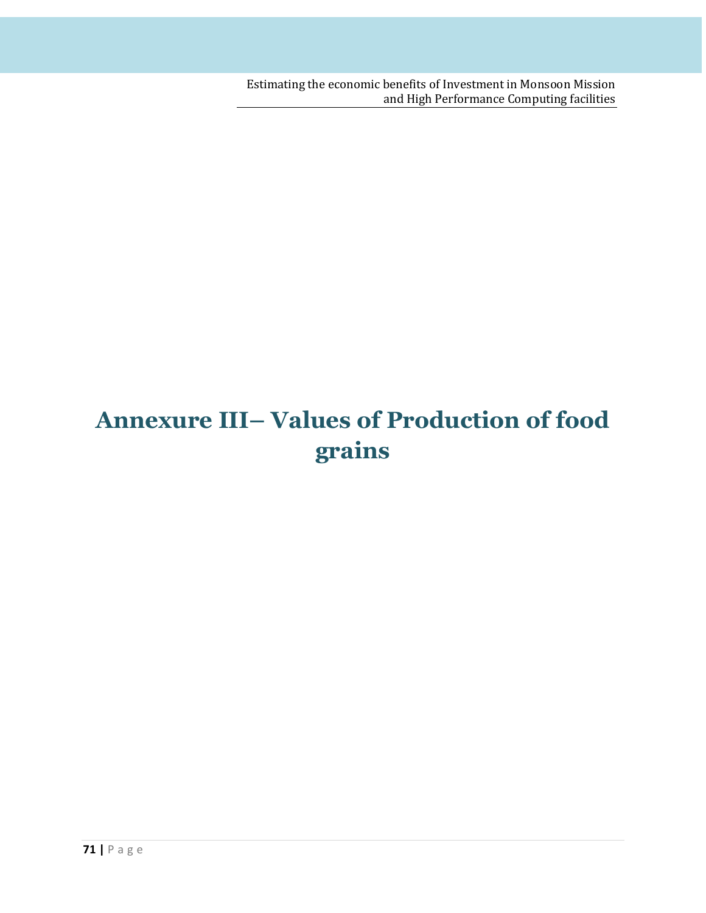# Annexure III– Values of Production of food grains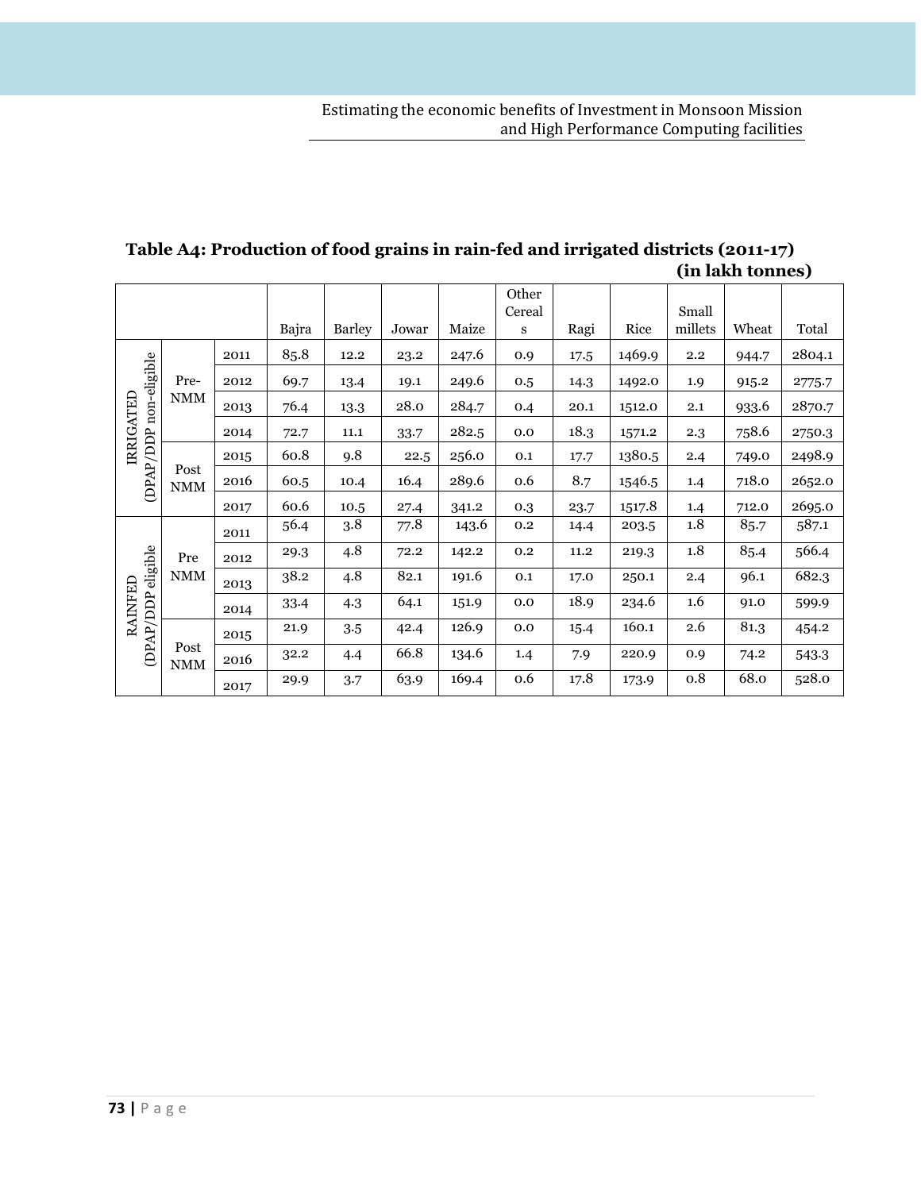**Table A4: Production of food grains in rain-fed and irrigated districts (2011-17)**
**(in lakh tonnes)**

| | | | Bajra | Barley | Jowar | Maize | Other Cereals | Ragi | Rice | Small millets | Wheat | Total |
|---|---|---|---|---|---|---|---|---|---|---|---|---|
| IRRIGATED (DPAP/DDP non-eligible) | Pre-NMM | 2011 | 85.8 | 12.2 | 23.2 | 247.6 | 0.9 | 17.5 | 1469.9 | 2.2 | 944.7 | 2804.1 |
| | | 2012 | 69.7 | 13.4 | 19.1 | 249.6 | 0.5 | 14.3 | 1492.0 | 1.9 | 915.2 | 2775.7 |
| | | 2013 | 76.4 | 13.3 | 28.0 | 284.7 | 0.4 | 20.1 | 1512.0 | 2.1 | 933.6 | 2870.7 |
| | | 2014 | 72.7 | 11.1 | 33.7 | 282.5 | 0.0 | 18.3 | 1571.2 | 2.3 | 758.6 | 2750.3 |
| | Post NMM | 2015 | 60.8 | 9.8 | 22.5 | 256.0 | 0.1 | 17.7 | 1380.5 | 2.4 | 749.0 | 2498.9 |
| | | 2016 | 60.5 | 10.4 | 16.4 | 289.6 | 0.6 | 8.7 | 1546.5 | 1.4 | 718.0 | 2652.0 |
| | | 2017 | 60.6 | 10.5 | 27.4 | 341.2 | 0.3 | 23.7 | 1517.8 | 1.4 | 712.0 | 2695.0 |
| RAINFED (DPAP/DDP eligible) | Pre NMM | 2011 | 56.4 | 3.8 | 77.8 | 143.6 | 0.2 | 14.4 | 203.5 | 1.8 | 85.7 | 587.1 |
| | | 2012 | 29.3 | 4.8 | 72.2 | 142.2 | 0.2 | 11.2 | 219.3 | 1.8 | 85.4 | 566.4 |
| | | 2013 | 38.2 | 4.8 | 82.1 | 191.6 | 0.1 | 17.0 | 250.1 | 2.4 | 96.1 | 682.3 |
| | | 2014 | 33.4 | 4.3 | 64.1 | 151.9 | 0.0 | 18.9 | 234.6 | 1.6 | 91.0 | 599.9 |
| | Post NMM | 2015 | 21.9 | 3.5 | 42.4 | 126.9 | 0.0 | 15.4 | 160.1 | 2.6 | 81.3 | 454.2 |
| | | 2016 | 32.2 | 4.4 | 66.8 | 134.6 | 1.4 | 7.9 | 220.9 | 0.9 | 74.2 | 543.3 |
| | | 2017 | 29.9 | 3.7 | 63.9 | 169.4 | 0.6 | 17.8 | 173.9 | 0.8 | 68.0 | 528.0 |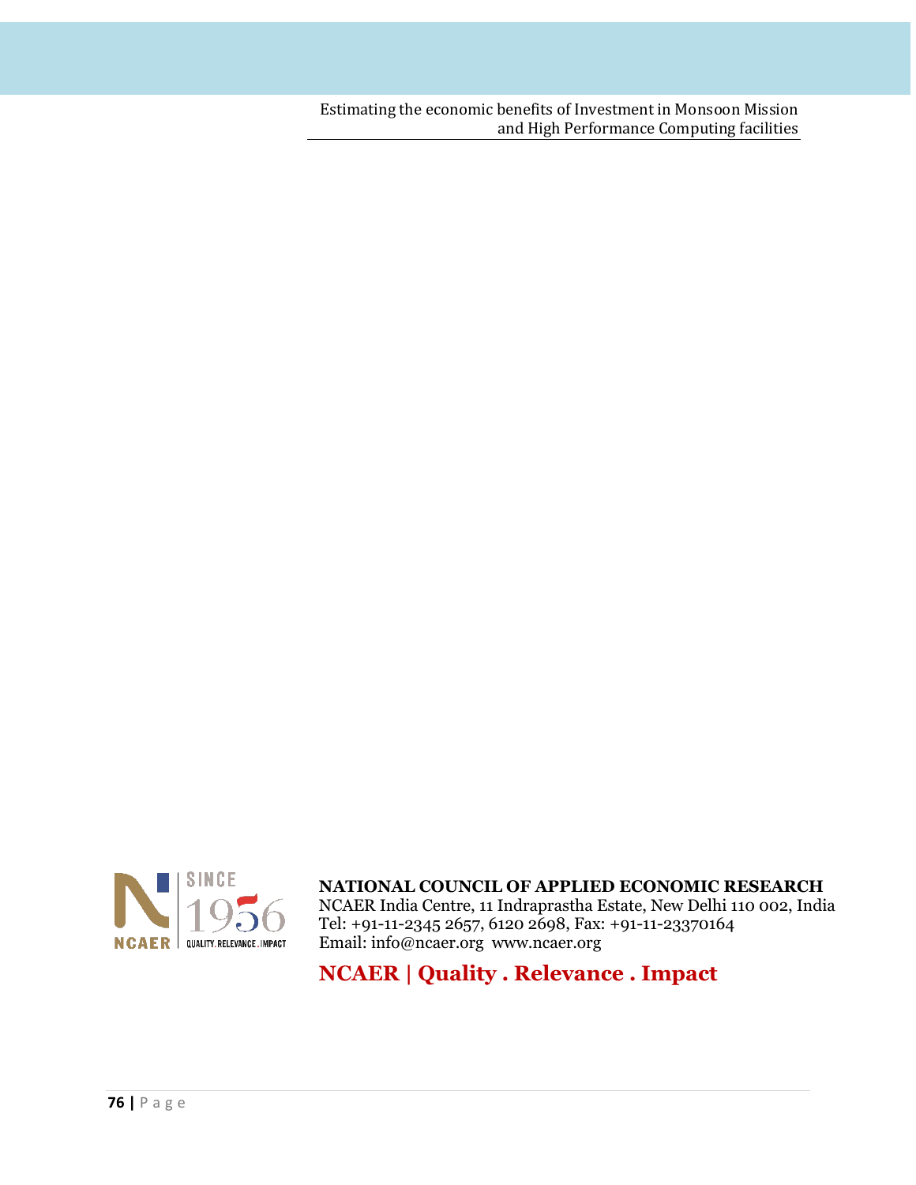**NATIONAL COUNCIL OF APPLIED ECONOMIC RESEARCH**
NCAER India Centre, 11 Indraprastha Estate, New Delhi 110 002, India
Tel: +91-11-2345 2657, 6120 2698, Fax: +91-11-23370164
Email: info@ncaer.org www.ncaer.org

**NCAER | Quality . Relevance . Impact**